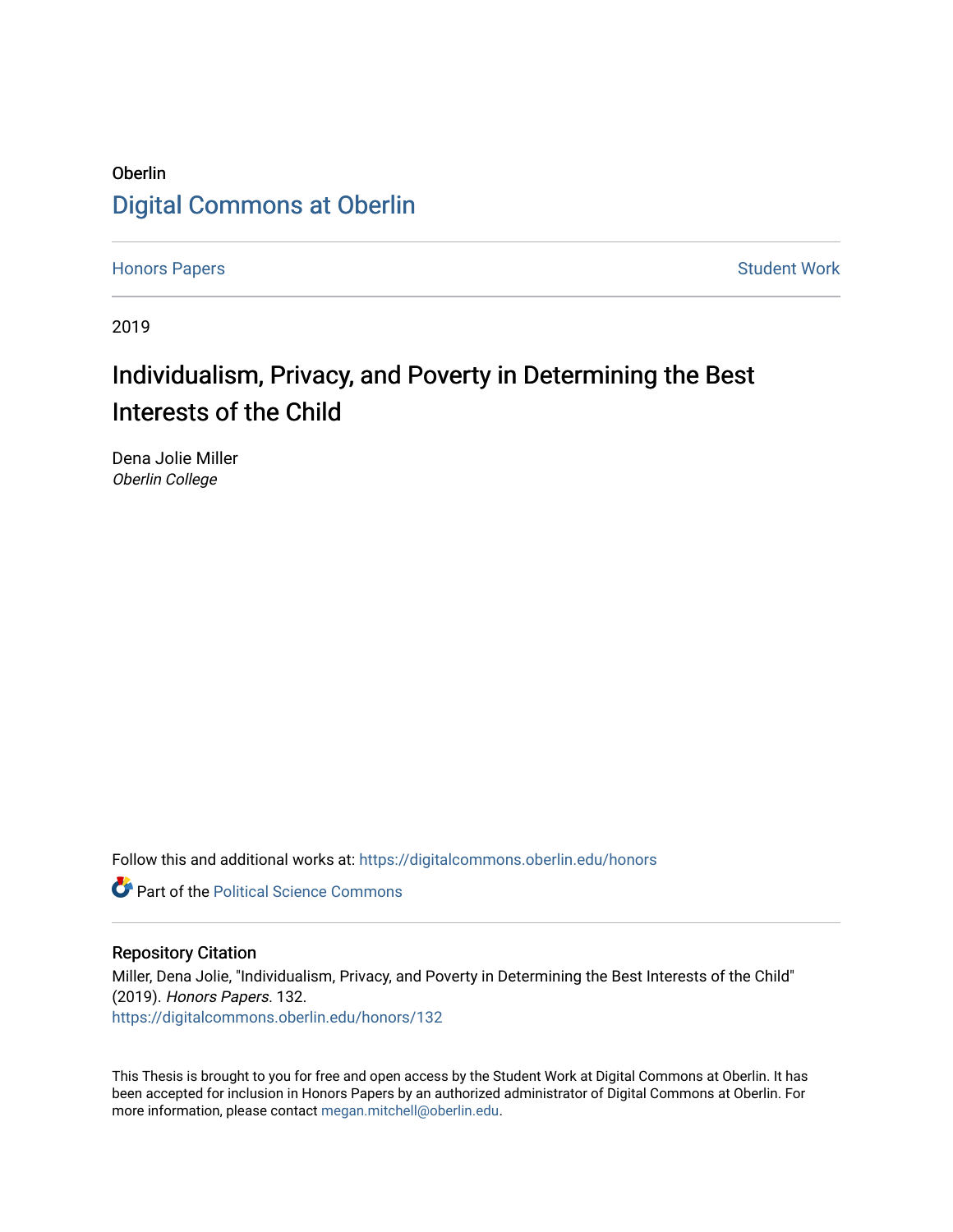Oberlin

Digital Commons at Oberlin

Honors Papers | Student Work

2019

# Individualism, Privacy, and Poverty in Determining the Best Interests of the Child

Dena Jolie Miller
*Oberlin College*

Follow this and additional works at: https://digitalcommons.oberlin.edu/honors

Part of the Political Science Commons

### Repository Citation

Miller, Dena Jolie, "Individualism, Privacy, and Poverty in Determining the Best Interests of the Child" (2019). *Honors Papers*. 132.
https://digitalcommons.oberlin.edu/honors/132

This Thesis is brought to you for free and open access by the Student Work at Digital Commons at Oberlin. It has been accepted for inclusion in Honors Papers by an authorized administrator of Digital Commons at Oberlin. For more information, please contact megan.mitchell@oberlin.edu.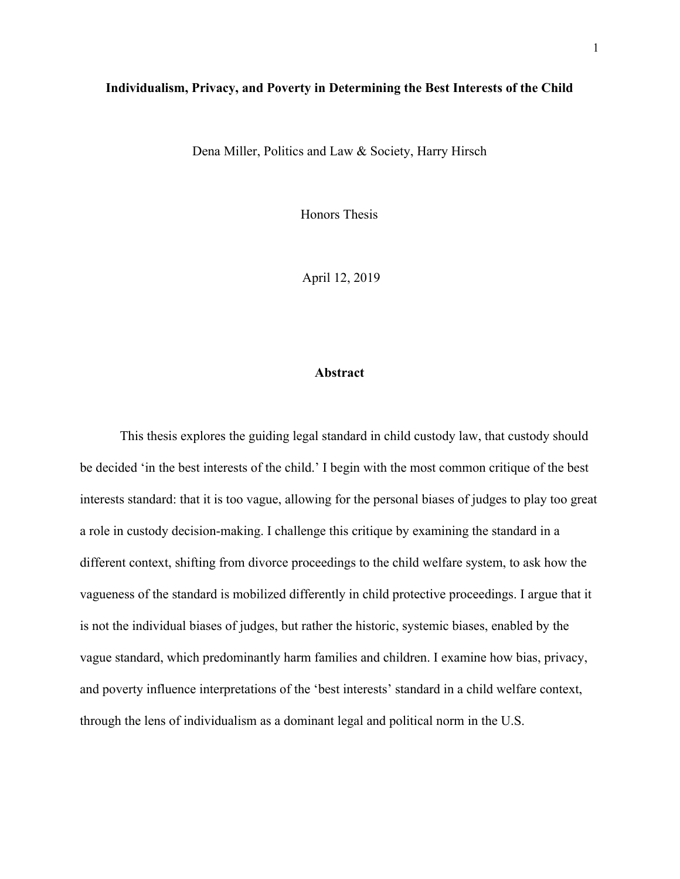**Individualism, Privacy, and Poverty in Determining the Best Interests of the Child**

Dena Miller, Politics and Law & Society, Harry Hirsch

Honors Thesis

April 12, 2019

## Abstract

This thesis explores the guiding legal standard in child custody law, that custody should be decided 'in the best interests of the child.' I begin with the most common critique of the best interests standard: that it is too vague, allowing for the personal biases of judges to play too great a role in custody decision-making. I challenge this critique by examining the standard in a different context, shifting from divorce proceedings to the child welfare system, to ask how the vagueness of the standard is mobilized differently in child protective proceedings. I argue that it is not the individual biases of judges, but rather the historic, systemic biases, enabled by the vague standard, which predominantly harm families and children. I examine how bias, privacy, and poverty influence interpretations of the 'best interests' standard in a child welfare context, through the lens of individualism as a dominant legal and political norm in the U.S.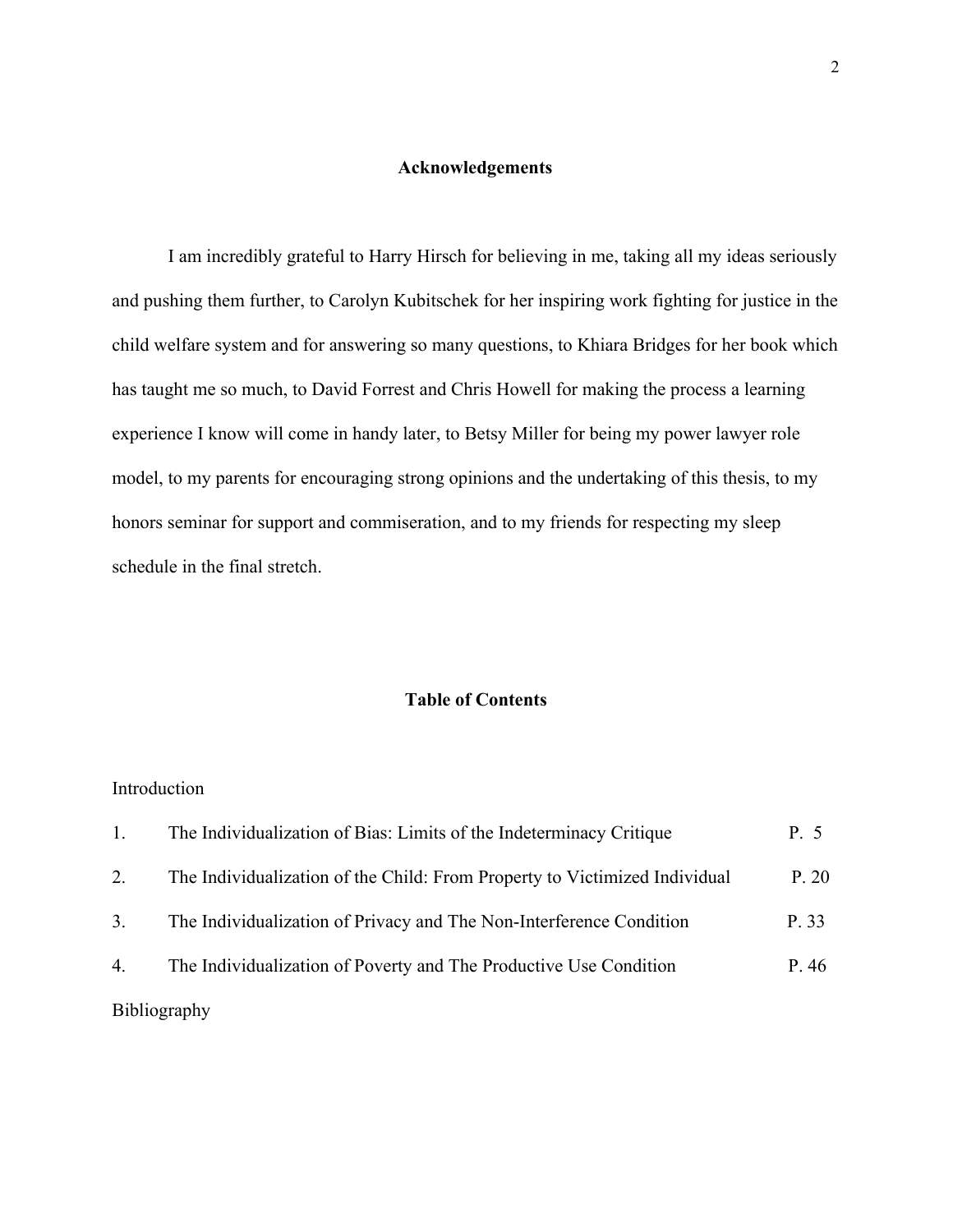## Acknowledgements

I am incredibly grateful to Harry Hirsch for believing in me, taking all my ideas seriously and pushing them further, to Carolyn Kubitschek for her inspiring work fighting for justice in the child welfare system and for answering so many questions, to Khiara Bridges for her book which has taught me so much, to David Forrest and Chris Howell for making the process a learning experience I know will come in handy later, to Betsy Miller for being my power lawyer role model, to my parents for encouraging strong opinions and the undertaking of this thesis, to my honors seminar for support and commiseration, and to my friends for respecting my sleep schedule in the final stretch.

## Table of Contents

Introduction

| | | |
|---|---|---|
| 1. | The Individualization of Bias: Limits of the Indeterminacy Critique | P. 5 |
| 2. | The Individualization of the Child: From Property to Victimized Individual | P. 20 |
| 3. | The Individualization of Privacy and The Non-Interference Condition | P. 33 |
| 4. | The Individualization of Poverty and The Productive Use Condition | P. 46 |

Bibliography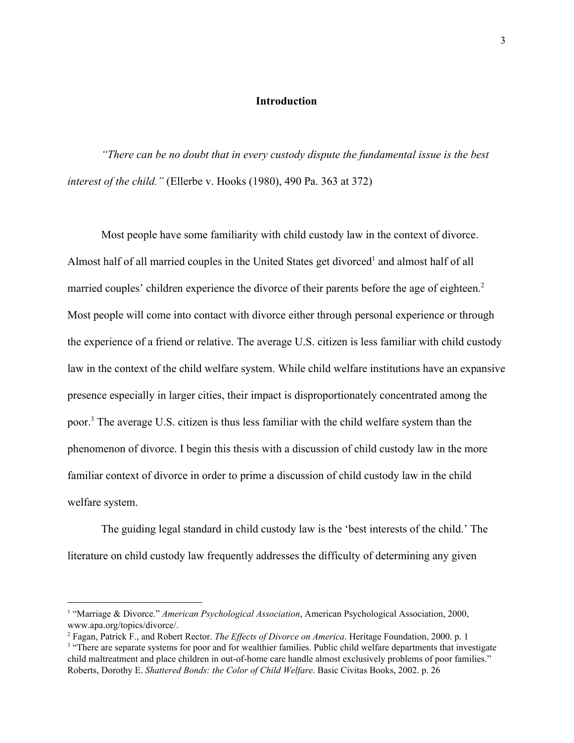# Introduction

*"There can be no doubt that in every custody dispute the fundamental issue is the best interest of the child."* (Ellerbe v. Hooks (1980), 490 Pa. 363 at 372)

Most people have some familiarity with child custody law in the context of divorce. Almost half of all married couples in the United States get divorced[1] and almost half of all married couples' children experience the divorce of their parents before the age of eighteen.[2] Most people will come into contact with divorce either through personal experience or through the experience of a friend or relative. The average U.S. citizen is less familiar with child custody law in the context of the child welfare system. While child welfare institutions have an expansive presence especially in larger cities, their impact is disproportionately concentrated among the poor.[3] The average U.S. citizen is thus less familiar with the child welfare system than the phenomenon of divorce. I begin this thesis with a discussion of child custody law in the more familiar context of divorce in order to prime a discussion of child custody law in the child welfare system.

The guiding legal standard in child custody law is the 'best interests of the child.' The literature on child custody law frequently addresses the difficulty of determining any given

---

[1] "Marriage & Divorce." *American Psychological Association*, American Psychological Association, 2000, www.apa.org/topics/divorce/.

[2] Fagan, Patrick F., and Robert Rector. *The Effects of Divorce on America*. Heritage Foundation, 2000. p. 1

[3] "There are separate systems for poor and for wealthier families. Public child welfare departments that investigate child maltreatment and place children in out-of-home care handle almost exclusively problems of poor families." Roberts, Dorothy E. *Shattered Bonds: the Color of Child Welfare*. Basic Civitas Books, 2002. p. 26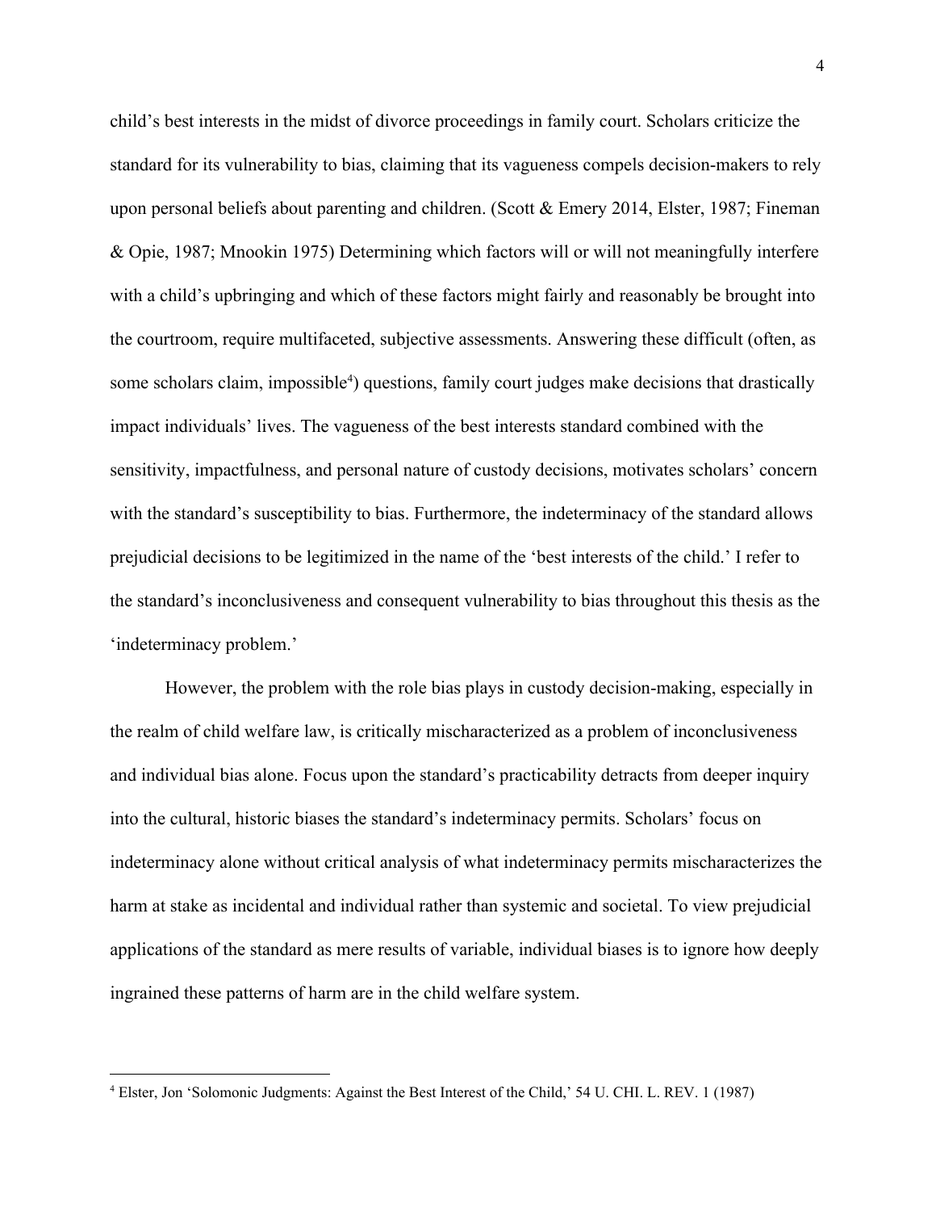child's best interests in the midst of divorce proceedings in family court. Scholars criticize the standard for its vulnerability to bias, claiming that its vagueness compels decision-makers to rely upon personal beliefs about parenting and children. (Scott & Emery 2014, Elster, 1987; Fineman & Opie, 1987; Mnookin 1975) Determining which factors will or will not meaningfully interfere with a child's upbringing and which of these factors might fairly and reasonably be brought into the courtroom, require multifaceted, subjective assessments. Answering these difficult (often, as some scholars claim, impossible[4]) questions, family court judges make decisions that drastically impact individuals' lives. The vagueness of the best interests standard combined with the sensitivity, impactfulness, and personal nature of custody decisions, motivates scholars' concern with the standard's susceptibility to bias. Furthermore, the indeterminacy of the standard allows prejudicial decisions to be legitimized in the name of the 'best interests of the child.' I refer to the standard's inconclusiveness and consequent vulnerability to bias throughout this thesis as the 'indeterminacy problem.'

However, the problem with the role bias plays in custody decision-making, especially in the realm of child welfare law, is critically mischaracterized as a problem of inconclusiveness and individual bias alone. Focus upon the standard's practicability detracts from deeper inquiry into the cultural, historic biases the standard's indeterminacy permits. Scholars' focus on indeterminacy alone without critical analysis of what indeterminacy permits mischaracterizes the harm at stake as incidental and individual rather than systemic and societal. To view prejudicial applications of the standard as mere results of variable, individual biases is to ignore how deeply ingrained these patterns of harm are in the child welfare system.

[4] Elster, Jon 'Solomonic Judgments: Against the Best Interest of the Child,' 54 U. CHI. L. REV. 1 (1987)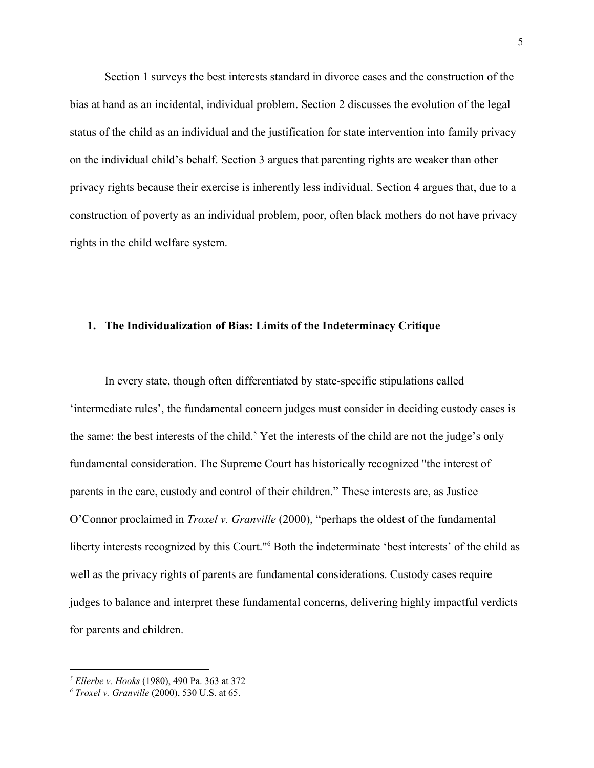Section 1 surveys the best interests standard in divorce cases and the construction of the bias at hand as an incidental, individual problem. Section 2 discusses the evolution of the legal status of the child as an individual and the justification for state intervention into family privacy on the individual child's behalf. Section 3 argues that parenting rights are weaker than other privacy rights because their exercise is inherently less individual. Section 4 argues that, due to a construction of poverty as an individual problem, poor, often black mothers do not have privacy rights in the child welfare system.

## 1. The Individualization of Bias: Limits of the Indeterminacy Critique

In every state, though often differentiated by state-specific stipulations called 'intermediate rules', the fundamental concern judges must consider in deciding custody cases is the same: the best interests of the child.[5] Yet the interests of the child are not the judge's only fundamental consideration. The Supreme Court has historically recognized "the interest of parents in the care, custody and control of their children." These interests are, as Justice O'Connor proclaimed in *Troxel v. Granville* (2000), "perhaps the oldest of the fundamental liberty interests recognized by this Court."[6] Both the indeterminate 'best interests' of the child as well as the privacy rights of parents are fundamental considerations. Custody cases require judges to balance and interpret these fundamental concerns, delivering highly impactful verdicts for parents and children.

---

[5] *Ellerbe v. Hooks* (1980), 490 Pa. 363 at 372

[6] *Troxel v. Granville* (2000), 530 U.S. at 65.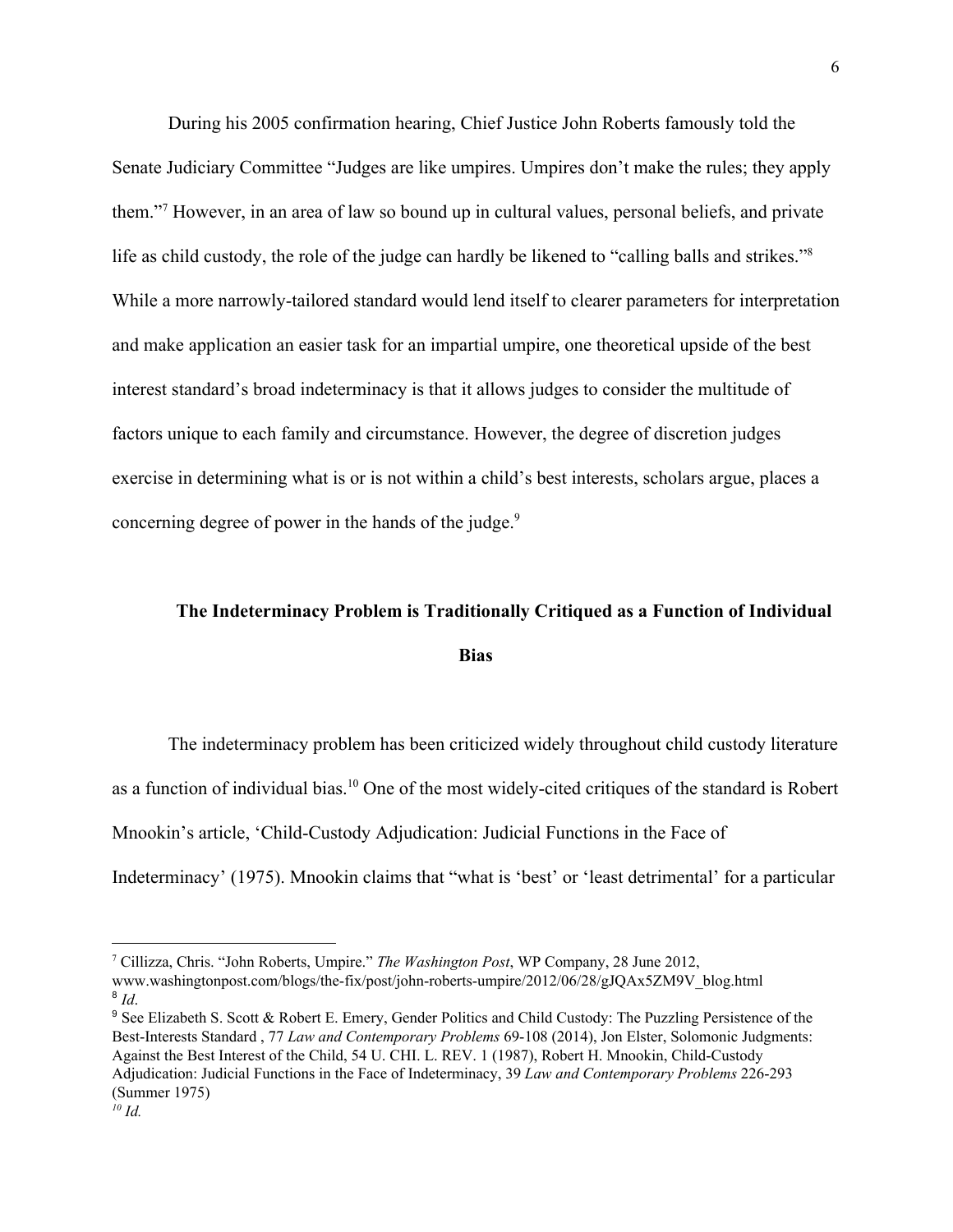During his 2005 confirmation hearing, Chief Justice John Roberts famously told the Senate Judiciary Committee “Judges are like umpires. Umpires don’t make the rules; they apply them.”[7] However, in an area of law so bound up in cultural values, personal beliefs, and private life as child custody, the role of the judge can hardly be likened to “calling balls and strikes.”[8] While a more narrowly-tailored standard would lend itself to clearer parameters for interpretation and make application an easier task for an impartial umpire, one theoretical upside of the best interest standard’s broad indeterminacy is that it allows judges to consider the multitude of factors unique to each family and circumstance. However, the degree of discretion judges exercise in determining what is or is not within a child’s best interests, scholars argue, places a concerning degree of power in the hands of the judge.[9]

## The Indeterminacy Problem is Traditionally Critiqued as a Function of Individual Bias

The indeterminacy problem has been criticized widely throughout child custody literature as a function of individual bias.[10] One of the most widely-cited critiques of the standard is Robert Mnookin’s article, ‘Child-Custody Adjudication: Judicial Functions in the Face of Indeterminacy’ (1975). Mnookin claims that “what is ‘best’ or ‘least detrimental’ for a particular

---

[7] Cillizza, Chris. “John Roberts, Umpire.” *The Washington Post*, WP Company, 28 June 2012, www.washingtonpost.com/blogs/the-fix/post/john-roberts-umpire/2012/06/28/gJQAx5ZM9V_blog.html

[8] *Id*.

[9] See Elizabeth S. Scott & Robert E. Emery, Gender Politics and Child Custody: The Puzzling Persistence of the Best-Interests Standard , 77 *Law and Contemporary Problems* 69-108 (2014), Jon Elster, Solomonic Judgments: Against the Best Interest of the Child, 54 U. CHI. L. REV. 1 (1987), Robert H. Mnookin, Child-Custody Adjudication: Judicial Functions in the Face of Indeterminacy, 39 *Law and Contemporary Problems* 226-293 (Summer 1975)

[10] *Id.*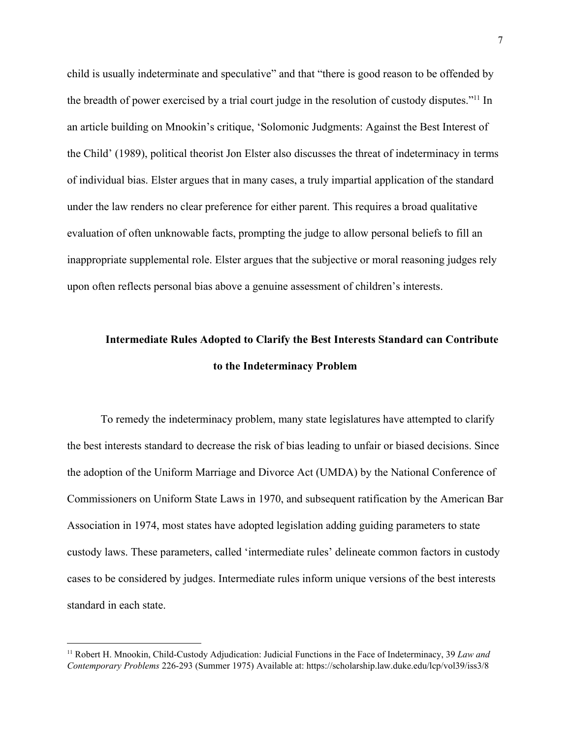child is usually indeterminate and speculative" and that "there is good reason to be offended by the breadth of power exercised by a trial court judge in the resolution of custody disputes."[11] In an article building on Mnookin's critique, 'Solomonic Judgments: Against the Best Interest of the Child' (1989), political theorist Jon Elster also discusses the threat of indeterminacy in terms of individual bias. Elster argues that in many cases, a truly impartial application of the standard under the law renders no clear preference for either parent. This requires a broad qualitative evaluation of often unknowable facts, prompting the judge to allow personal beliefs to fill an inappropriate supplemental role. Elster argues that the subjective or moral reasoning judges rely upon often reflects personal bias above a genuine assessment of children's interests.

## Intermediate Rules Adopted to Clarify the Best Interests Standard can Contribute to the Indeterminacy Problem

To remedy the indeterminacy problem, many state legislatures have attempted to clarify the best interests standard to decrease the risk of bias leading to unfair or biased decisions. Since the adoption of the Uniform Marriage and Divorce Act (UMDA) by the National Conference of Commissioners on Uniform State Laws in 1970, and subsequent ratification by the American Bar Association in 1974, most states have adopted legislation adding guiding parameters to state custody laws. These parameters, called 'intermediate rules' delineate common factors in custody cases to be considered by judges. Intermediate rules inform unique versions of the best interests standard in each state.

---

[11] Robert H. Mnookin, Child-Custody Adjudication: Judicial Functions in the Face of Indeterminacy, 39 *Law and Contemporary Problems* 226-293 (Summer 1975) Available at: https://scholarship.law.duke.edu/lcp/vol39/iss3/8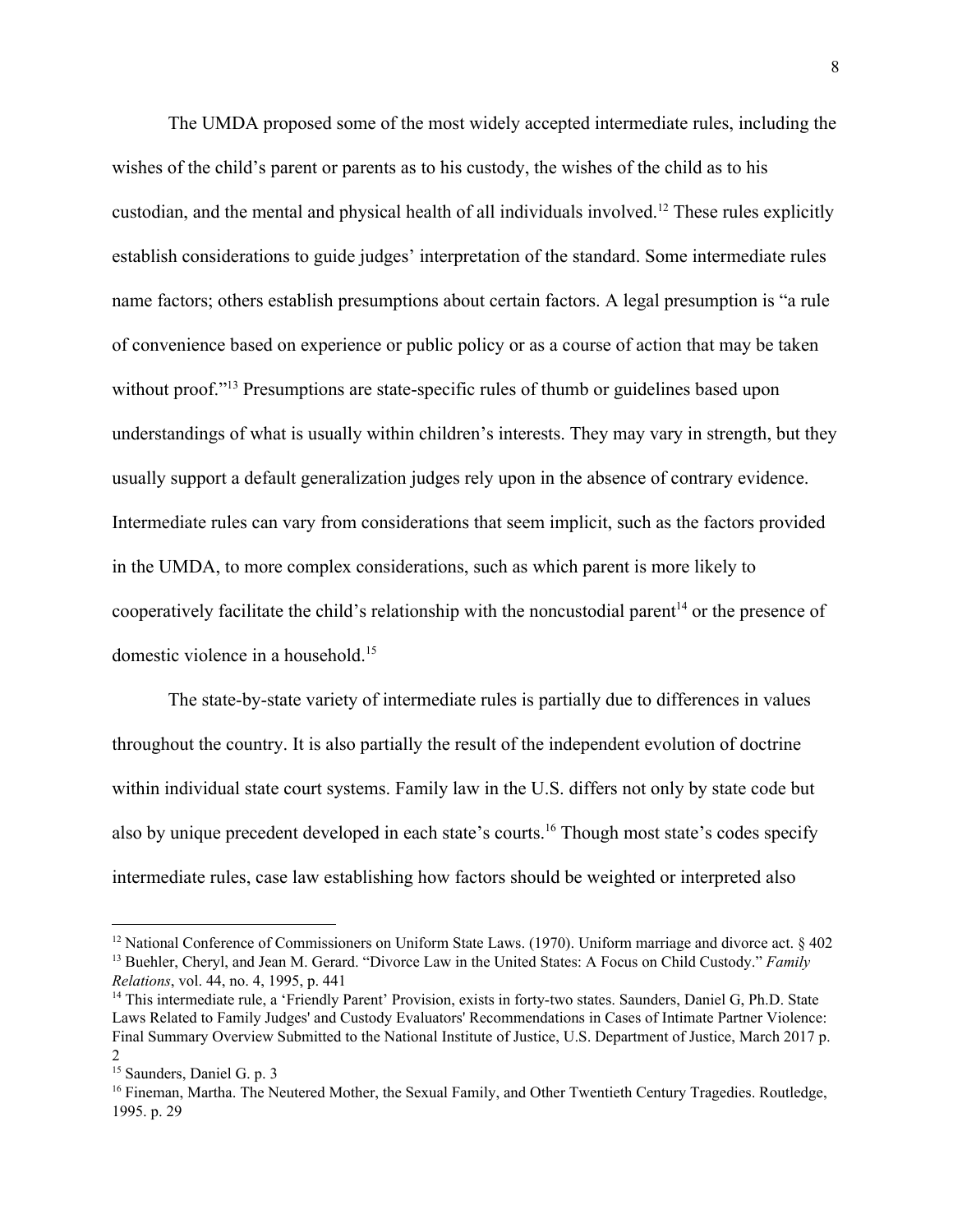The UMDA proposed some of the most widely accepted intermediate rules, including the wishes of the child's parent or parents as to his custody, the wishes of the child as to his custodian, and the mental and physical health of all individuals involved.[12] These rules explicitly establish considerations to guide judges' interpretation of the standard. Some intermediate rules name factors; others establish presumptions about certain factors. A legal presumption is "a rule of convenience based on experience or public policy or as a course of action that may be taken without proof."[13] Presumptions are state-specific rules of thumb or guidelines based upon understandings of what is usually within children's interests. They may vary in strength, but they usually support a default generalization judges rely upon in the absence of contrary evidence. Intermediate rules can vary from considerations that seem implicit, such as the factors provided in the UMDA, to more complex considerations, such as which parent is more likely to cooperatively facilitate the child's relationship with the noncustodial parent[14] or the presence of domestic violence in a household.[15]

The state-by-state variety of intermediate rules is partially due to differences in values throughout the country. It is also partially the result of the independent evolution of doctrine within individual state court systems. Family law in the U.S. differs not only by state code but also by unique precedent developed in each state's courts.[16] Though most state's codes specify intermediate rules, case law establishing how factors should be weighted or interpreted also

---

[12] National Conference of Commissioners on Uniform State Laws. (1970). Uniform marriage and divorce act. § 402

[13] Buehler, Cheryl, and Jean M. Gerard. "Divorce Law in the United States: A Focus on Child Custody." *Family Relations*, vol. 44, no. 4, 1995, p. 441

[14] This intermediate rule, a 'Friendly Parent' Provision, exists in forty-two states. Saunders, Daniel G, Ph.D. State Laws Related to Family Judges' and Custody Evaluators' Recommendations in Cases of Intimate Partner Violence: Final Summary Overview Submitted to the National Institute of Justice, U.S. Department of Justice, March 2017 p. 2

[15] Saunders, Daniel G. p. 3

[16] Fineman, Martha. The Neutered Mother, the Sexual Family, and Other Twentieth Century Tragedies. Routledge, 1995. p. 29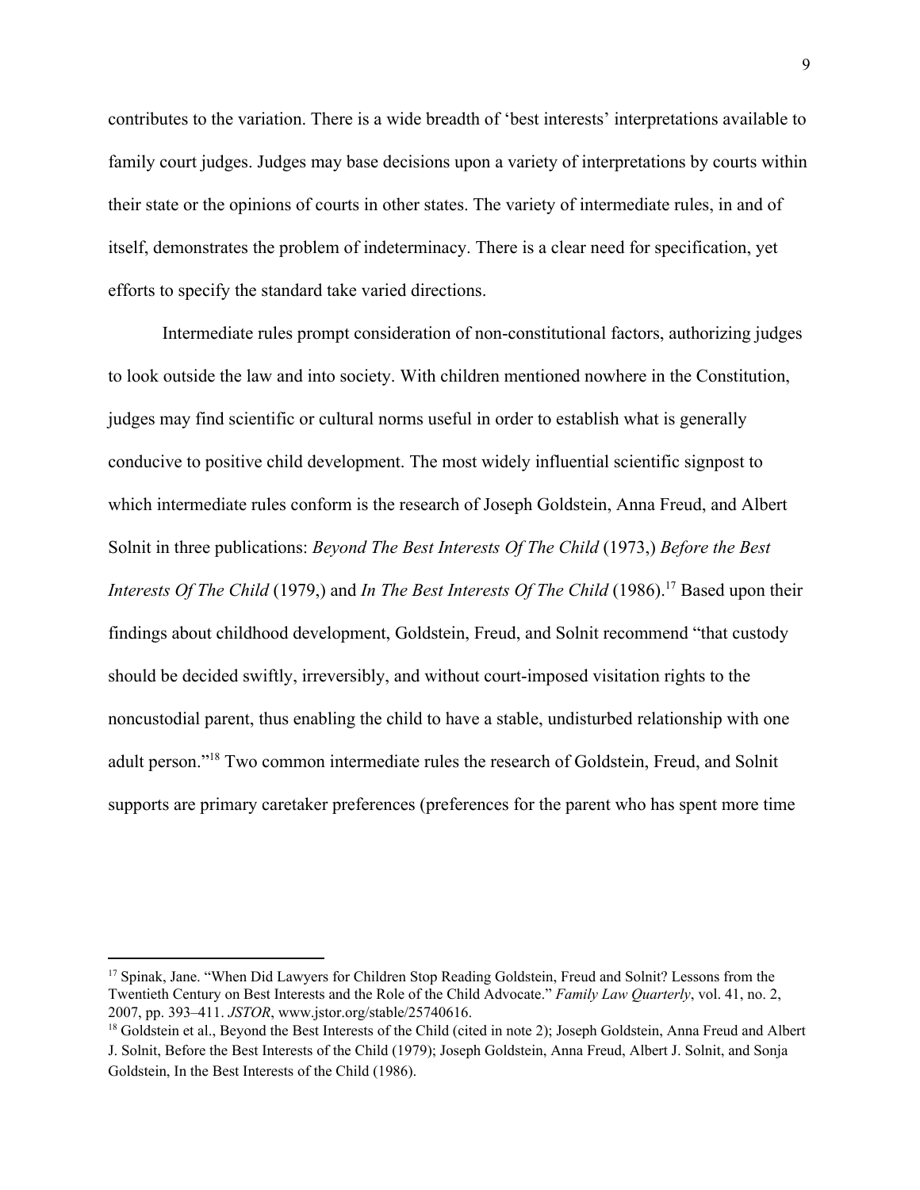contributes to the variation. There is a wide breadth of 'best interests' interpretations available to family court judges. Judges may base decisions upon a variety of interpretations by courts within their state or the opinions of courts in other states. The variety of intermediate rules, in and of itself, demonstrates the problem of indeterminacy. There is a clear need for specification, yet efforts to specify the standard take varied directions.

Intermediate rules prompt consideration of non-constitutional factors, authorizing judges to look outside the law and into society. With children mentioned nowhere in the Constitution, judges may find scientific or cultural norms useful in order to establish what is generally conducive to positive child development. The most widely influential scientific signpost to which intermediate rules conform is the research of Joseph Goldstein, Anna Freud, and Albert Solnit in three publications: *Beyond The Best Interests Of The Child* (1973,) *Before the Best Interests Of The Child* (1979,) and *In The Best Interests Of The Child* (1986).[17] Based upon their findings about childhood development, Goldstein, Freud, and Solnit recommend "that custody should be decided swiftly, irreversibly, and without court-imposed visitation rights to the noncustodial parent, thus enabling the child to have a stable, undisturbed relationship with one adult person."[18] Two common intermediate rules the research of Goldstein, Freud, and Solnit supports are primary caretaker preferences (preferences for the parent who has spent more time

---

[17] Spinak, Jane. "When Did Lawyers for Children Stop Reading Goldstein, Freud and Solnit? Lessons from the Twentieth Century on Best Interests and the Role of the Child Advocate." *Family Law Quarterly*, vol. 41, no. 2, 2007, pp. 393–411. *JSTOR*, www.jstor.org/stable/25740616.

[18] Goldstein et al., Beyond the Best Interests of the Child (cited in note 2); Joseph Goldstein, Anna Freud and Albert J. Solnit, Before the Best Interests of the Child (1979); Joseph Goldstein, Anna Freud, Albert J. Solnit, and Sonja Goldstein, In the Best Interests of the Child (1986).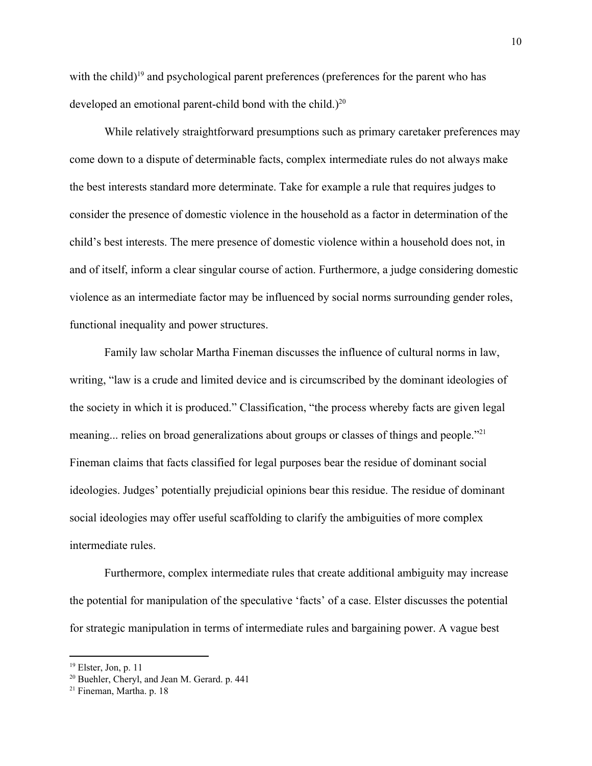with the child)[19] and psychological parent preferences (preferences for the parent who has developed an emotional parent-child bond with the child.)[20]

While relatively straightforward presumptions such as primary caretaker preferences may come down to a dispute of determinable facts, complex intermediate rules do not always make the best interests standard more determinate. Take for example a rule that requires judges to consider the presence of domestic violence in the household as a factor in determination of the child's best interests. The mere presence of domestic violence within a household does not, in and of itself, inform a clear singular course of action. Furthermore, a judge considering domestic violence as an intermediate factor may be influenced by social norms surrounding gender roles, functional inequality and power structures.

Family law scholar Martha Fineman discusses the influence of cultural norms in law, writing, "law is a crude and limited device and is circumscribed by the dominant ideologies of the society in which it is produced." Classification, "the process whereby facts are given legal meaning... relies on broad generalizations about groups or classes of things and people."[21] Fineman claims that facts classified for legal purposes bear the residue of dominant social ideologies. Judges' potentially prejudicial opinions bear this residue. The residue of dominant social ideologies may offer useful scaffolding to clarify the ambiguities of more complex intermediate rules.

Furthermore, complex intermediate rules that create additional ambiguity may increase the potential for manipulation of the speculative 'facts' of a case. Elster discusses the potential for strategic manipulation in terms of intermediate rules and bargaining power. A vague best

---

[19] Elster, Jon, p. 11

[20] Buehler, Cheryl, and Jean M. Gerard. p. 441

[21] Fineman, Martha. p. 18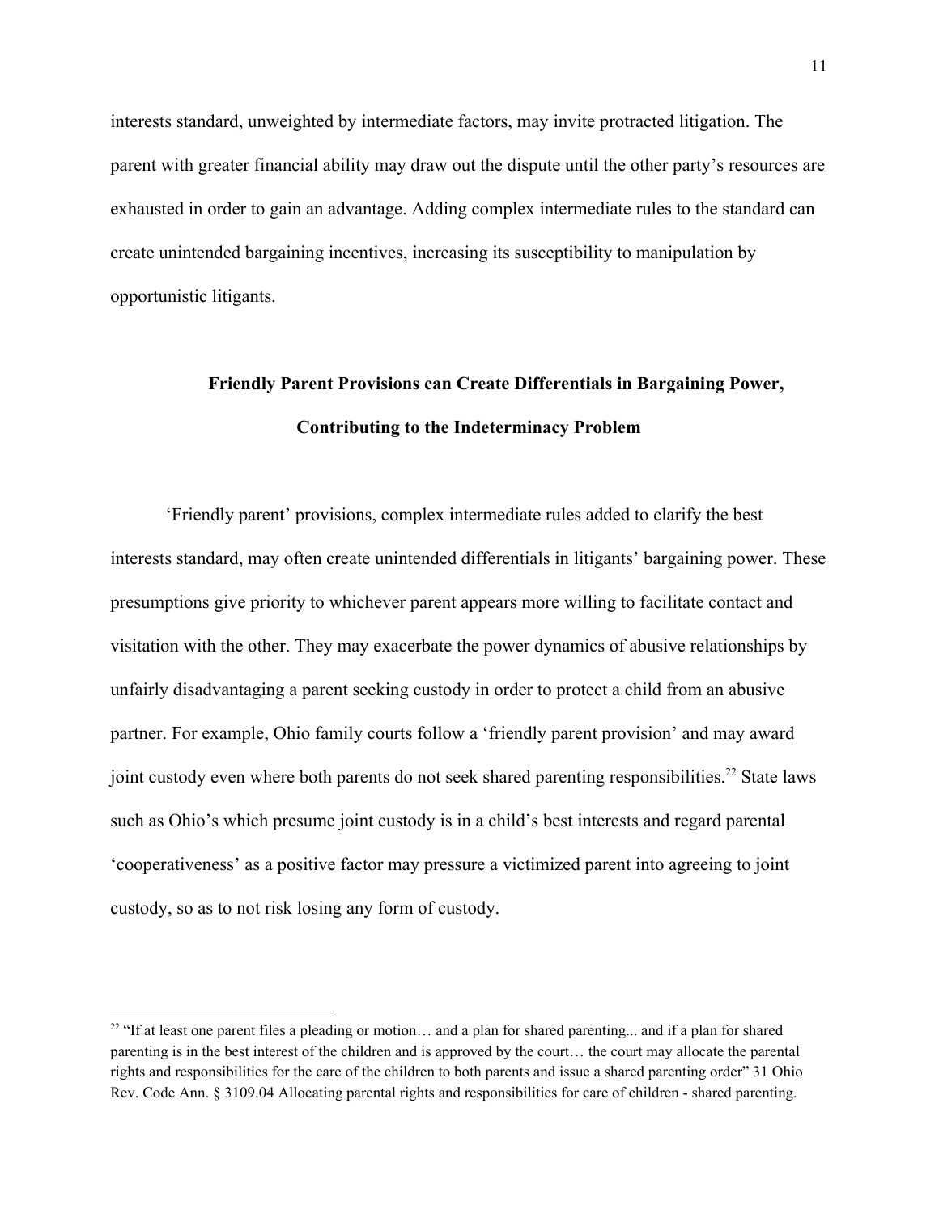interests standard, unweighted by intermediate factors, may invite protracted litigation. The parent with greater financial ability may draw out the dispute until the other party's resources are exhausted in order to gain an advantage. Adding complex intermediate rules to the standard can create unintended bargaining incentives, increasing its susceptibility to manipulation by opportunistic litigants.

## Friendly Parent Provisions can Create Differentials in Bargaining Power, Contributing to the Indeterminacy Problem

'Friendly parent' provisions, complex intermediate rules added to clarify the best interests standard, may often create unintended differentials in litigants' bargaining power. These presumptions give priority to whichever parent appears more willing to facilitate contact and visitation with the other. They may exacerbate the power dynamics of abusive relationships by unfairly disadvantaging a parent seeking custody in order to protect a child from an abusive partner. For example, Ohio family courts follow a 'friendly parent provision' and may award joint custody even where both parents do not seek shared parenting responsibilities.[22] State laws such as Ohio's which presume joint custody is in a child's best interests and regard parental 'cooperativeness' as a positive factor may pressure a victimized parent into agreeing to joint custody, so as to not risk losing any form of custody.

---

[22] "If at least one parent files a pleading or motion… and a plan for shared parenting... and if a plan for shared parenting is in the best interest of the children and is approved by the court… the court may allocate the parental rights and responsibilities for the care of the children to both parents and issue a shared parenting order" 31 Ohio Rev. Code Ann. § 3109.04 Allocating parental rights and responsibilities for care of children - shared parenting.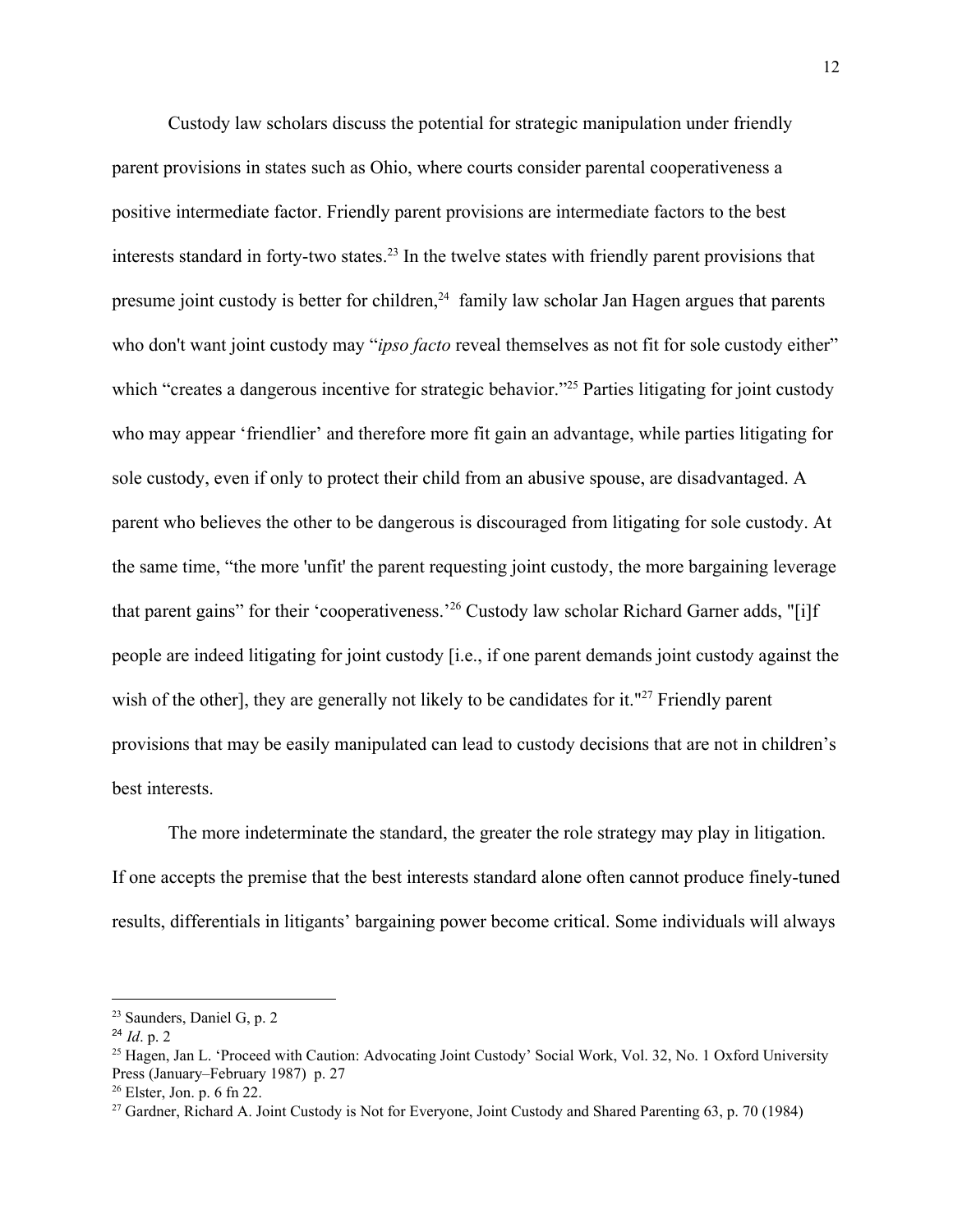Custody law scholars discuss the potential for strategic manipulation under friendly parent provisions in states such as Ohio, where courts consider parental cooperativeness a positive intermediate factor. Friendly parent provisions are intermediate factors to the best interests standard in forty-two states.[23] In the twelve states with friendly parent provisions that presume joint custody is better for children,[24] family law scholar Jan Hagen argues that parents who don't want joint custody may "*ipso facto* reveal themselves as not fit for sole custody either" which "creates a dangerous incentive for strategic behavior."[25] Parties litigating for joint custody who may appear 'friendlier' and therefore more fit gain an advantage, while parties litigating for sole custody, even if only to protect their child from an abusive spouse, are disadvantaged. A parent who believes the other to be dangerous is discouraged from litigating for sole custody. At the same time, "the more 'unfit' the parent requesting joint custody, the more bargaining leverage that parent gains" for their 'cooperativeness.'[26] Custody law scholar Richard Garner adds, "[i]f people are indeed litigating for joint custody [i.e., if one parent demands joint custody against the wish of the other], they are generally not likely to be candidates for it."[27] Friendly parent provisions that may be easily manipulated can lead to custody decisions that are not in children's best interests.

The more indeterminate the standard, the greater the role strategy may play in litigation. If one accepts the premise that the best interests standard alone often cannot produce finely-tuned results, differentials in litigants' bargaining power become critical. Some individuals will always

---

[23] Saunders, Daniel G, p. 2

[24] *Id*. p. 2

[25] Hagen, Jan L. 'Proceed with Caution: Advocating Joint Custody' Social Work, Vol. 32, No. 1 Oxford University Press (January–February 1987) p. 27

[26] Elster, Jon. p. 6 fn 22.

[27] Gardner, Richard A. Joint Custody is Not for Everyone, Joint Custody and Shared Parenting 63, p. 70 (1984)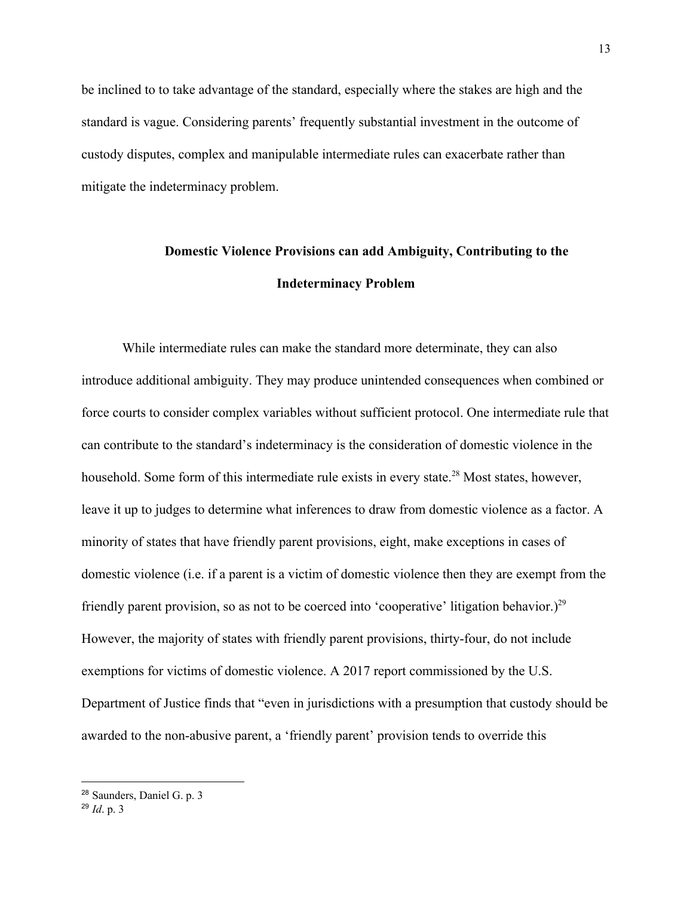be inclined to to take advantage of the standard, especially where the stakes are high and the standard is vague. Considering parents' frequently substantial investment in the outcome of custody disputes, complex and manipulable intermediate rules can exacerbate rather than mitigate the indeterminacy problem.

## Domestic Violence Provisions can add Ambiguity, Contributing to the Indeterminacy Problem

While intermediate rules can make the standard more determinate, they can also introduce additional ambiguity. They may produce unintended consequences when combined or force courts to consider complex variables without sufficient protocol. One intermediate rule that can contribute to the standard's indeterminacy is the consideration of domestic violence in the household. Some form of this intermediate rule exists in every state.[28] Most states, however, leave it up to judges to determine what inferences to draw from domestic violence as a factor. A minority of states that have friendly parent provisions, eight, make exceptions in cases of domestic violence (i.e. if a parent is a victim of domestic violence then they are exempt from the friendly parent provision, so as not to be coerced into 'cooperative' litigation behavior.)[29] However, the majority of states with friendly parent provisions, thirty-four, do not include exemptions for victims of domestic violence. A 2017 report commissioned by the U.S. Department of Justice finds that "even in jurisdictions with a presumption that custody should be awarded to the non-abusive parent, a 'friendly parent' provision tends to override this

[28] Saunders, Daniel G. p. 3

[29] *Id*. p. 3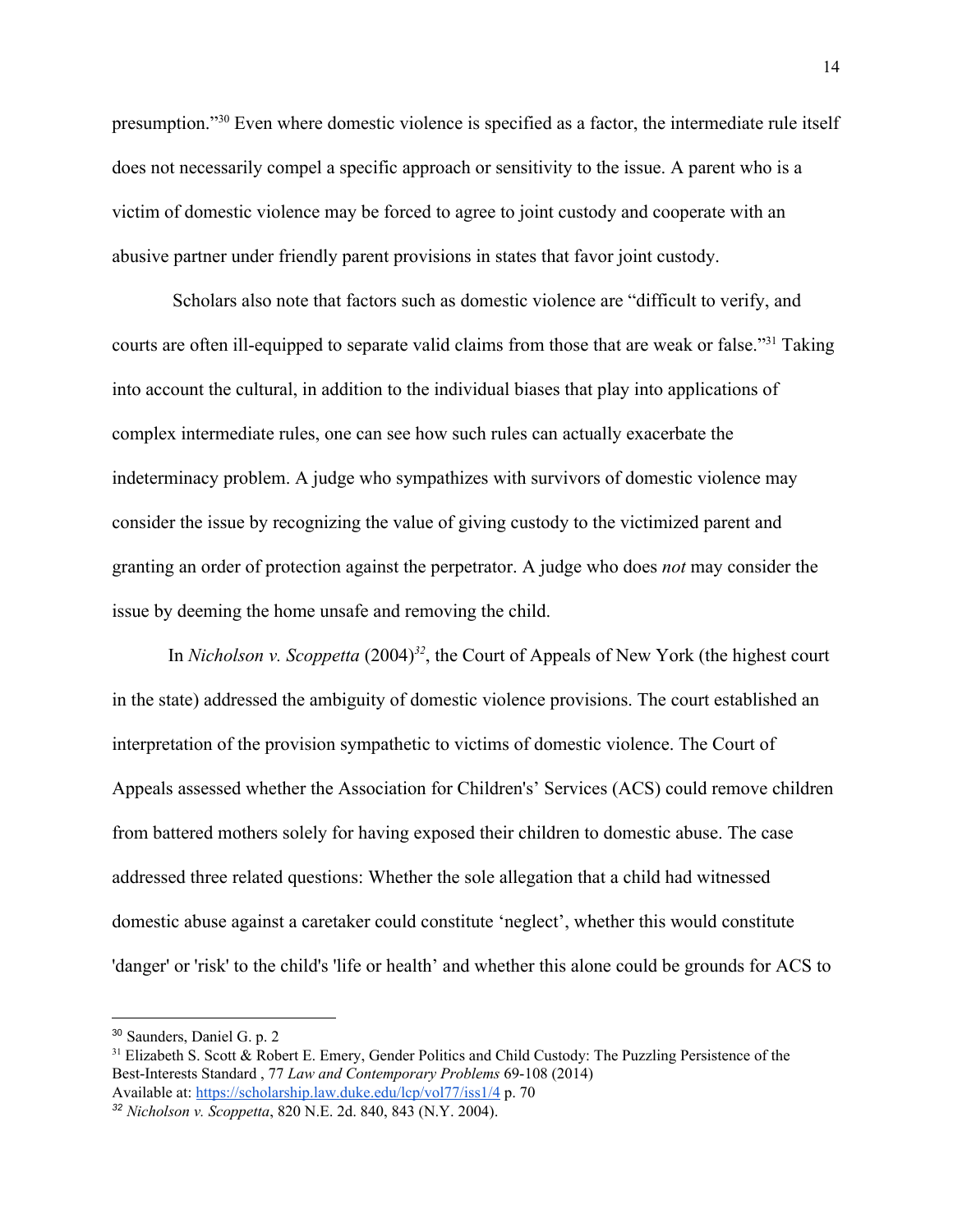presumption."[30] Even where domestic violence is specified as a factor, the intermediate rule itself does not necessarily compel a specific approach or sensitivity to the issue. A parent who is a victim of domestic violence may be forced to agree to joint custody and cooperate with an abusive partner under friendly parent provisions in states that favor joint custody.

Scholars also note that factors such as domestic violence are "difficult to verify, and courts are often ill-equipped to separate valid claims from those that are weak or false."[31] Taking into account the cultural, in addition to the individual biases that play into applications of complex intermediate rules, one can see how such rules can actually exacerbate the indeterminacy problem. A judge who sympathizes with survivors of domestic violence may consider the issue by recognizing the value of giving custody to the victimized parent and granting an order of protection against the perpetrator. A judge who does *not* may consider the issue by deeming the home unsafe and removing the child.

In *Nicholson v. Scoppetta* (2004)[32], the Court of Appeals of New York (the highest court in the state) addressed the ambiguity of domestic violence provisions. The court established an interpretation of the provision sympathetic to victims of domestic violence. The Court of Appeals assessed whether the Association for Childrens' Services (ACS) could remove children from battered mothers solely for having exposed their children to domestic abuse. The case addressed three related questions: Whether the sole allegation that a child had witnessed domestic abuse against a caretaker could constitute 'neglect', whether this would constitute 'danger' or 'risk' to the child's 'life or health' and whether this alone could be grounds for ACS to

---

[30] Saunders, Daniel G. p. 2

[31] Elizabeth S. Scott & Robert E. Emery, Gender Politics and Child Custody: The Puzzling Persistence of the Best-Interests Standard , 77 *Law and Contemporary Problems* 69-108 (2014) Available at: https://scholarship.law.duke.edu/lcp/vol77/iss1/4 p. 70

[32] *Nicholson v. Scoppetta*, 820 N.E. 2d. 840, 843 (N.Y. 2004).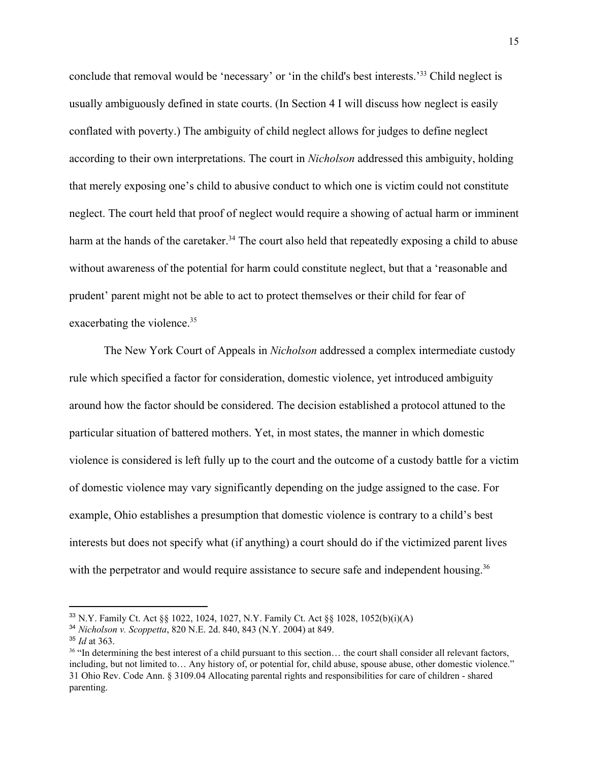conclude that removal would be 'necessary' or 'in the child's best interests.'[33] Child neglect is usually ambiguously defined in state courts. (In Section 4 I will discuss how neglect is easily conflated with poverty.) The ambiguity of child neglect allows for judges to define neglect according to their own interpretations. The court in *Nicholson* addressed this ambiguity, holding that merely exposing one's child to abusive conduct to which one is victim could not constitute neglect. The court held that proof of neglect would require a showing of actual harm or imminent harm at the hands of the caretaker.[34] The court also held that repeatedly exposing a child to abuse without awareness of the potential for harm could constitute neglect, but that a 'reasonable and prudent' parent might not be able to act to protect themselves or their child for fear of exacerbating the violence.[35]

The New York Court of Appeals in *Nicholson* addressed a complex intermediate custody rule which specified a factor for consideration, domestic violence, yet introduced ambiguity around how the factor should be considered. The decision established a protocol attuned to the particular situation of battered mothers. Yet, in most states, the manner in which domestic violence is considered is left fully up to the court and the outcome of a custody battle for a victim of domestic violence may vary significantly depending on the judge assigned to the case. For example, Ohio establishes a presumption that domestic violence is contrary to a child's best interests but does not specify what (if anything) a court should do if the victimized parent lives with the perpetrator and would require assistance to secure safe and independent housing.[36]

---

[33] N.Y. Family Ct. Act §§ 1022, 1024, 1027, N.Y. Family Ct. Act §§ 1028, 1052(b)(i)(A)

[34] *Nicholson v. Scoppetta*, 820 N.E. 2d. 840, 843 (N.Y. 2004) at 849.

[35] *Id* at 363.

[36] "In determining the best interest of a child pursuant to this section… the court shall consider all relevant factors, including, but not limited to… Any history of, or potential for, child abuse, spouse abuse, other domestic violence." 31 Ohio Rev. Code Ann. § 3109.04 Allocating parental rights and responsibilities for care of children - shared parenting.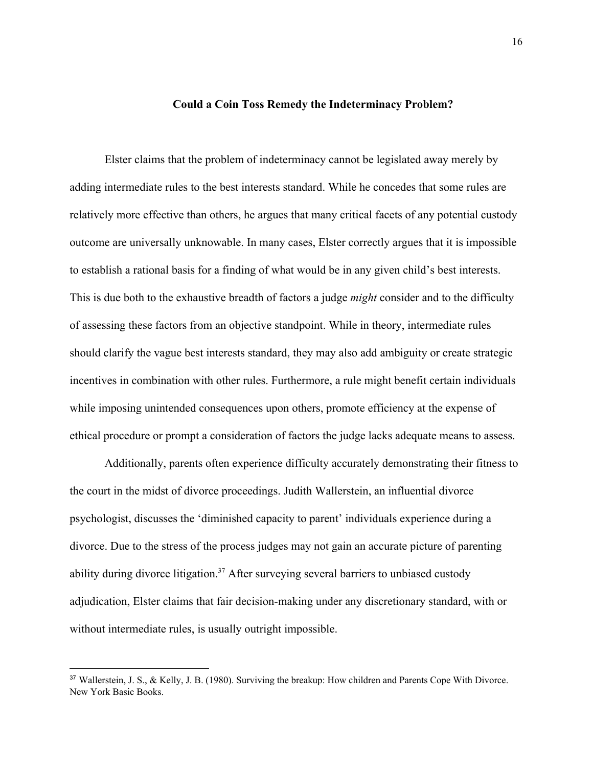## Could a Coin Toss Remedy the Indeterminacy Problem?

Elster claims that the problem of indeterminacy cannot be legislated away merely by adding intermediate rules to the best interests standard. While he concedes that some rules are relatively more effective than others, he argues that many critical facets of any potential custody outcome are universally unknowable. In many cases, Elster correctly argues that it is impossible to establish a rational basis for a finding of what would be in any given child's best interests. This is due both to the exhaustive breadth of factors a judge *might* consider and to the difficulty of assessing these factors from an objective standpoint. While in theory, intermediate rules should clarify the vague best interests standard, they may also add ambiguity or create strategic incentives in combination with other rules. Furthermore, a rule might benefit certain individuals while imposing unintended consequences upon others, promote efficiency at the expense of ethical procedure or prompt a consideration of factors the judge lacks adequate means to assess.

Additionally, parents often experience difficulty accurately demonstrating their fitness to the court in the midst of divorce proceedings. Judith Wallerstein, an influential divorce psychologist, discusses the 'diminished capacity to parent' individuals experience during a divorce. Due to the stress of the process judges may not gain an accurate picture of parenting ability during divorce litigation.[37] After surveying several barriers to unbiased custody adjudication, Elster claims that fair decision-making under any discretionary standard, with or without intermediate rules, is usually outright impossible.

---

[37] Wallerstein, J. S., & Kelly, J. B. (1980). Surviving the breakup: How children and Parents Cope With Divorce. New York Basic Books.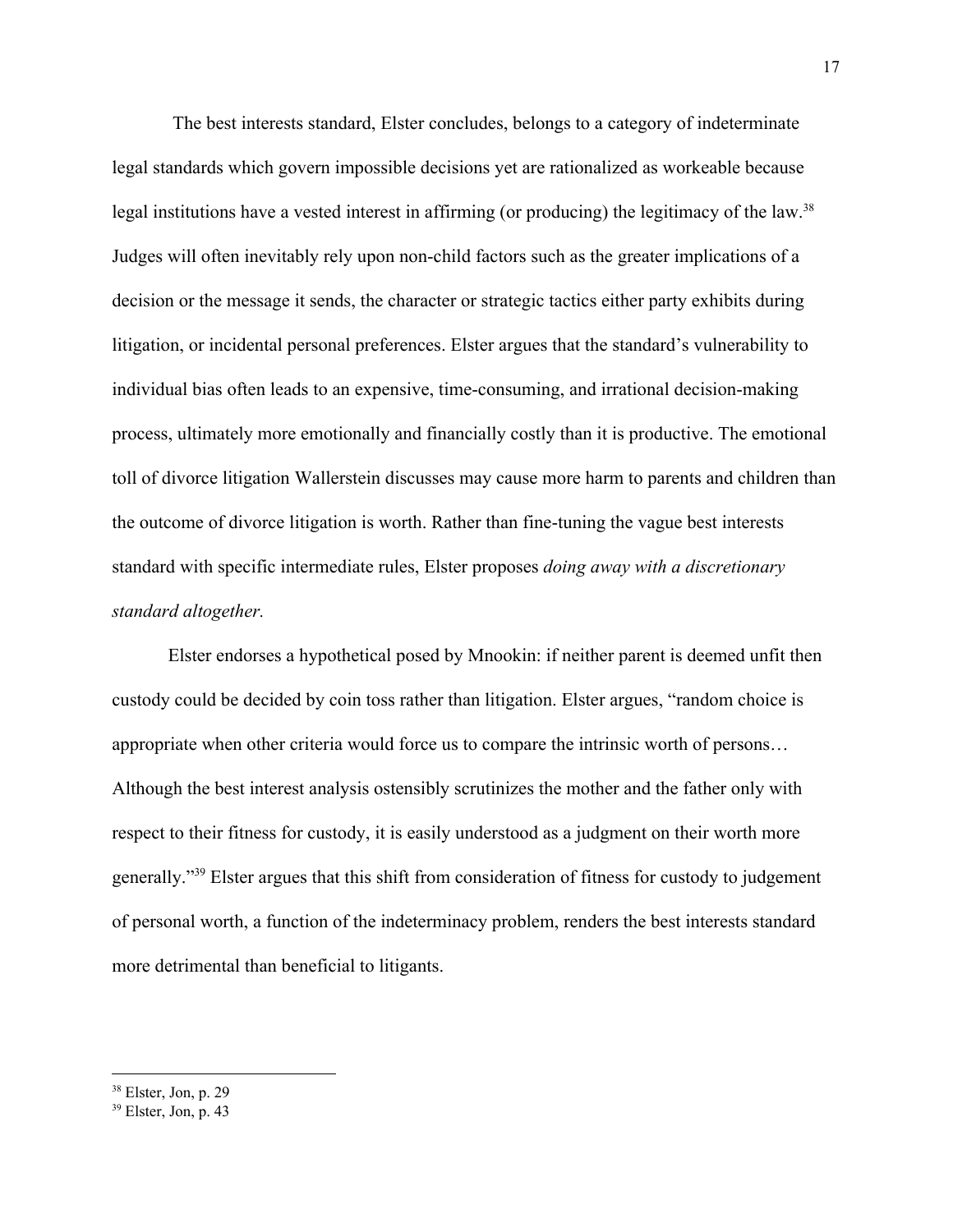The best interests standard, Elster concludes, belongs to a category of indeterminate legal standards which govern impossible decisions yet are rationalized as workeable because legal institutions have a vested interest in affirming (or producing) the legitimacy of the law.[38] Judges will often inevitably rely upon non-child factors such as the greater implications of a decision or the message it sends, the character or strategic tactics either party exhibits during litigation, or incidental personal preferences. Elster argues that the standard's vulnerability to individual bias often leads to an expensive, time-consuming, and irrational decision-making process, ultimately more emotionally and financially costly than it is productive. The emotional toll of divorce litigation Wallerstein discusses may cause more harm to parents and children than the outcome of divorce litigation is worth. Rather than fine-tuning the vague best interests standard with specific intermediate rules, Elster proposes *doing away with a discretionary standard altogether.*

Elster endorses a hypothetical posed by Mnookin: if neither parent is deemed unfit then custody could be decided by coin toss rather than litigation. Elster argues, "random choice is appropriate when other criteria would force us to compare the intrinsic worth of persons… Although the best interest analysis ostensibly scrutinizes the mother and the father only with respect to their fitness for custody, it is easily understood as a judgment on their worth more generally."[39] Elster argues that this shift from consideration of fitness for custody to judgement of personal worth, a function of the indeterminacy problem, renders the best interests standard more detrimental than beneficial to litigants.

---

[38] Elster, Jon, p. 29

[39] Elster, Jon, p. 43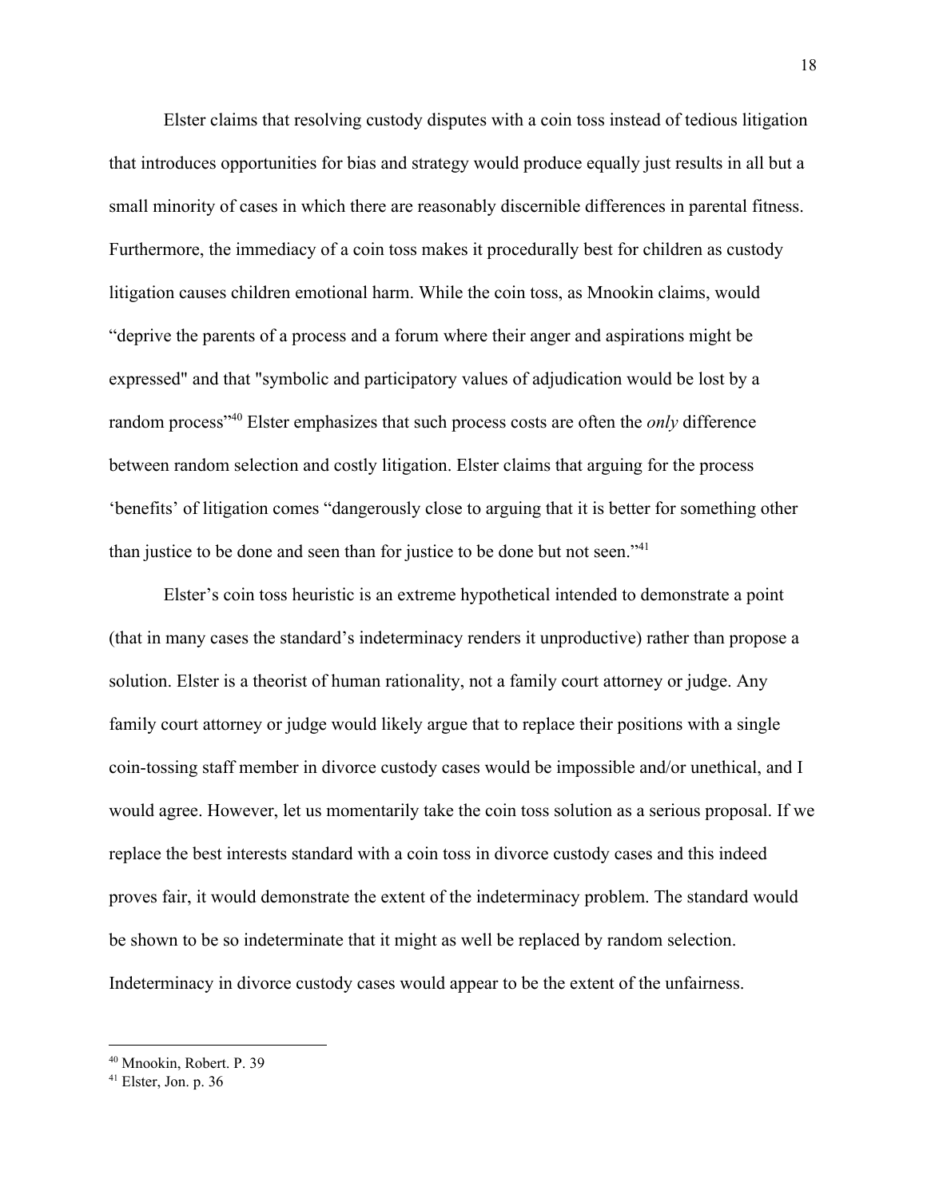Elster claims that resolving custody disputes with a coin toss instead of tedious litigation that introduces opportunities for bias and strategy would produce equally just results in all but a small minority of cases in which there are reasonably discernible differences in parental fitness. Furthermore, the immediacy of a coin toss makes it procedurally best for children as custody litigation causes children emotional harm. While the coin toss, as Mnookin claims, would "deprive the parents of a process and a forum where their anger and aspirations might be expressed" and that "symbolic and participatory values of adjudication would be lost by a random process"[40] Elster emphasizes that such process costs are often the *only* difference between random selection and costly litigation. Elster claims that arguing for the process 'benefits' of litigation comes "dangerously close to arguing that it is better for something other than justice to be done and seen than for justice to be done but not seen."[41]

Elster's coin toss heuristic is an extreme hypothetical intended to demonstrate a point (that in many cases the standard's indeterminacy renders it unproductive) rather than propose a solution. Elster is a theorist of human rationality, not a family court attorney or judge. Any family court attorney or judge would likely argue that to replace their positions with a single coin-tossing staff member in divorce custody cases would be impossible and/or unethical, and I would agree. However, let us momentarily take the coin toss solution as a serious proposal. If we replace the best interests standard with a coin toss in divorce custody cases and this indeed proves fair, it would demonstrate the extent of the indeterminacy problem. The standard would be shown to be so indeterminate that it might as well be replaced by random selection. Indeterminacy in divorce custody cases would appear to be the extent of the unfairness.

---

[40] Mnookin, Robert. P. 39

[41] Elster, Jon. p. 36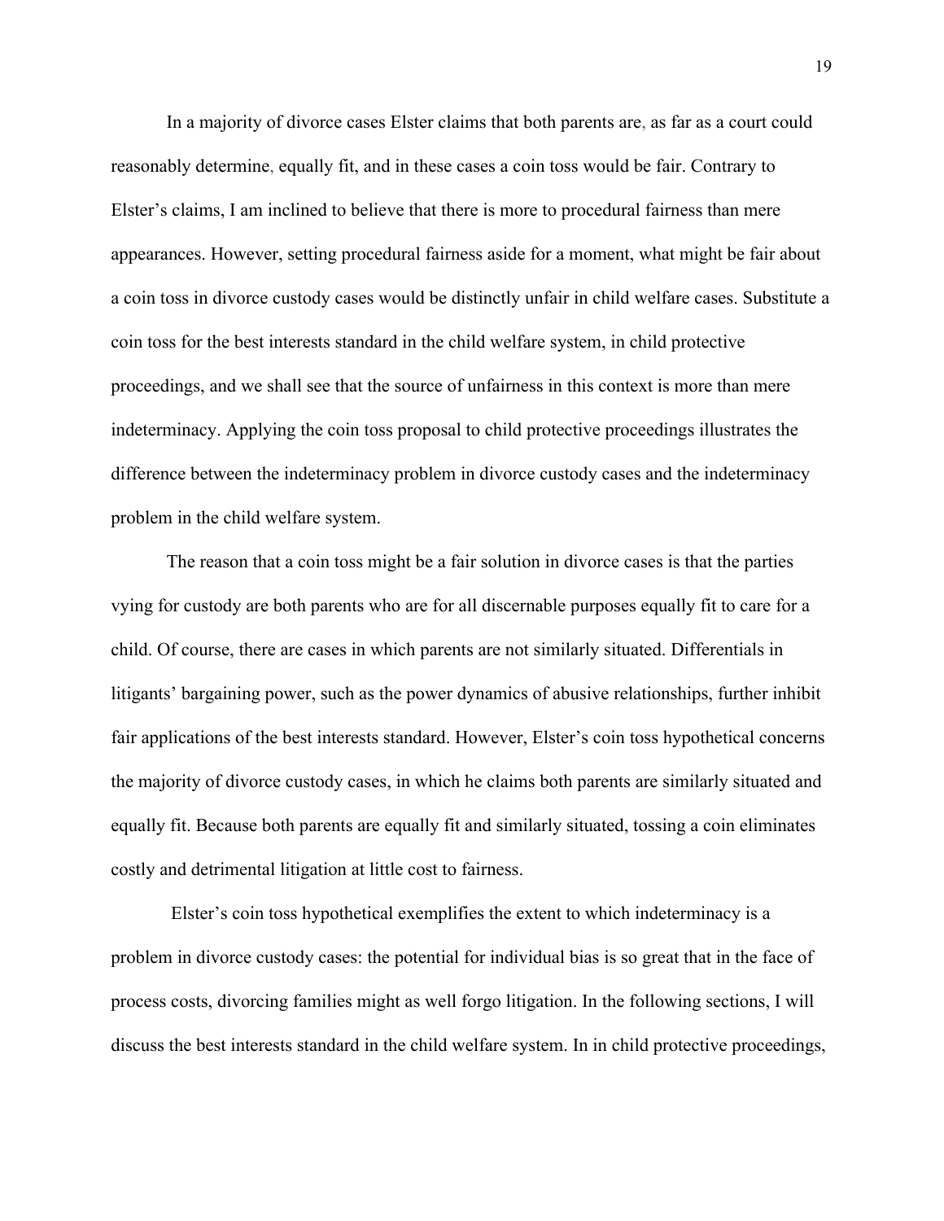In a majority of divorce cases Elster claims that both parents are, as far as a court could reasonably determine, equally fit, and in these cases a coin toss would be fair. Contrary to Elster's claims, I am inclined to believe that there is more to procedural fairness than mere appearances. However, setting procedural fairness aside for a moment, what might be fair about a coin toss in divorce custody cases would be distinctly unfair in child welfare cases. Substitute a coin toss for the best interests standard in the child welfare system, in child protective proceedings, and we shall see that the source of unfairness in this context is more than mere indeterminacy. Applying the coin toss proposal to child protective proceedings illustrates the difference between the indeterminacy problem in divorce custody cases and the indeterminacy problem in the child welfare system.

The reason that a coin toss might be a fair solution in divorce cases is that the parties vying for custody are both parents who are for all discernable purposes equally fit to care for a child. Of course, there are cases in which parents are not similarly situated. Differentials in litigants' bargaining power, such as the power dynamics of abusive relationships, further inhibit fair applications of the best interests standard. However, Elster's coin toss hypothetical concerns the majority of divorce custody cases, in which he claims both parents are similarly situated and equally fit. Because both parents are equally fit and similarly situated, tossing a coin eliminates costly and detrimental litigation at little cost to fairness.

Elster's coin toss hypothetical exemplifies the extent to which indeterminacy is a problem in divorce custody cases: the potential for individual bias is so great that in the face of process costs, divorcing families might as well forgo litigation. In the following sections, I will discuss the best interests standard in the child welfare system. In in child protective proceedings,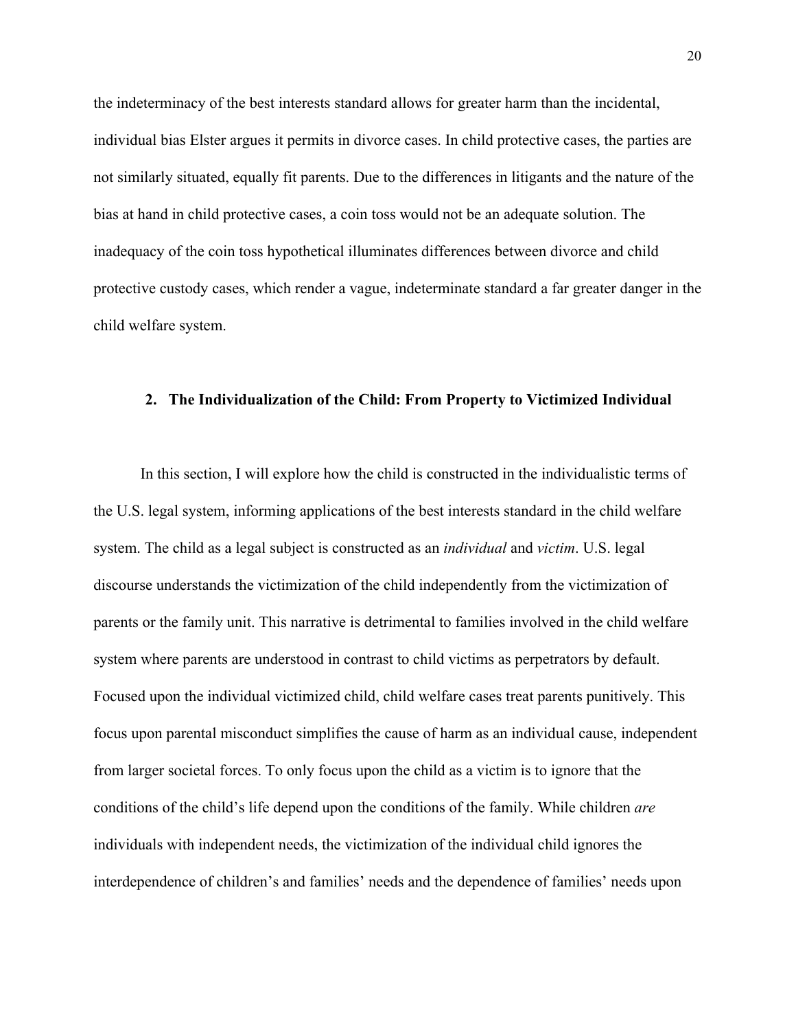the indeterminacy of the best interests standard allows for greater harm than the incidental, individual bias Elster argues it permits in divorce cases. In child protective cases, the parties are not similarly situated, equally fit parents. Due to the differences in litigants and the nature of the bias at hand in child protective cases, a coin toss would not be an adequate solution. The inadequacy of the coin toss hypothetical illuminates differences between divorce and child protective custody cases, which render a vague, indeterminate standard a far greater danger in the child welfare system.

### 2. The Individualization of the Child: From Property to Victimized Individual

In this section, I will explore how the child is constructed in the individualistic terms of the U.S. legal system, informing applications of the best interests standard in the child welfare system. The child as a legal subject is constructed as an *individual* and *victim*. U.S. legal discourse understands the victimization of the child independently from the victimization of parents or the family unit. This narrative is detrimental to families involved in the child welfare system where parents are understood in contrast to child victims as perpetrators by default. Focused upon the individual victimized child, child welfare cases treat parents punitively. This focus upon parental misconduct simplifies the cause of harm as an individual cause, independent from larger societal forces. To only focus upon the child as a victim is to ignore that the conditions of the child's life depend upon the conditions of the family. While children *are* individuals with independent needs, the victimization of the individual child ignores the interdependence of children's and families' needs and the dependence of families' needs upon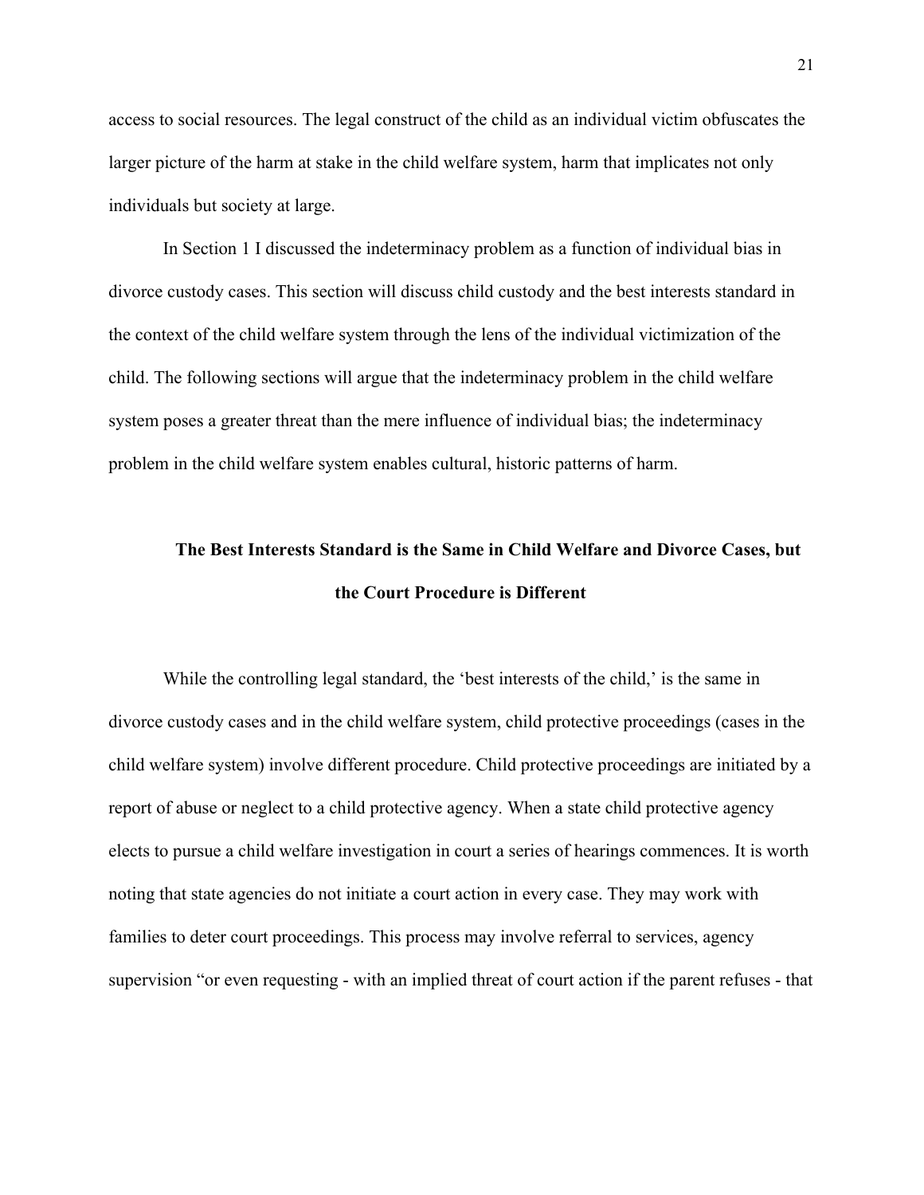access to social resources. The legal construct of the child as an individual victim obfuscates the larger picture of the harm at stake in the child welfare system, harm that implicates not only individuals but society at large.

In Section 1 I discussed the indeterminacy problem as a function of individual bias in divorce custody cases. This section will discuss child custody and the best interests standard in the context of the child welfare system through the lens of the individual victimization of the child. The following sections will argue that the indeterminacy problem in the child welfare system poses a greater threat than the mere influence of individual bias; the indeterminacy problem in the child welfare system enables cultural, historic patterns of harm.

## The Best Interests Standard is the Same in Child Welfare and Divorce Cases, but the Court Procedure is Different

While the controlling legal standard, the 'best interests of the child,' is the same in divorce custody cases and in the child welfare system, child protective proceedings (cases in the child welfare system) involve different procedure. Child protective proceedings are initiated by a report of abuse or neglect to a child protective agency. When a state child protective agency elects to pursue a child welfare investigation in court a series of hearings commences. It is worth noting that state agencies do not initiate a court action in every case. They may work with families to deter court proceedings. This process may involve referral to services, agency supervision "or even requesting - with an implied threat of court action if the parent refuses - that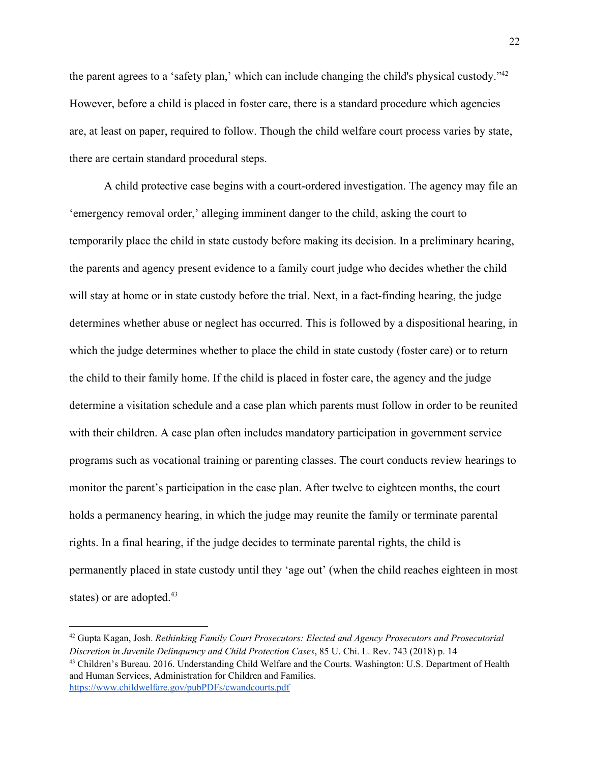the parent agrees to a 'safety plan,' which can include changing the child's physical custody."[42] However, before a child is placed in foster care, there is a standard procedure which agencies are, at least on paper, required to follow. Though the child welfare court process varies by state, there are certain standard procedural steps.

A child protective case begins with a court-ordered investigation. The agency may file an 'emergency removal order,' alleging imminent danger to the child, asking the court to temporarily place the child in state custody before making its decision. In a preliminary hearing, the parents and agency present evidence to a family court judge who decides whether the child will stay at home or in state custody before the trial. Next, in a fact-finding hearing, the judge determines whether abuse or neglect has occurred. This is followed by a dispositional hearing, in which the judge determines whether to place the child in state custody (foster care) or to return the child to their family home. If the child is placed in foster care, the agency and the judge determine a visitation schedule and a case plan which parents must follow in order to be reunited with their children. A case plan often includes mandatory participation in government service programs such as vocational training or parenting classes. The court conducts review hearings to monitor the parent's participation in the case plan. After twelve to eighteen months, the court holds a permanency hearing, in which the judge may reunite the family or terminate parental rights. In a final hearing, if the judge decides to terminate parental rights, the child is permanently placed in state custody until they 'age out' (when the child reaches eighteen in most states) or are adopted.[43]

---

[42] Gupta Kagan, Josh. *Rethinking Family Court Prosecutors: Elected and Agency Prosecutors and Prosecutorial Discretion in Juvenile Delinquency and Child Protection Cases*, 85 U. Chi. L. Rev. 743 (2018) p. 14

[43] Children's Bureau. 2016. Understanding Child Welfare and the Courts. Washington: U.S. Department of Health and Human Services, Administration for Children and Families. https://www.childwelfare.gov/pubPDFs/cwandcourts.pdf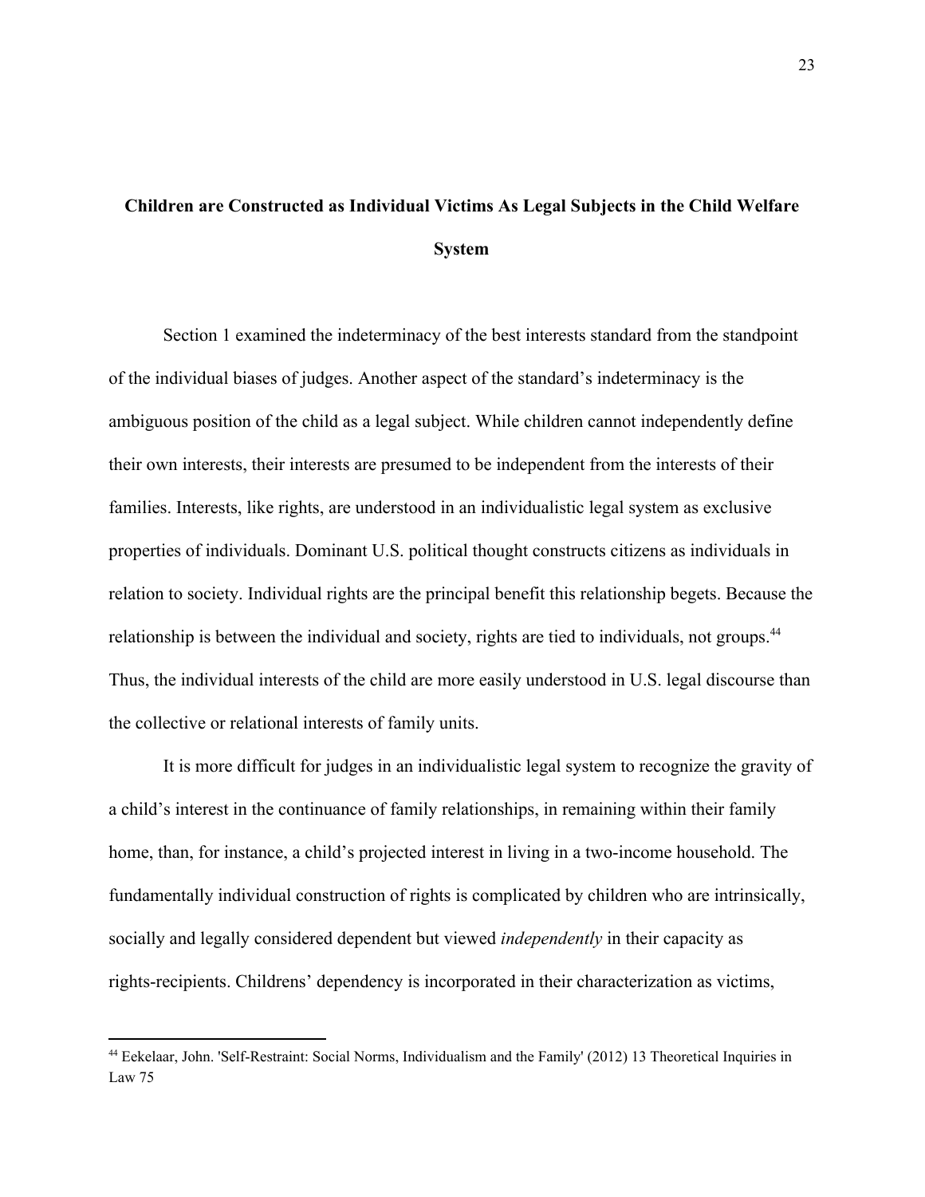## Children are Constructed as Individual Victims As Legal Subjects in the Child Welfare System

Section 1 examined the indeterminacy of the best interests standard from the standpoint of the individual biases of judges. Another aspect of the standard's indeterminacy is the ambiguous position of the child as a legal subject. While children cannot independently define their own interests, their interests are presumed to be independent from the interests of their families. Interests, like rights, are understood in an individualistic legal system as exclusive properties of individuals. Dominant U.S. political thought constructs citizens as individuals in relation to society. Individual rights are the principal benefit this relationship begets. Because the relationship is between the individual and society, rights are tied to individuals, not groups.[44] Thus, the individual interests of the child are more easily understood in U.S. legal discourse than the collective or relational interests of family units.

It is more difficult for judges in an individualistic legal system to recognize the gravity of a child's interest in the continuance of family relationships, in remaining within their family home, than, for instance, a child's projected interest in living in a two-income household. The fundamentally individual construction of rights is complicated by children who are intrinsically, socially and legally considered dependent but viewed *independently* in their capacity as rights-recipients. Childrens' dependency is incorporated in their characterization as victims,

---

[44] Eekelaar, John. 'Self-Restraint: Social Norms, Individualism and the Family' (2012) 13 Theoretical Inquiries in Law 75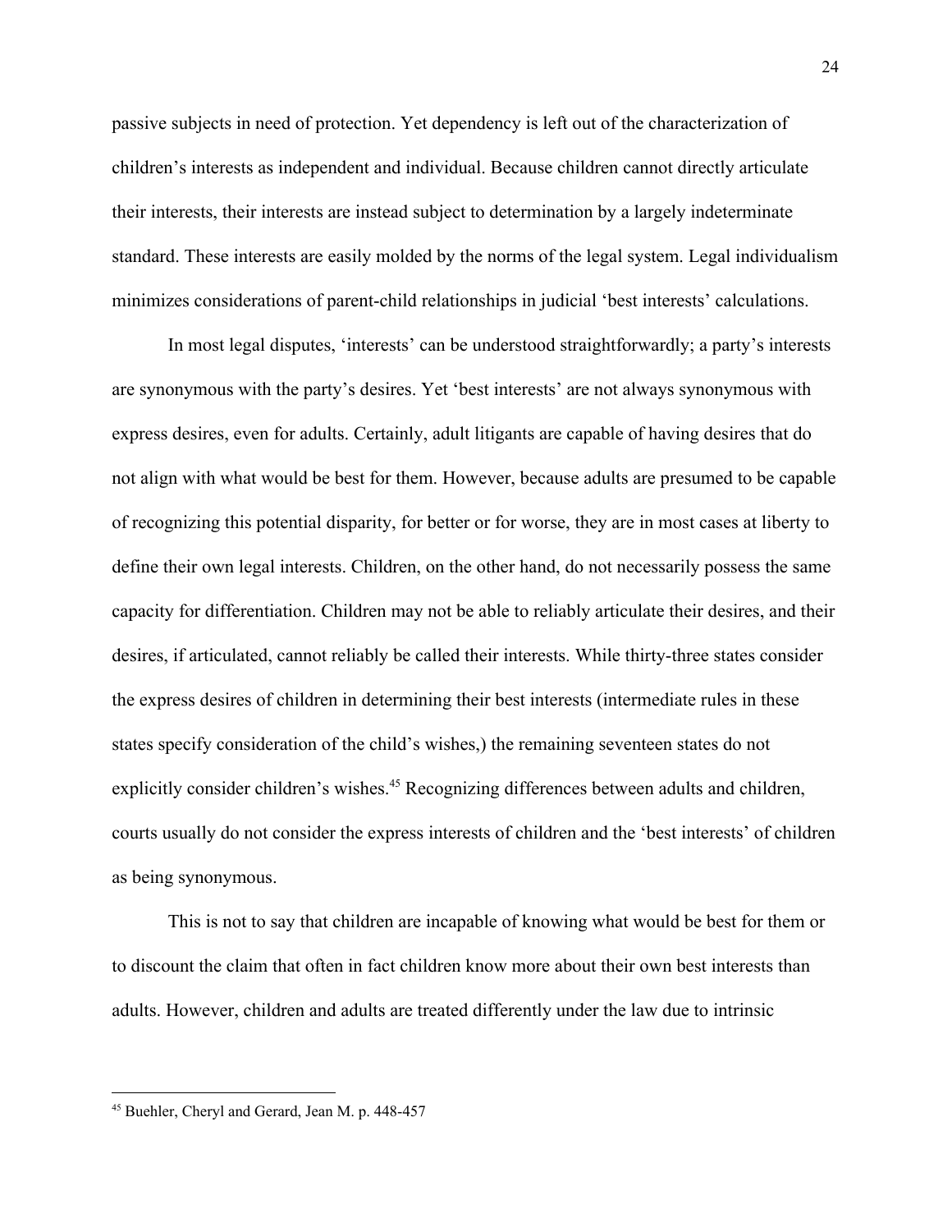passive subjects in need of protection. Yet dependency is left out of the characterization of children's interests as independent and individual. Because children cannot directly articulate their interests, their interests are instead subject to determination by a largely indeterminate standard. These interests are easily molded by the norms of the legal system. Legal individualism minimizes considerations of parent-child relationships in judicial 'best interests' calculations.

In most legal disputes, 'interests' can be understood straightforwardly; a party's interests are synonymous with the party's desires. Yet 'best interests' are not always synonymous with express desires, even for adults. Certainly, adult litigants are capable of having desires that do not align with what would be best for them. However, because adults are presumed to be capable of recognizing this potential disparity, for better or for worse, they are in most cases at liberty to define their own legal interests. Children, on the other hand, do not necessarily possess the same capacity for differentiation. Children may not be able to reliably articulate their desires, and their desires, if articulated, cannot reliably be called their interests. While thirty-three states consider the express desires of children in determining their best interests (intermediate rules in these states specify consideration of the child's wishes,) the remaining seventeen states do not explicitly consider children's wishes.[45] Recognizing differences between adults and children, courts usually do not consider the express interests of children and the 'best interests' of children as being synonymous.

This is not to say that children are incapable of knowing what would be best for them or to discount the claim that often in fact children know more about their own best interests than adults. However, children and adults are treated differently under the law due to intrinsic

[45] Buehler, Cheryl and Gerard, Jean M. p. 448-457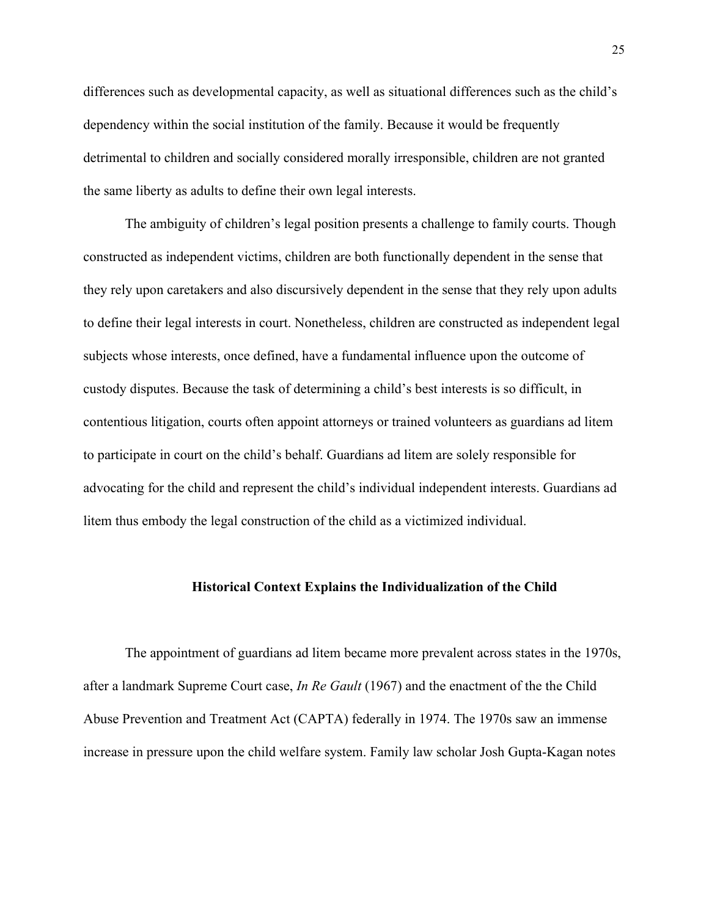differences such as developmental capacity, as well as situational differences such as the child's dependency within the social institution of the family. Because it would be frequently detrimental to children and socially considered morally irresponsible, children are not granted the same liberty as adults to define their own legal interests.

The ambiguity of children's legal position presents a challenge to family courts. Though constructed as independent victims, children are both functionally dependent in the sense that they rely upon caretakers and also discursively dependent in the sense that they rely upon adults to define their legal interests in court. Nonetheless, children are constructed as independent legal subjects whose interests, once defined, have a fundamental influence upon the outcome of custody disputes. Because the task of determining a child's best interests is so difficult, in contentious litigation, courts often appoint attorneys or trained volunteers as guardians ad litem to participate in court on the child's behalf. Guardians ad litem are solely responsible for advocating for the child and represent the child's individual independent interests. Guardians ad litem thus embody the legal construction of the child as a victimized individual.

## Historical Context Explains the Individualization of the Child

The appointment of guardians ad litem became more prevalent across states in the 1970s, after a landmark Supreme Court case, *In Re Gault* (1967) and the enactment of the the Child Abuse Prevention and Treatment Act (CAPTA) federally in 1974. The 1970s saw an immense increase in pressure upon the child welfare system. Family law scholar Josh Gupta-Kagan notes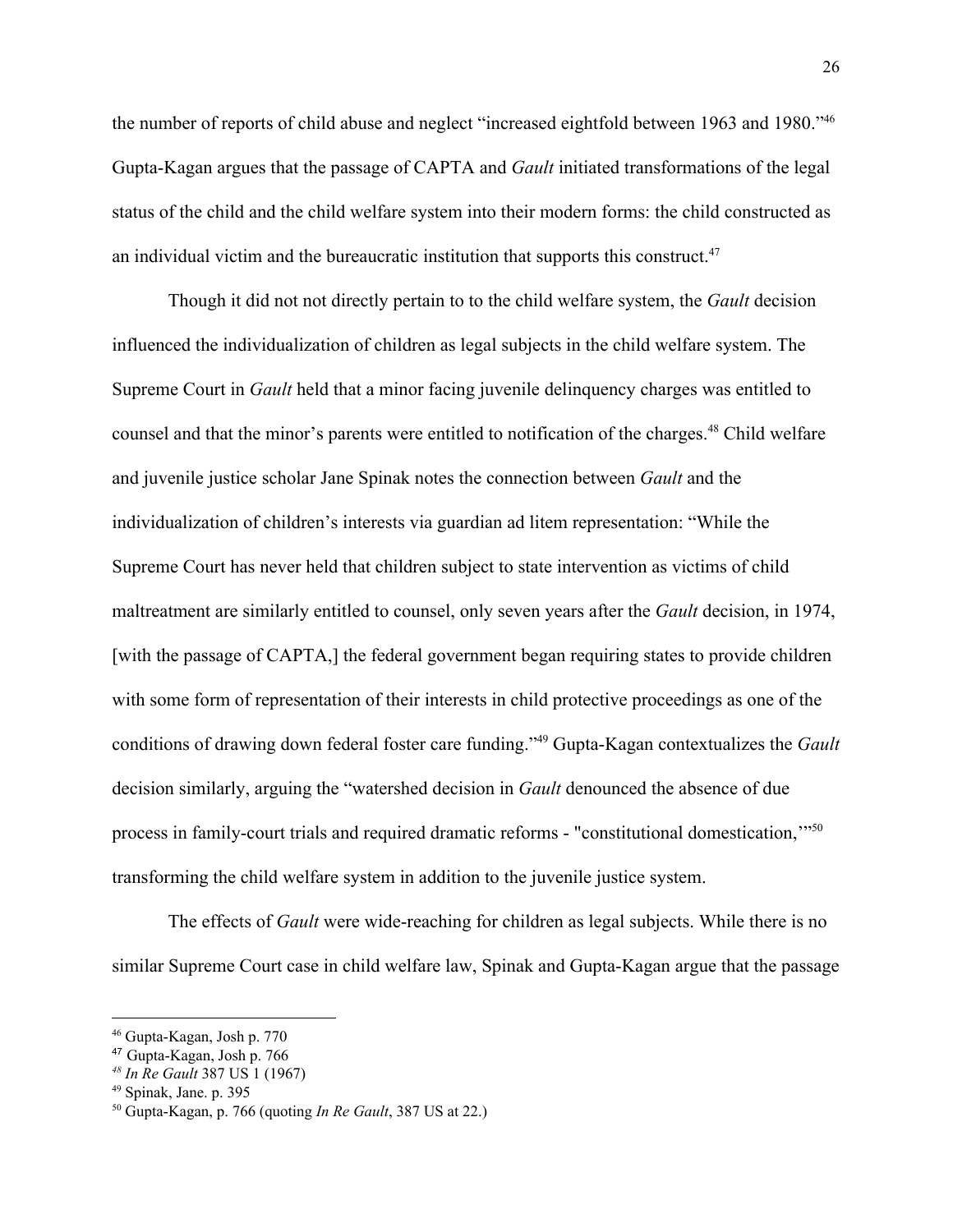the number of reports of child abuse and neglect "increased eightfold between 1963 and 1980."[46] Gupta-Kagan argues that the passage of CAPTA and *Gault* initiated transformations of the legal status of the child and the child welfare system into their modern forms: the child constructed as an individual victim and the bureaucratic institution that supports this construct.[47]

Though it did not not directly pertain to to the child welfare system, the *Gault* decision influenced the individualization of children as legal subjects in the child welfare system. The Supreme Court in *Gault* held that a minor facing juvenile delinquency charges was entitled to counsel and that the minor's parents were entitled to notification of the charges.[48] Child welfare and juvenile justice scholar Jane Spinak notes the connection between *Gault* and the individualization of children's interests via guardian ad litem representation: "While the Supreme Court has never held that children subject to state intervention as victims of child maltreatment are similarly entitled to counsel, only seven years after the *Gault* decision, in 1974, [with the passage of CAPTA,] the federal government began requiring states to provide children with some form of representation of their interests in child protective proceedings as one of the conditions of drawing down federal foster care funding."[49] Gupta-Kagan contextualizes the *Gault* decision similarly, arguing the "watershed decision in *Gault* denounced the absence of due process in family-court trials and required dramatic reforms - "constitutional domestication,'"[50] transforming the child welfare system in addition to the juvenile justice system.

The effects of *Gault* were wide-reaching for children as legal subjects. While there is no similar Supreme Court case in child welfare law, Spinak and Gupta-Kagan argue that the passage

---

[46] Gupta-Kagan, Josh p. 770

[47] Gupta-Kagan, Josh p. 766

[48] *In Re Gault* 387 US 1 (1967)

[49] Spinak, Jane. p. 395

[50] Gupta-Kagan, p. 766 (quoting *In Re Gault*, 387 US at 22.)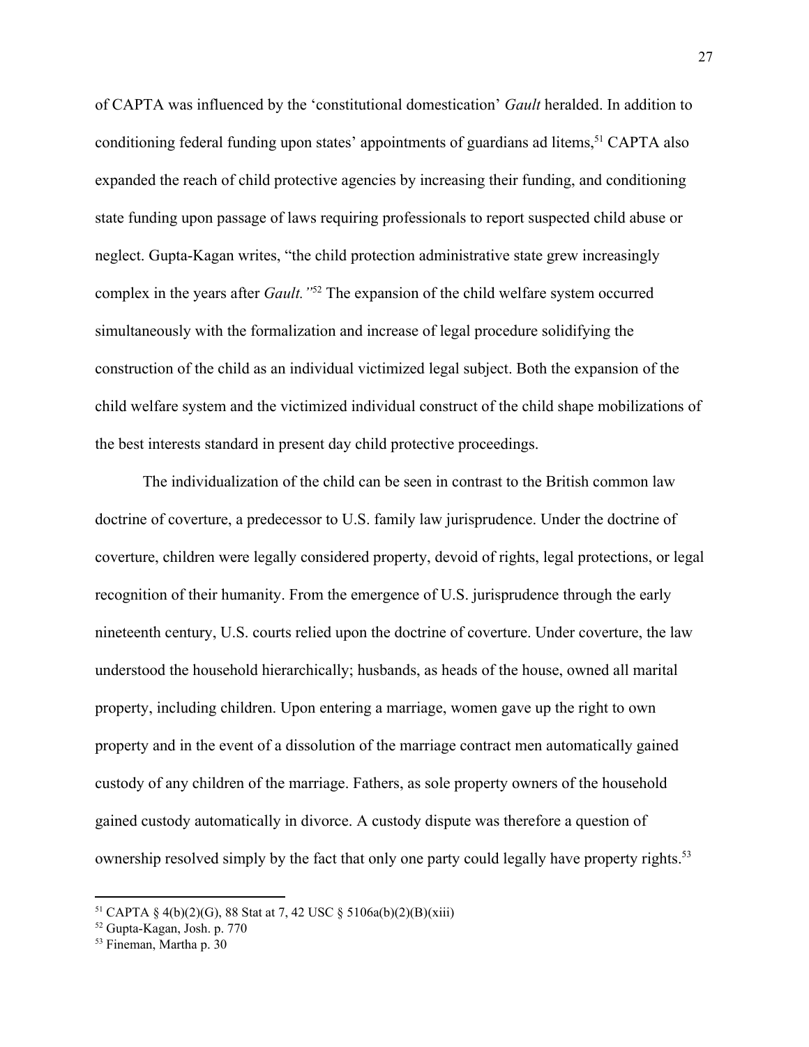of CAPTA was influenced by the 'constitutional domestication' *Gault* heralded. In addition to conditioning federal funding upon states' appointments of guardians ad litems,[51] CAPTA also expanded the reach of child protective agencies by increasing their funding, and conditioning state funding upon passage of laws requiring professionals to report suspected child abuse or neglect. Gupta-Kagan writes, "the child protection administrative state grew increasingly complex in the years after *Gault.*"[52] The expansion of the child welfare system occurred simultaneously with the formalization and increase of legal procedure solidifying the construction of the child as an individual victimized legal subject. Both the expansion of the child welfare system and the victimized individual construct of the child shape mobilizations of the best interests standard in present day child protective proceedings.

The individualization of the child can be seen in contrast to the British common law doctrine of coverture, a predecessor to U.S. family law jurisprudence. Under the doctrine of coverture, children were legally considered property, devoid of rights, legal protections, or legal recognition of their humanity. From the emergence of U.S. jurisprudence through the early nineteenth century, U.S. courts relied upon the doctrine of coverture. Under coverture, the law understood the household hierarchically; husbands, as heads of the house, owned all marital property, including children. Upon entering a marriage, women gave up the right to own property and in the event of a dissolution of the marriage contract men automatically gained custody of any children of the marriage. Fathers, as sole property owners of the household gained custody automatically in divorce. A custody dispute was therefore a question of ownership resolved simply by the fact that only one party could legally have property rights.[53]

---

[51] CAPTA § 4(b)(2)(G), 88 Stat at 7, 42 USC § 5106a(b)(2)(B)(xiii)

[52] Gupta-Kagan, Josh. p. 770

[53] Fineman, Martha p. 30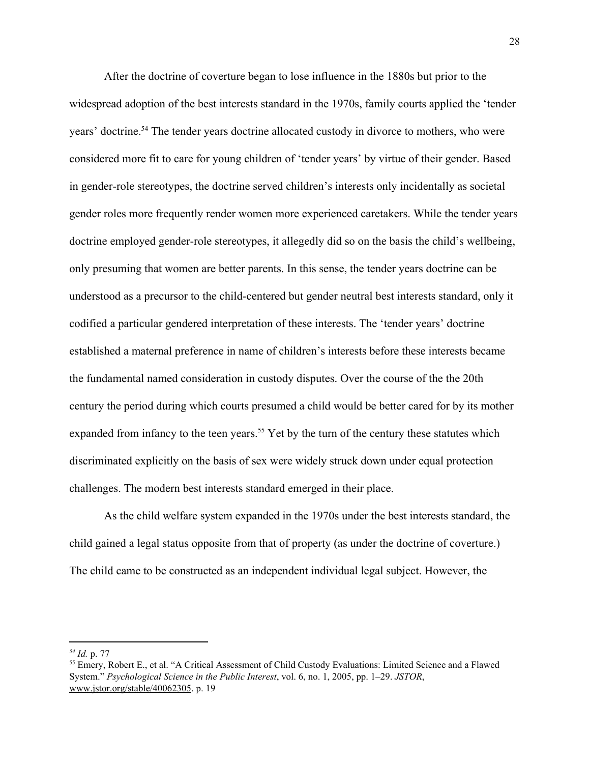After the doctrine of coverture began to lose influence in the 1880s but prior to the widespread adoption of the best interests standard in the 1970s, family courts applied the 'tender years' doctrine.[54] The tender years doctrine allocated custody in divorce to mothers, who were considered more fit to care for young children of 'tender years' by virtue of their gender. Based in gender-role stereotypes, the doctrine served children's interests only incidentally as societal gender roles more frequently render women more experienced caretakers. While the tender years doctrine employed gender-role stereotypes, it allegedly did so on the basis the child's wellbeing, only presuming that women are better parents. In this sense, the tender years doctrine can be understood as a precursor to the child-centered but gender neutral best interests standard, only it codified a particular gendered interpretation of these interests. The 'tender years' doctrine established a maternal preference in name of children's interests before these interests became the fundamental named consideration in custody disputes. Over the course of the the 20th century the period during which courts presumed a child would be better cared for by its mother expanded from infancy to the teen years.[55] Yet by the turn of the century these statutes which discriminated explicitly on the basis of sex were widely struck down under equal protection challenges. The modern best interests standard emerged in their place.

As the child welfare system expanded in the 1970s under the best interests standard, the child gained a legal status opposite from that of property (as under the doctrine of coverture.) The child came to be constructed as an independent individual legal subject. However, the

---

[54] *Id.* p. 77

[55] Emery, Robert E., et al. "A Critical Assessment of Child Custody Evaluations: Limited Science and a Flawed System." *Psychological Science in the Public Interest*, vol. 6, no. 1, 2005, pp. 1–29. *JSTOR*, www.jstor.org/stable/40062305. p. 19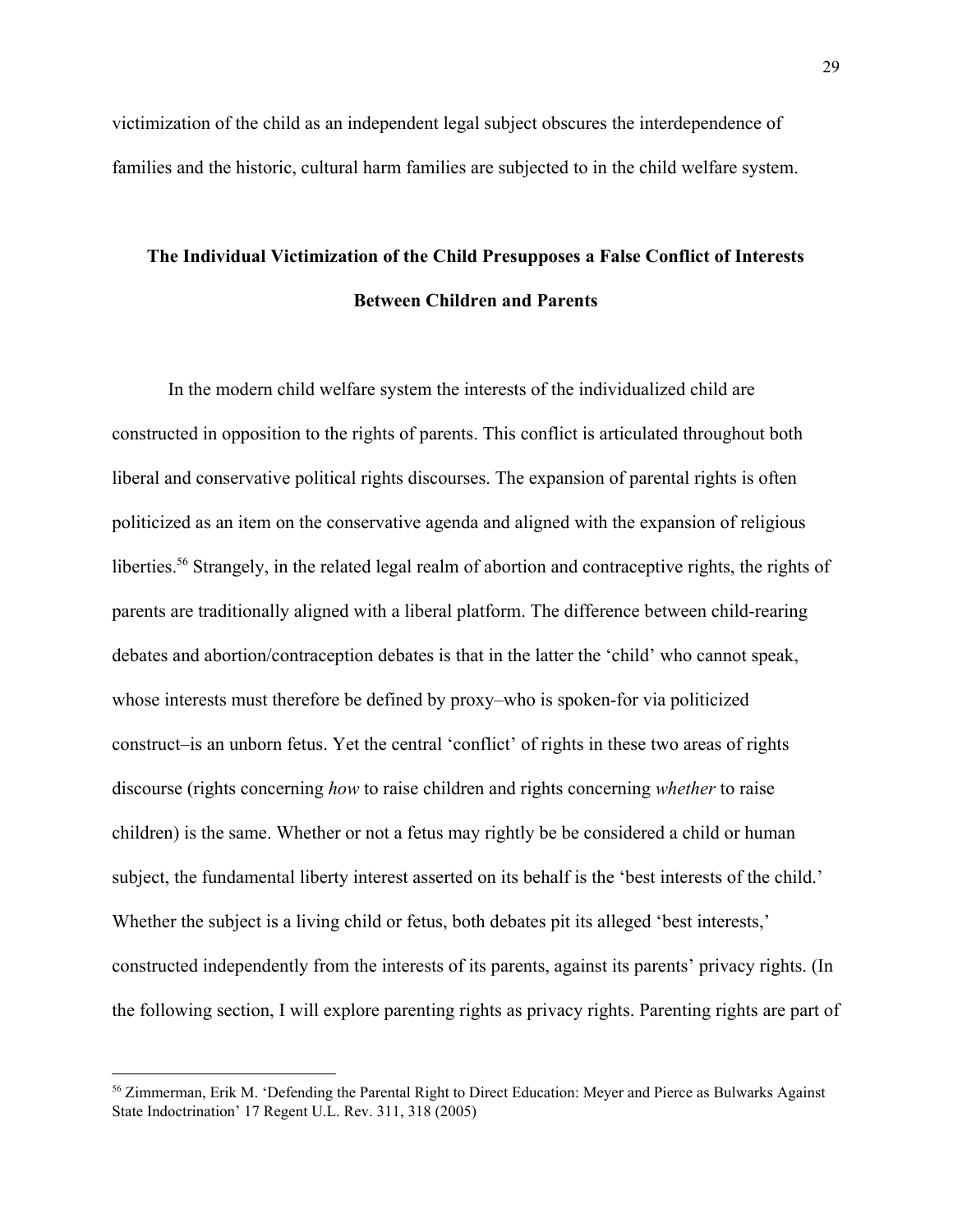victimization of the child as an independent legal subject obscures the interdependence of families and the historic, cultural harm families are subjected to in the child welfare system.

## The Individual Victimization of the Child Presupposes a False Conflict of Interests Between Children and Parents

In the modern child welfare system the interests of the individualized child are constructed in opposition to the rights of parents. This conflict is articulated throughout both liberal and conservative political rights discourses. The expansion of parental rights is often politicized as an item on the conservative agenda and aligned with the expansion of religious liberties.[56] Strangely, in the related legal realm of abortion and contraceptive rights, the rights of parents are traditionally aligned with a liberal platform. The difference between child-rearing debates and abortion/contraception debates is that in the latter the 'child' who cannot speak, whose interests must therefore be defined by proxy–who is spoken-for via politicized construct–is an unborn fetus. Yet the central 'conflict' of rights in these two areas of rights discourse (rights concerning *how* to raise children and rights concerning *whether* to raise children) is the same. Whether or not a fetus may rightly be be considered a child or human subject, the fundamental liberty interest asserted on its behalf is the 'best interests of the child.' Whether the subject is a living child or fetus, both debates pit its alleged 'best interests,' constructed independently from the interests of its parents, against its parents' privacy rights. (In the following section, I will explore parenting rights as privacy rights. Parenting rights are part of

---

[56] Zimmerman, Erik M. 'Defending the Parental Right to Direct Education: Meyer and Pierce as Bulwarks Against State Indoctrination' 17 Regent U.L. Rev. 311, 318 (2005)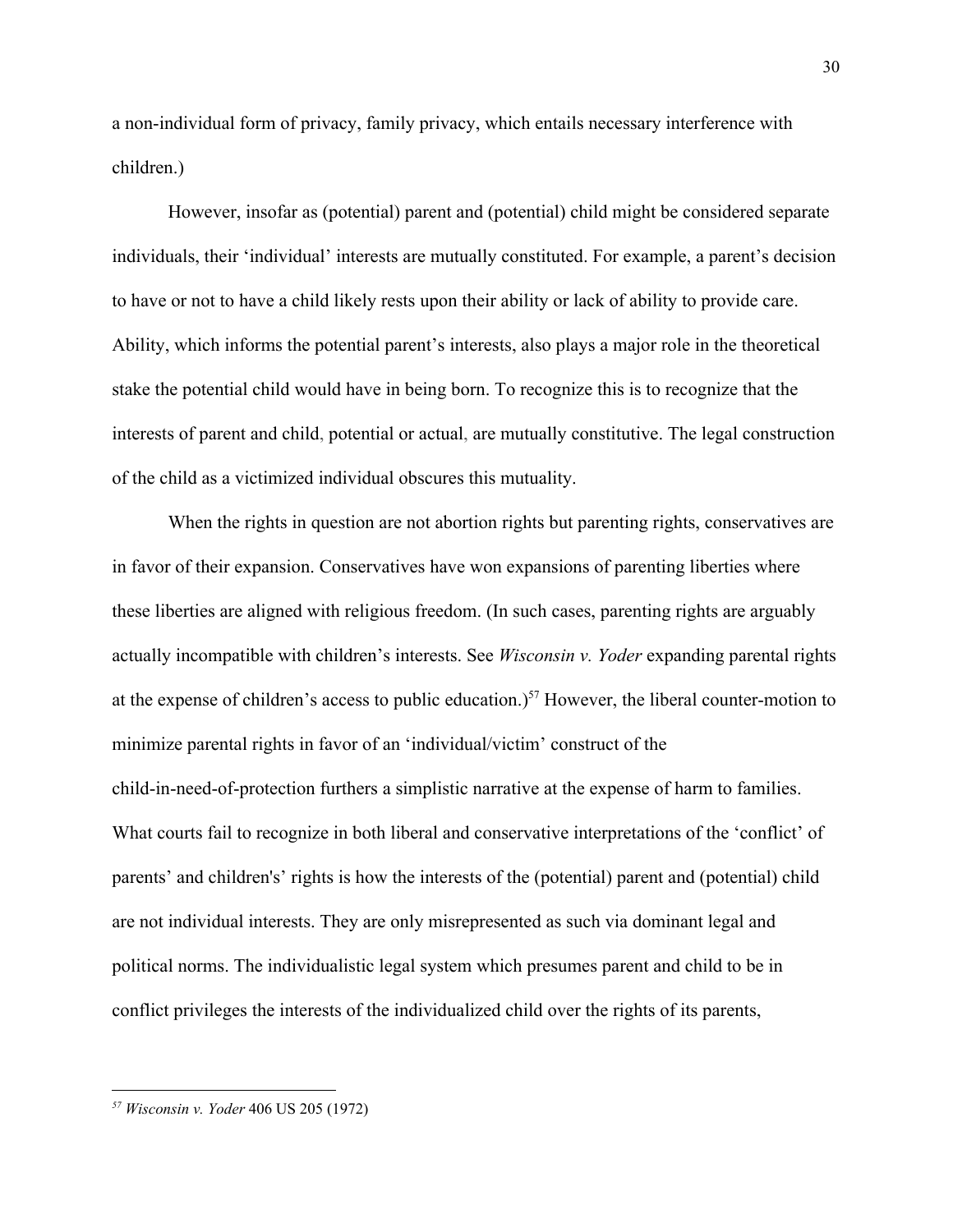a non-individual form of privacy, family privacy, which entails necessary interference with children.)

However, insofar as (potential) parent and (potential) child might be considered separate individuals, their 'individual' interests are mutually constituted. For example, a parent's decision to have or not to have a child likely rests upon their ability or lack of ability to provide care. Ability, which informs the potential parent's interests, also plays a major role in the theoretical stake the potential child would have in being born. To recognize this is to recognize that the interests of parent and child, potential or actual, are mutually constitutive. The legal construction of the child as a victimized individual obscures this mutuality.

When the rights in question are not abortion rights but parenting rights, conservatives are in favor of their expansion. Conservatives have won expansions of parenting liberties where these liberties are aligned with religious freedom. (In such cases, parenting rights are arguably actually incompatible with children's interests. See *Wisconsin v. Yoder* expanding parental rights at the expense of children's access to public education.)[57] However, the liberal counter-motion to minimize parental rights in favor of an 'individual/victim' construct of the child-in-need-of-protection furthers a simplistic narrative at the expense of harm to families. What courts fail to recognize in both liberal and conservative interpretations of the 'conflict' of parents' and children's' rights is how the interests of the (potential) parent and (potential) child are not individual interests. They are only misrepresented as such via dominant legal and political norms. The individualistic legal system which presumes parent and child to be in conflict privileges the interests of the individualized child over the rights of its parents,

[57] *Wisconsin v. Yoder* 406 US 205 (1972)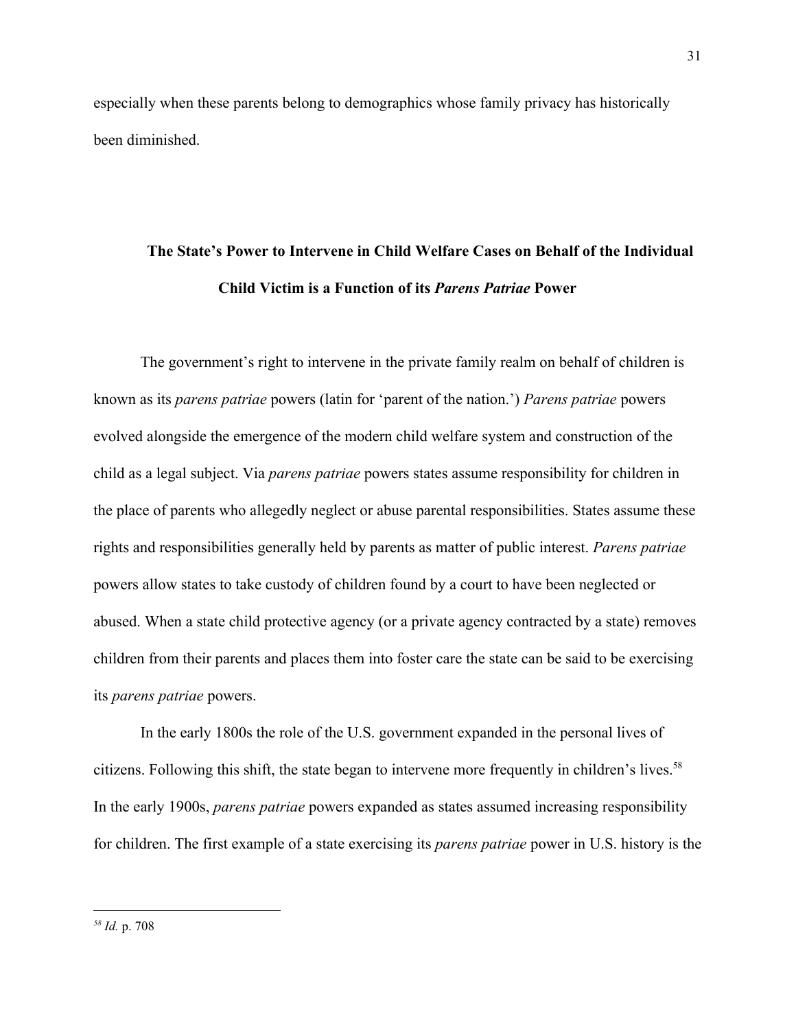especially when these parents belong to demographics whose family privacy has historically been diminished.

## The State's Power to Intervene in Child Welfare Cases on Behalf of the Individual Child Victim is a Function of its *Parens Patriae* Power

The government's right to intervene in the private family realm on behalf of children is known as its *parens patriae* powers (latin for 'parent of the nation.') *Parens patriae* powers evolved alongside the emergence of the modern child welfare system and construction of the child as a legal subject. Via *parens patriae* powers states assume responsibility for children in the place of parents who allegedly neglect or abuse parental responsibilities. States assume these rights and responsibilities generally held by parents as matter of public interest. *Parens patriae* powers allow states to take custody of children found by a court to have been neglected or abused. When a state child protective agency (or a private agency contracted by a state) removes children from their parents and places them into foster care the state can be said to be exercising its *parens patriae* powers.

In the early 1800s the role of the U.S. government expanded in the personal lives of citizens. Following this shift, the state began to intervene more frequently in children's lives.[58] In the early 1900s, *parens patriae* powers expanded as states assumed increasing responsibility for children. The first example of a state exercising its *parens patriae* power in U.S. history is the

---

[58] *Id.* p. 708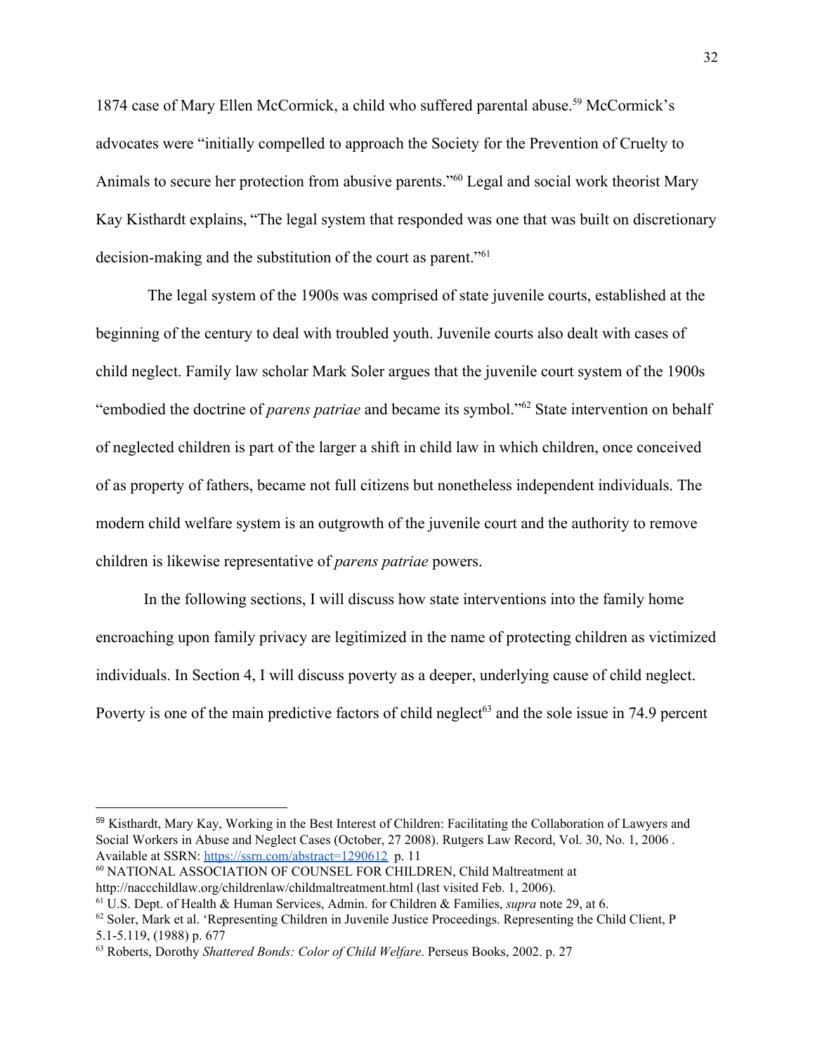1874 case of Mary Ellen McCormick, a child who suffered parental abuse.[59] McCormick's advocates were "initially compelled to approach the Society for the Prevention of Cruelty to Animals to secure her protection from abusive parents."[60] Legal and social work theorist Mary Kay Kisthardt explains, "The legal system that responded was one that was built on discretionary decision-making and the substitution of the court as parent."[61]

The legal system of the 1900s was comprised of state juvenile courts, established at the beginning of the century to deal with troubled youth. Juvenile courts also dealt with cases of child neglect. Family law scholar Mark Soler argues that the juvenile court system of the 1900s "embodied the doctrine of *parens patriae* and became its symbol."[62] State intervention on behalf of neglected children is part of the larger a shift in child law in which children, once conceived of as property of fathers, became not full citizens but nonetheless independent individuals. The modern child welfare system is an outgrowth of the juvenile court and the authority to remove children is likewise representative of *parens patriae* powers.

In the following sections, I will discuss how state interventions into the family home encroaching upon family privacy are legitimized in the name of protecting children as victimized individuals. In Section 4, I will discuss poverty as a deeper, underlying cause of child neglect. Poverty is one of the main predictive factors of child neglect[63] and the sole issue in 74.9 percent

---

[59] Kisthardt, Mary Kay, Working in the Best Interest of Children: Facilitating the Collaboration of Lawyers and Social Workers in Abuse and Neglect Cases (October, 27 2008). Rutgers Law Record, Vol. 30, No. 1, 2006 . Available at SSRN: https://ssrn.com/abstract=1290612 p. 11

[60] NATIONAL ASSOCIATION OF COUNSEL FOR CHILDREN, Child Maltreatment at http://naccchildlaw.org/childrenlaw/childmaltreatment.html (last visited Feb. 1, 2006).

[61] U.S. Dept. of Health & Human Services, Admin. for Children & Families, *supra* note 29, at 6.

[62] Soler, Mark et al. 'Representing Children in Juvenile Justice Proceedings. Representing the Child Client, P 5.1-5.119, (1988) p. 677

[63] Roberts, Dorothy *Shattered Bonds: Color of Child Welfare*. Perseus Books, 2002. p. 27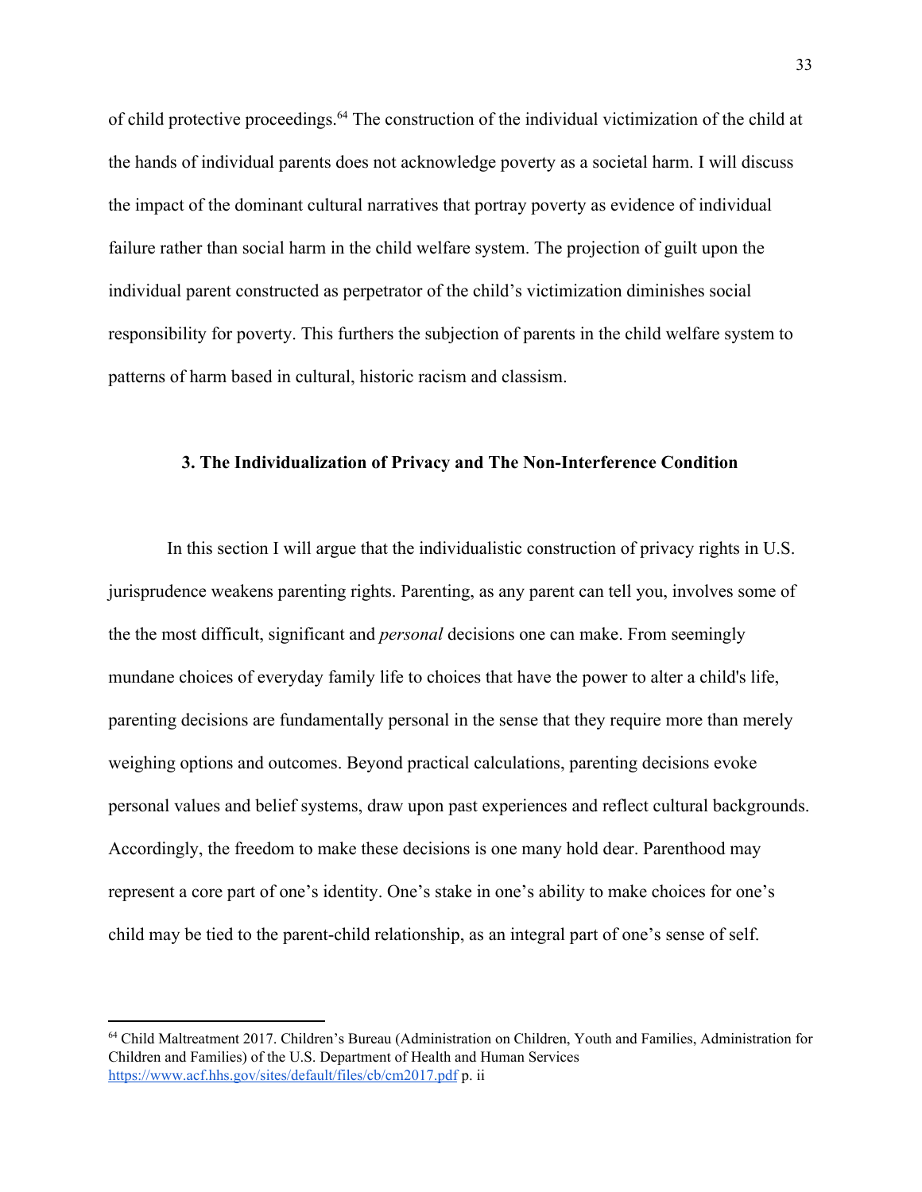of child protective proceedings.[64] The construction of the individual victimization of the child at the hands of individual parents does not acknowledge poverty as a societal harm. I will discuss the impact of the dominant cultural narratives that portray poverty as evidence of individual failure rather than social harm in the child welfare system. The projection of guilt upon the individual parent constructed as perpetrator of the child's victimization diminishes social responsibility for poverty. This furthers the subjection of parents in the child welfare system to patterns of harm based in cultural, historic racism and classism.

### 3. The Individualization of Privacy and The Non-Interference Condition

In this section I will argue that the individualistic construction of privacy rights in U.S. jurisprudence weakens parenting rights. Parenting, as any parent can tell you, involves some of the the most difficult, significant and *personal* decisions one can make. From seemingly mundane choices of everyday family life to choices that have the power to alter a child's life, parenting decisions are fundamentally personal in the sense that they require more than merely weighing options and outcomes. Beyond practical calculations, parenting decisions evoke personal values and belief systems, draw upon past experiences and reflect cultural backgrounds. Accordingly, the freedom to make these decisions is one many hold dear. Parenthood may represent a core part of one's identity. One's stake in one's ability to make choices for one's child may be tied to the parent-child relationship, as an integral part of one's sense of self.

---

[64] Child Maltreatment 2017. Children's Bureau (Administration on Children, Youth and Families, Administration for Children and Families) of the U.S. Department of Health and Human Services https://www.acf.hhs.gov/sites/default/files/cb/cm2017.pdf p. ii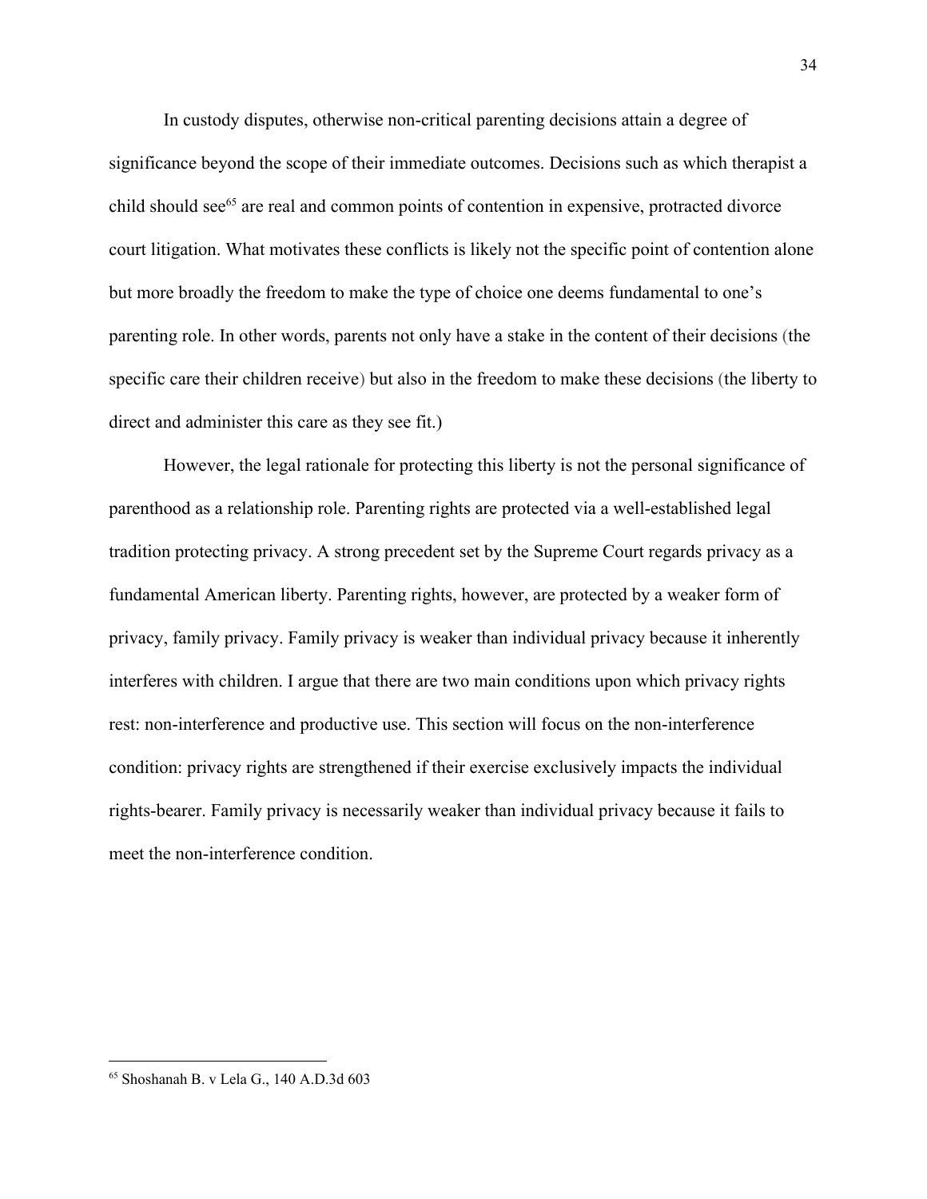In custody disputes, otherwise non-critical parenting decisions attain a degree of significance beyond the scope of their immediate outcomes. Decisions such as which therapist a child should see[65] are real and common points of contention in expensive, protracted divorce court litigation. What motivates these conflicts is likely not the specific point of contention alone but more broadly the freedom to make the type of choice one deems fundamental to one's parenting role. In other words, parents not only have a stake in the content of their decisions (the specific care their children receive) but also in the freedom to make these decisions (the liberty to direct and administer this care as they see fit.)

However, the legal rationale for protecting this liberty is not the personal significance of parenthood as a relationship role. Parenting rights are protected via a well-established legal tradition protecting privacy. A strong precedent set by the Supreme Court regards privacy as a fundamental American liberty. Parenting rights, however, are protected by a weaker form of privacy, family privacy. Family privacy is weaker than individual privacy because it inherently interferes with children. I argue that there are two main conditions upon which privacy rights rest: non-interference and productive use. This section will focus on the non-interference condition: privacy rights are strengthened if their exercise exclusively impacts the individual rights-bearer. Family privacy is necessarily weaker than individual privacy because it fails to meet the non-interference condition.

---

[65] Shoshanah B. v Lela G., 140 A.D.3d 603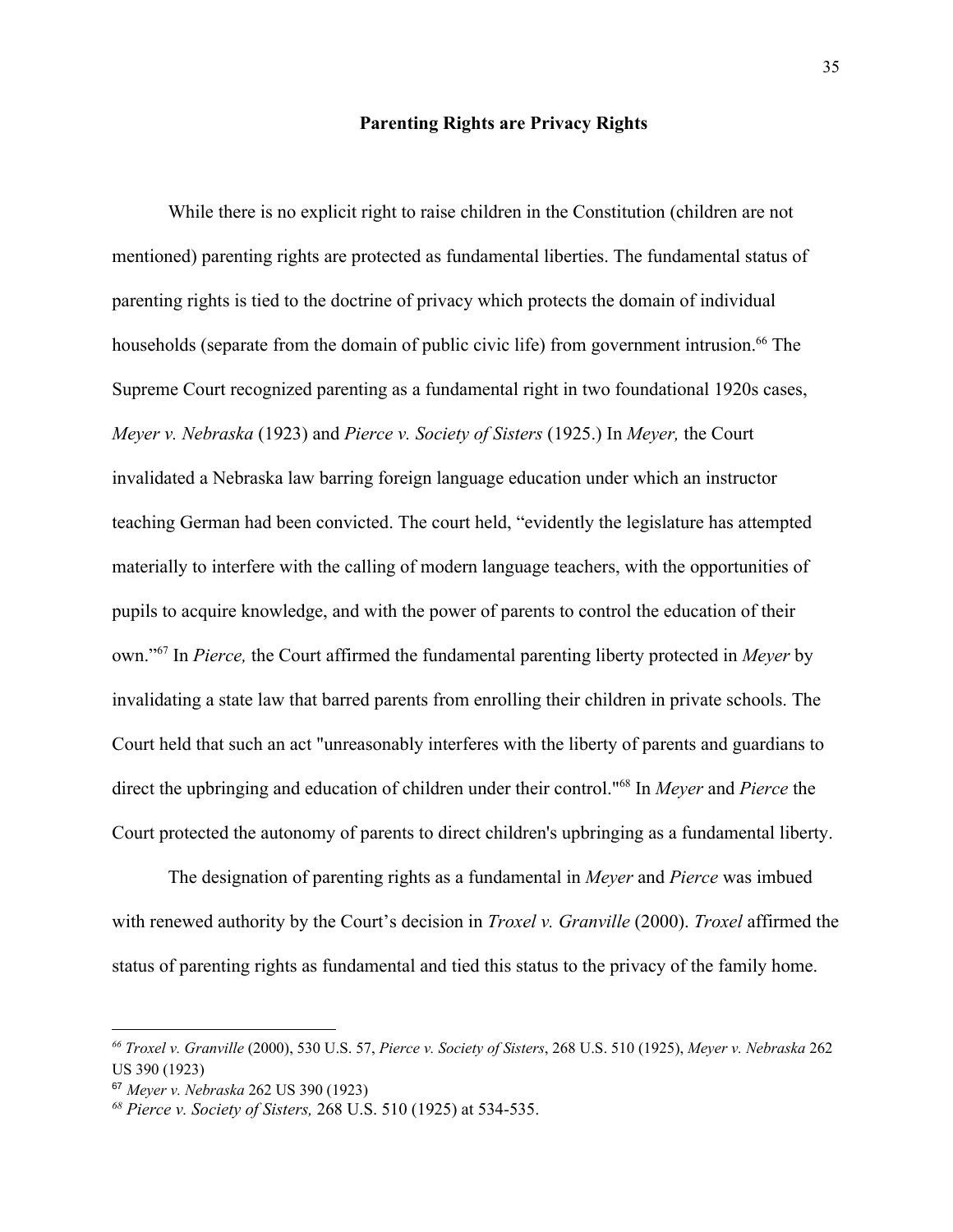## Parenting Rights are Privacy Rights

While there is no explicit right to raise children in the Constitution (children are not mentioned) parenting rights are protected as fundamental liberties. The fundamental status of parenting rights is tied to the doctrine of privacy which protects the domain of individual households (separate from the domain of public civic life) from government intrusion.[66] The Supreme Court recognized parenting as a fundamental right in two foundational 1920s cases, *Meyer v. Nebraska* (1923) and *Pierce v. Society of Sisters* (1925.) In *Meyer,* the Court invalidated a Nebraska law barring foreign language education under which an instructor teaching German had been convicted. The court held, "evidently the legislature has attempted materially to interfere with the calling of modern language teachers, with the opportunities of pupils to acquire knowledge, and with the power of parents to control the education of their own."[67] In *Pierce,* the Court affirmed the fundamental parenting liberty protected in *Meyer* by invalidating a state law that barred parents from enrolling their children in private schools. The Court held that such an act "unreasonably interferes with the liberty of parents and guardians to direct the upbringing and education of children under their control."[68] In *Meyer* and *Pierce* the Court protected the autonomy of parents to direct children's upbringing as a fundamental liberty.

The designation of parenting rights as a fundamental in *Meyer* and *Pierce* was imbued with renewed authority by the Court's decision in *Troxel v. Granville* (2000). *Troxel* affirmed the status of parenting rights as fundamental and tied this status to the privacy of the family home.

---

[66] *Troxel v. Granville* (2000), 530 U.S. 57, *Pierce v. Society of Sisters*, 268 U.S. 510 (1925), *Meyer v. Nebraska* 262 US 390 (1923)

[67] *Meyer v. Nebraska* 262 US 390 (1923)

[68] *Pierce v. Society of Sisters,* 268 U.S. 510 (1925) at 534-535.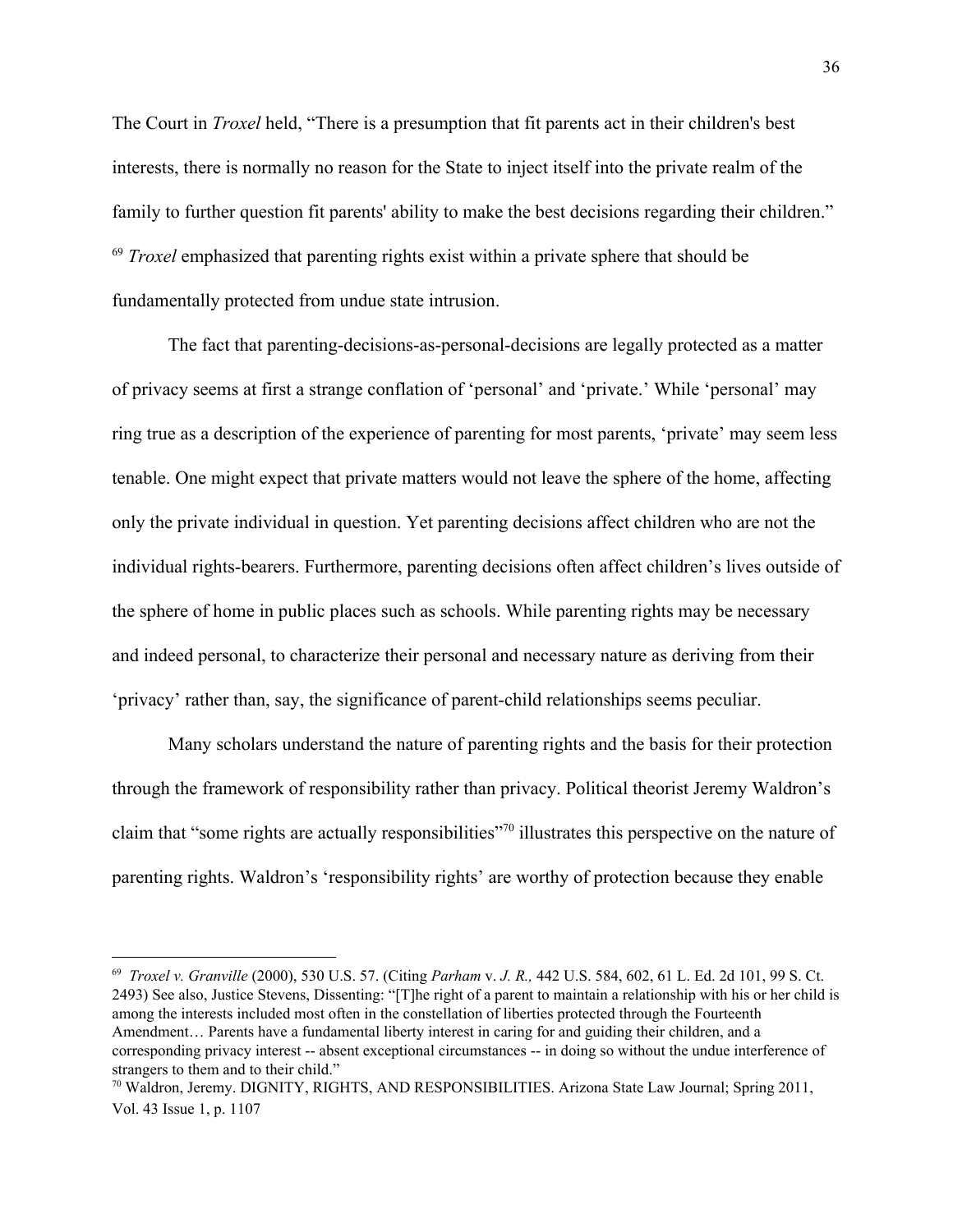The Court in *Troxel* held, "There is a presumption that fit parents act in their children's best interests, there is normally no reason for the State to inject itself into the private realm of the family to further question fit parents' ability to make the best decisions regarding their children." [69] *Troxel* emphasized that parenting rights exist within a private sphere that should be fundamentally protected from undue state intrusion.

The fact that parenting-decisions-as-personal-decisions are legally protected as a matter of privacy seems at first a strange conflation of 'personal' and 'private.' While 'personal' may ring true as a description of the experience of parenting for most parents, 'private' may seem less tenable. One might expect that private matters would not leave the sphere of the home, affecting only the private individual in question. Yet parenting decisions affect children who are not the individual rights-bearers. Furthermore, parenting decisions often affect children's lives outside of the sphere of home in public places such as schools. While parenting rights may be necessary and indeed personal, to characterize their personal and necessary nature as deriving from their 'privacy' rather than, say, the significance of parent-child relationships seems peculiar.

Many scholars understand the nature of parenting rights and the basis for their protection through the framework of responsibility rather than privacy. Political theorist Jeremy Waldron's claim that "some rights are actually responsibilities"[70] illustrates this perspective on the nature of parenting rights. Waldron's 'responsibility rights' are worthy of protection because they enable

---

[69] *Troxel v. Granville* (2000), 530 U.S. 57. (Citing *Parham* v. *J. R.,* 442 U.S. 584, 602, 61 L. Ed. 2d 101, 99 S. Ct. 2493) See also, Justice Stevens, Dissenting: "[T]he right of a parent to maintain a relationship with his or her child is among the interests included most often in the constellation of liberties protected through the Fourteenth Amendment… Parents have a fundamental liberty interest in caring for and guiding their children, and a corresponding privacy interest -- absent exceptional circumstances -- in doing so without the undue interference of strangers to them and to their child."

[70] Waldron, Jeremy. DIGNITY, RIGHTS, AND RESPONSIBILITIES. Arizona State Law Journal; Spring 2011, Vol. 43 Issue 1, p. 1107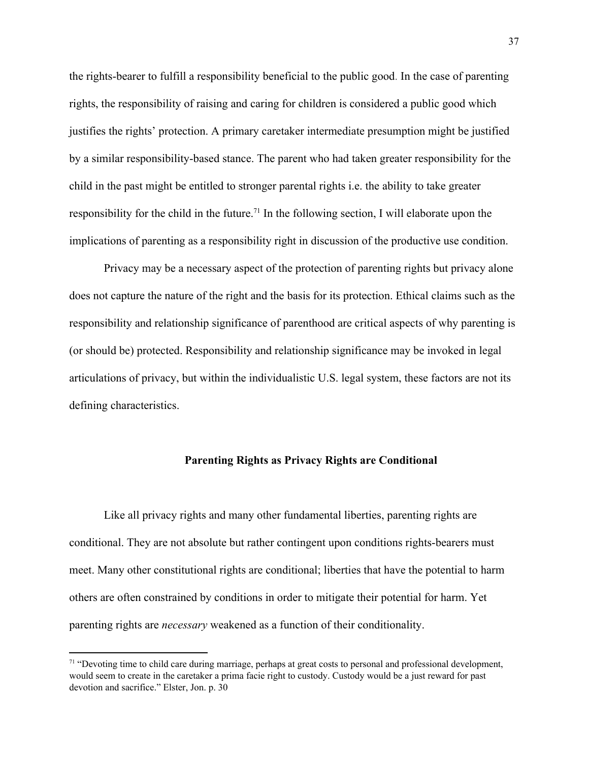the rights-bearer to fulfill a responsibility beneficial to the public good. In the case of parenting rights, the responsibility of raising and caring for children is considered a public good which justifies the rights' protection. A primary caretaker intermediate presumption might be justified by a similar responsibility-based stance. The parent who had taken greater responsibility for the child in the past might be entitled to stronger parental rights i.e. the ability to take greater responsibility for the child in the future.[71] In the following section, I will elaborate upon the implications of parenting as a responsibility right in discussion of the productive use condition.

Privacy may be a necessary aspect of the protection of parenting rights but privacy alone does not capture the nature of the right and the basis for its protection. Ethical claims such as the responsibility and relationship significance of parenthood are critical aspects of why parenting is (or should be) protected. Responsibility and relationship significance may be invoked in legal articulations of privacy, but within the individualistic U.S. legal system, these factors are not its defining characteristics.

**Parenting Rights as Privacy Rights are Conditional**

Like all privacy rights and many other fundamental liberties, parenting rights are conditional. They are not absolute but rather contingent upon conditions rights-bearers must meet. Many other constitutional rights are conditional; liberties that have the potential to harm others are often constrained by conditions in order to mitigate their potential for harm. Yet parenting rights are *necessary* weakened as a function of their conditionality.

---

[71] "Devoting time to child care during marriage, perhaps at great costs to personal and professional development, would seem to create in the caretaker a prima facie right to custody. Custody would be a just reward for past devotion and sacrifice." Elster, Jon. p. 30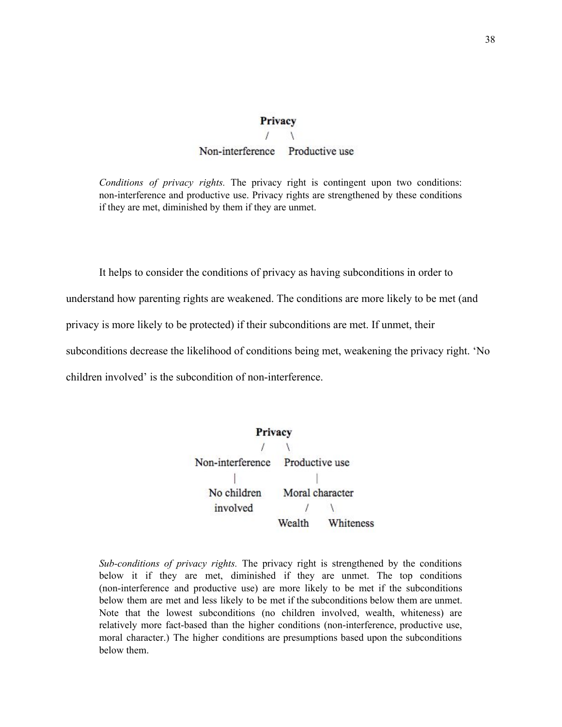```
                    Privacy
                     /   \
        Non-interference   Productive use
```

*Conditions of privacy rights.* The privacy right is contingent upon two conditions: non-interference and productive use. Privacy rights are strengthened by these conditions if they are met, diminished by them if they are unmet.

It helps to consider the conditions of privacy as having subconditions in order to understand how parenting rights are weakened. The conditions are more likely to be met (and privacy is more likely to be protected) if their subconditions are met. If unmet, their subconditions decrease the likelihood of conditions being met, weakening the privacy right. 'No children involved' is the subcondition of non-interference.

```
                    Privacy
                     /   \
        Non-interference   Productive use
               |                 |
          No children     Moral character
           involved           /    \
                          Wealth   Whiteness
```

*Sub-conditions of privacy rights.* The privacy right is strengthened by the conditions below it if they are met, diminished if they are unmet. The top conditions (non-interference and productive use) are more likely to be met if the subconditions below them are met and less likely to be met if the subconditions below them are unmet. Note that the lowest subconditions (no children involved, wealth, whiteness) are relatively more fact-based than the higher conditions (non-interference, productive use, moral character.) The higher conditions are presumptions based upon the subconditions below them.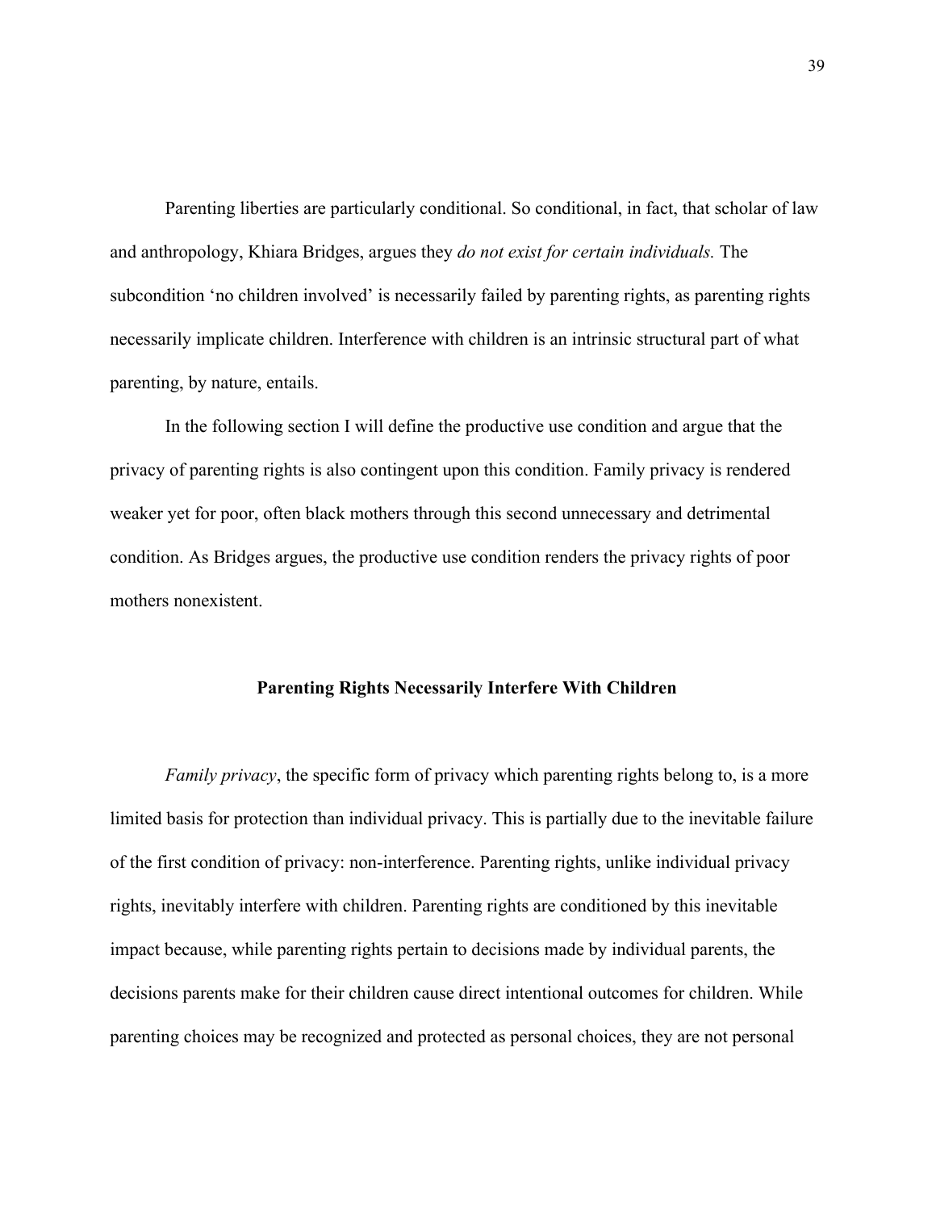Parenting liberties are particularly conditional. So conditional, in fact, that scholar of law and anthropology, Khiara Bridges, argues they *do not exist for certain individuals.* The subcondition 'no children involved' is necessarily failed by parenting rights, as parenting rights necessarily implicate children. Interference with children is an intrinsic structural part of what parenting, by nature, entails.

In the following section I will define the productive use condition and argue that the privacy of parenting rights is also contingent upon this condition. Family privacy is rendered weaker yet for poor, often black mothers through this second unnecessary and detrimental condition. As Bridges argues, the productive use condition renders the privacy rights of poor mothers nonexistent.

### Parenting Rights Necessarily Interfere With Children

*Family privacy*, the specific form of privacy which parenting rights belong to, is a more limited basis for protection than individual privacy. This is partially due to the inevitable failure of the first condition of privacy: non-interference. Parenting rights, unlike individual privacy rights, inevitably interfere with children. Parenting rights are conditioned by this inevitable impact because, while parenting rights pertain to decisions made by individual parents, the decisions parents make for their children cause direct intentional outcomes for children. While parenting choices may be recognized and protected as personal choices, they are not personal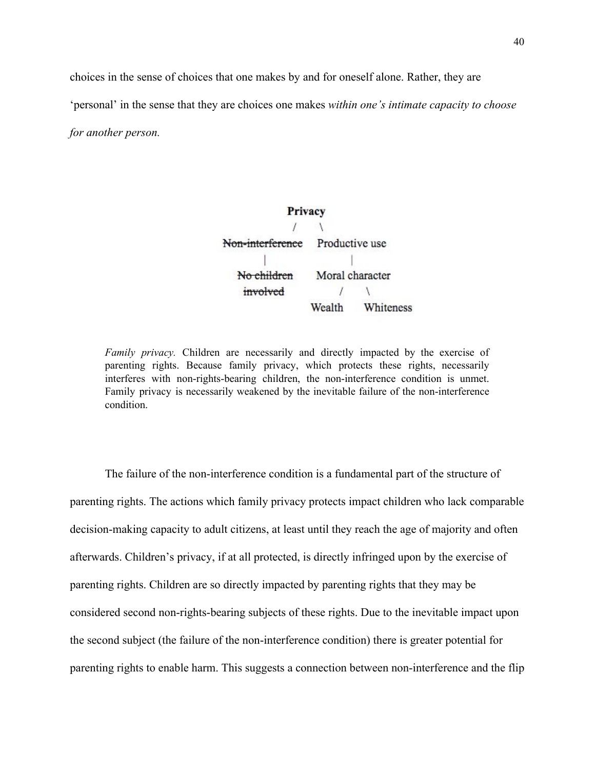choices in the sense of choices that one makes by and for oneself alone. Rather, they are 'personal' in the sense that they are choices one makes *within one's intimate capacity to choose for another person.*

```
                    Privacy
                    /     \
  ~~Non-interference~~    Productive use
          |                     |
    ~~No children~~        Moral character
      ~~involved~~            /       \
                        Wealth     Whiteness
```

*Family privacy.* Children are necessarily and directly impacted by the exercise of parenting rights. Because family privacy, which protects these rights, necessarily interferes with non-rights-bearing children, the non-interference condition is unmet. Family privacy is necessarily weakened by the inevitable failure of the non-interference condition.

The failure of the non-interference condition is a fundamental part of the structure of parenting rights. The actions which family privacy protects impact children who lack comparable decision-making capacity to adult citizens, at least until they reach the age of majority and often afterwards. Children's privacy, if at all protected, is directly infringed upon by the exercise of parenting rights. Children are so directly impacted by parenting rights that they may be considered second non-rights-bearing subjects of these rights. Due to the inevitable impact upon the second subject (the failure of the non-interference condition) there is greater potential for parenting rights to enable harm. This suggests a connection between non-interference and the flip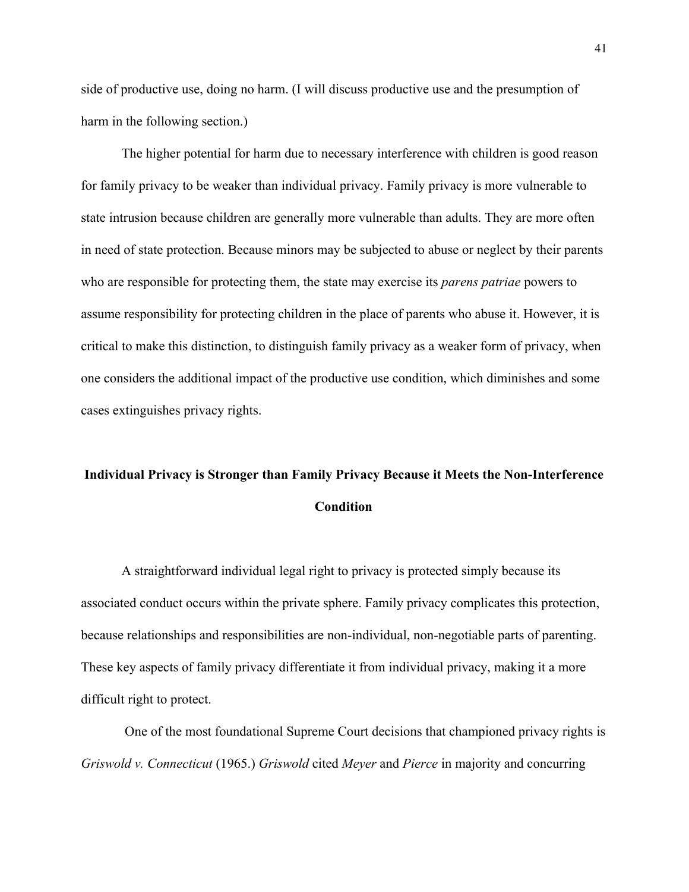side of productive use, doing no harm. (I will discuss productive use and the presumption of harm in the following section.)

The higher potential for harm due to necessary interference with children is good reason for family privacy to be weaker than individual privacy. Family privacy is more vulnerable to state intrusion because children are generally more vulnerable than adults. They are more often in need of state protection. Because minors may be subjected to abuse or neglect by their parents who are responsible for protecting them, the state may exercise its *parens patriae* powers to assume responsibility for protecting children in the place of parents who abuse it. However, it is critical to make this distinction, to distinguish family privacy as a weaker form of privacy, when one considers the additional impact of the productive use condition, which diminishes and some cases extinguishes privacy rights.

## Individual Privacy is Stronger than Family Privacy Because it Meets the Non-Interference Condition

A straightforward individual legal right to privacy is protected simply because its associated conduct occurs within the private sphere. Family privacy complicates this protection, because relationships and responsibilities are non-individual, non-negotiable parts of parenting. These key aspects of family privacy differentiate it from individual privacy, making it a more difficult right to protect.

One of the most foundational Supreme Court decisions that championed privacy rights is *Griswold v. Connecticut* (1965.) *Griswold* cited *Meyer* and *Pierce* in majority and concurring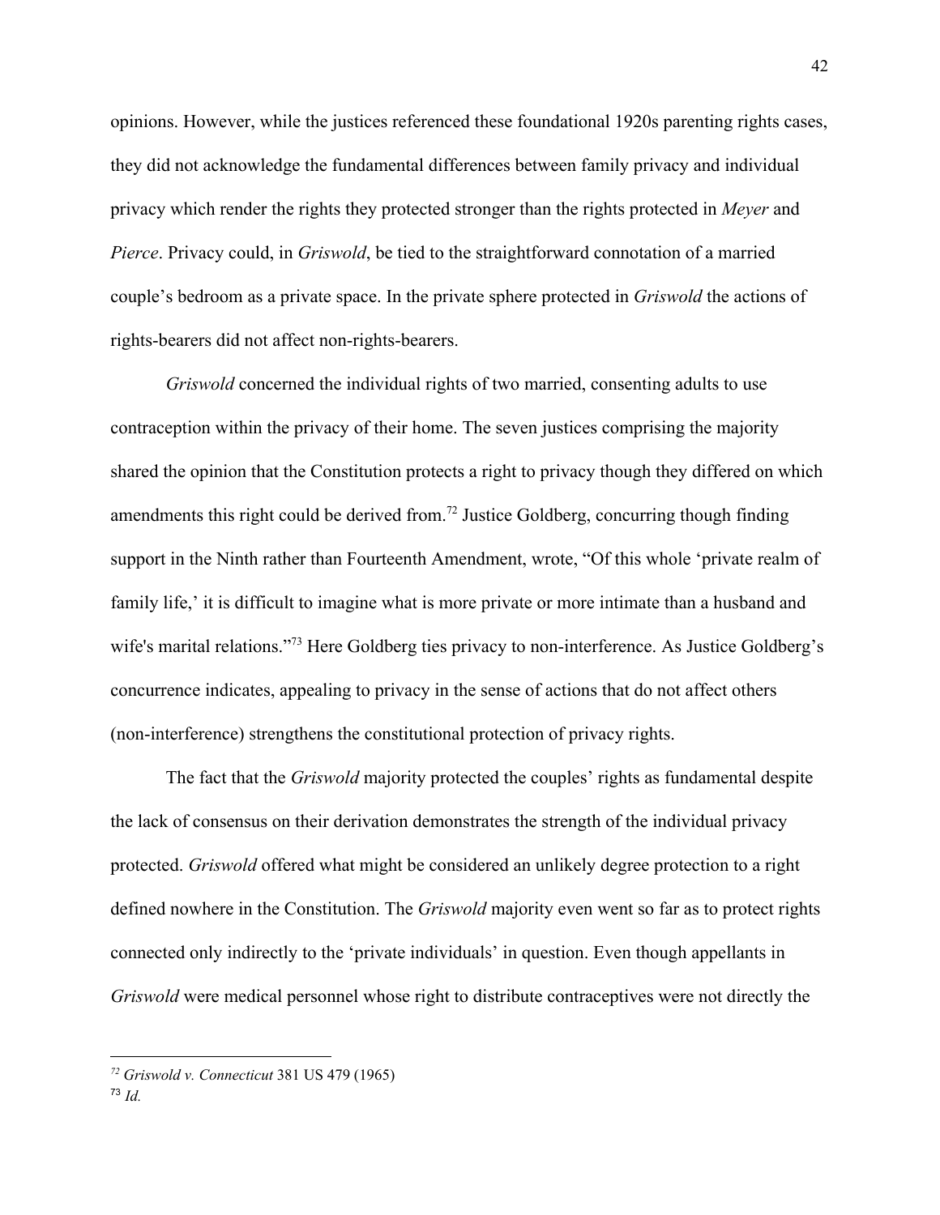opinions. However, while the justices referenced these foundational 1920s parenting rights cases, they did not acknowledge the fundamental differences between family privacy and individual privacy which render the rights they protected stronger than the rights protected in *Meyer* and *Pierce*. Privacy could, in *Griswold*, be tied to the straightforward connotation of a married couple's bedroom as a private space. In the private sphere protected in *Griswold* the actions of rights-bearers did not affect non-rights-bearers.

*Griswold* concerned the individual rights of two married, consenting adults to use contraception within the privacy of their home. The seven justices comprising the majority shared the opinion that the Constitution protects a right to privacy though they differed on which amendments this right could be derived from.[72] Justice Goldberg, concurring though finding support in the Ninth rather than Fourteenth Amendment, wrote, "Of this whole 'private realm of family life,' it is difficult to imagine what is more private or more intimate than a husband and wife's marital relations."[73] Here Goldberg ties privacy to non-interference. As Justice Goldberg's concurrence indicates, appealing to privacy in the sense of actions that do not affect others (non-interference) strengthens the constitutional protection of privacy rights.

The fact that the *Griswold* majority protected the couples' rights as fundamental despite the lack of consensus on their derivation demonstrates the strength of the individual privacy protected. *Griswold* offered what might be considered an unlikely degree protection to a right defined nowhere in the Constitution. The *Griswold* majority even went so far as to protect rights connected only indirectly to the 'private individuals' in question. Even though appellants in *Griswold* were medical personnel whose right to distribute contraceptives were not directly the

---

[72] *Griswold v. Connecticut* 381 US 479 (1965)

[73] *Id.*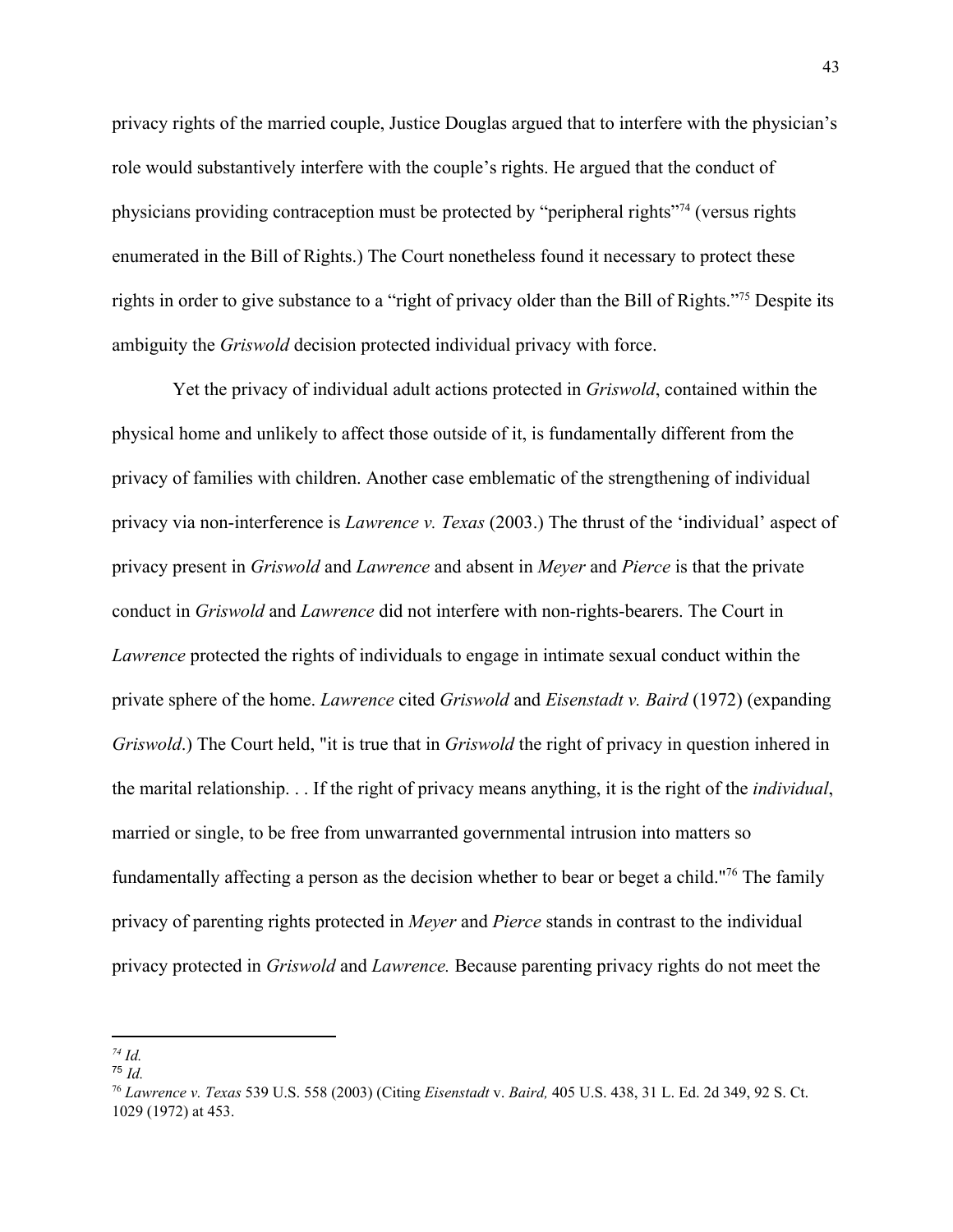privacy rights of the married couple, Justice Douglas argued that to interfere with the physician's role would substantively interfere with the couple's rights. He argued that the conduct of physicians providing contraception must be protected by "peripheral rights"[74] (versus rights enumerated in the Bill of Rights.) The Court nonetheless found it necessary to protect these rights in order to give substance to a "right of privacy older than the Bill of Rights."[75] Despite its ambiguity the *Griswold* decision protected individual privacy with force.

Yet the privacy of individual adult actions protected in *Griswold*, contained within the physical home and unlikely to affect those outside of it, is fundamentally different from the privacy of families with children. Another case emblematic of the strengthening of individual privacy via non-interference is *Lawrence v. Texas* (2003.) The thrust of the 'individual' aspect of privacy present in *Griswold* and *Lawrence* and absent in *Meyer* and *Pierce* is that the private conduct in *Griswold* and *Lawrence* did not interfere with non-rights-bearers. The Court in *Lawrence* protected the rights of individuals to engage in intimate sexual conduct within the private sphere of the home. *Lawrence* cited *Griswold* and *Eisenstadt v. Baird* (1972) (expanding *Griswold*.) The Court held, "it is true that in *Griswold* the right of privacy in question inhered in the marital relationship. . . If the right of privacy means anything, it is the right of the *individual*, married or single, to be free from unwarranted governmental intrusion into matters so fundamentally affecting a person as the decision whether to bear or beget a child."[76] The family privacy of parenting rights protected in *Meyer* and *Pierce* stands in contrast to the individual privacy protected in *Griswold* and *Lawrence.* Because parenting privacy rights do not meet the

---

[74] *Id.*

[75] *Id.*

[76] *Lawrence v. Texas* 539 U.S. 558 (2003) (Citing *Eisenstadt* v. *Baird,* 405 U.S. 438, 31 L. Ed. 2d 349, 92 S. Ct. 1029 (1972) at 453.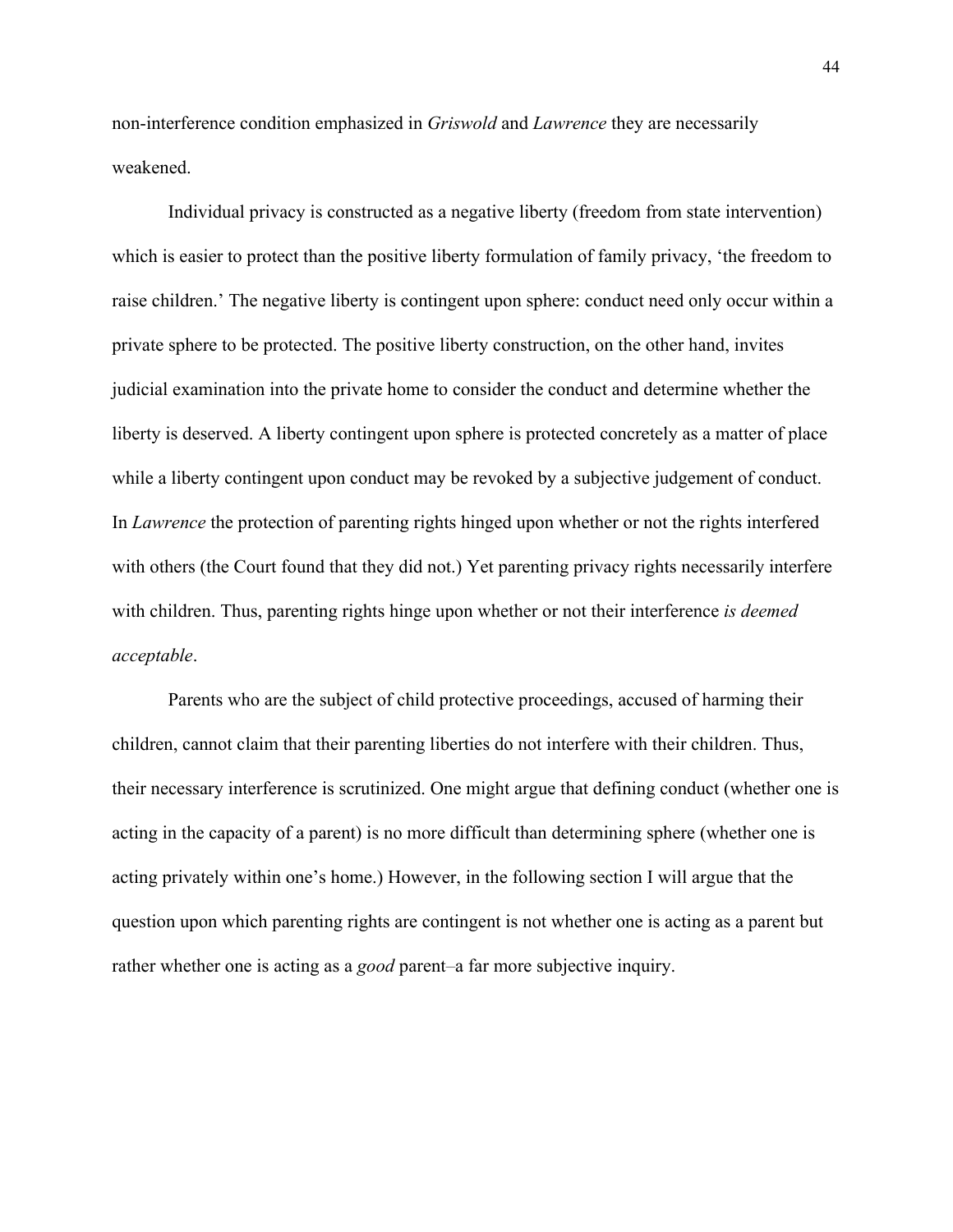non-interference condition emphasized in *Griswold* and *Lawrence* they are necessarily weakened.

Individual privacy is constructed as a negative liberty (freedom from state intervention) which is easier to protect than the positive liberty formulation of family privacy, 'the freedom to raise children.' The negative liberty is contingent upon sphere: conduct need only occur within a private sphere to be protected. The positive liberty construction, on the other hand, invites judicial examination into the private home to consider the conduct and determine whether the liberty is deserved. A liberty contingent upon sphere is protected concretely as a matter of place while a liberty contingent upon conduct may be revoked by a subjective judgement of conduct. In *Lawrence* the protection of parenting rights hinged upon whether or not the rights interfered with others (the Court found that they did not.) Yet parenting privacy rights necessarily interfere with children. Thus, parenting rights hinge upon whether or not their interference *is deemed acceptable*.

Parents who are the subject of child protective proceedings, accused of harming their children, cannot claim that their parenting liberties do not interfere with their children. Thus, their necessary interference is scrutinized. One might argue that defining conduct (whether one is acting in the capacity of a parent) is no more difficult than determining sphere (whether one is acting privately within one's home.) However, in the following section I will argue that the question upon which parenting rights are contingent is not whether one is acting as a parent but rather whether one is acting as a *good* parent–a far more subjective inquiry.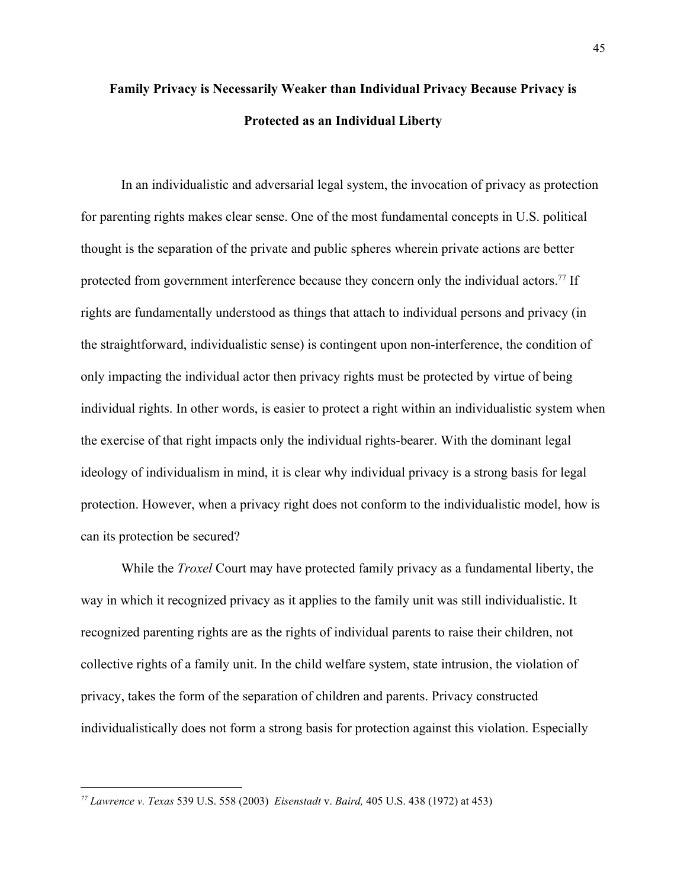**Family Privacy is Necessarily Weaker than Individual Privacy Because Privacy is Protected as an Individual Liberty**

In an individualistic and adversarial legal system, the invocation of privacy as protection for parenting rights makes clear sense. One of the most fundamental concepts in U.S. political thought is the separation of the private and public spheres wherein private actions are better protected from government interference because they concern only the individual actors.[77] If rights are fundamentally understood as things that attach to individual persons and privacy (in the straightforward, individualistic sense) is contingent upon non-interference, the condition of only impacting the individual actor then privacy rights must be protected by virtue of being individual rights. In other words, is easier to protect a right within an individualistic system when the exercise of that right impacts only the individual rights-bearer. With the dominant legal ideology of individualism in mind, it is clear why individual privacy is a strong basis for legal protection. However, when a privacy right does not conform to the individualistic model, how is can its protection be secured?

While the *Troxel* Court may have protected family privacy as a fundamental liberty, the way in which it recognized privacy as it applies to the family unit was still individualistic. It recognized parenting rights are as the rights of individual parents to raise their children, not collective rights of a family unit. In the child welfare system, state intrusion, the violation of privacy, takes the form of the separation of children and parents. Privacy constructed individualistically does not form a strong basis for protection against this violation. Especially

---

[77] *Lawrence v. Texas* 539 U.S. 558 (2003) *Eisenstadt* v. *Baird,* 405 U.S. 438 (1972) at 453)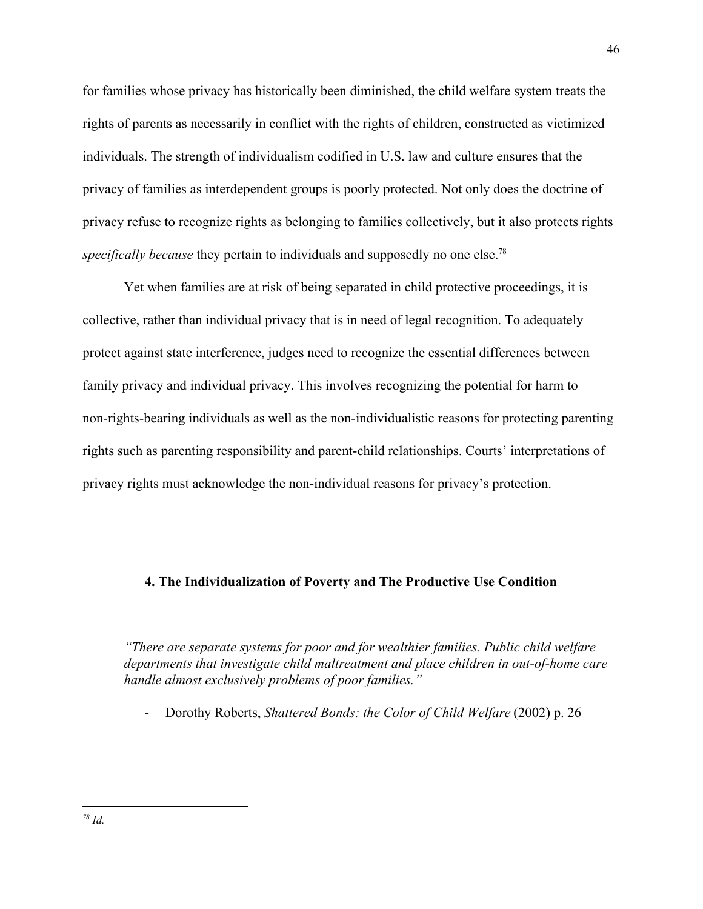for families whose privacy has historically been diminished, the child welfare system treats the rights of parents as necessarily in conflict with the rights of children, constructed as victimized individuals. The strength of individualism codified in U.S. law and culture ensures that the privacy of families as interdependent groups is poorly protected. Not only does the doctrine of privacy refuse to recognize rights as belonging to families collectively, but it also protects rights *specifically because* they pertain to individuals and supposedly no one else.[78]

Yet when families are at risk of being separated in child protective proceedings, it is collective, rather than individual privacy that is in need of legal recognition. To adequately protect against state interference, judges need to recognize the essential differences between family privacy and individual privacy. This involves recognizing the potential for harm to non-rights-bearing individuals as well as the non-individualistic reasons for protecting parenting rights such as parenting responsibility and parent-child relationships. Courts' interpretations of privacy rights must acknowledge the non-individual reasons for privacy's protection.

## 4. The Individualization of Poverty and The Productive Use Condition

> *"There are separate systems for poor and for wealthier families. Public child welfare departments that investigate child maltreatment and place children in out-of-home care handle almost exclusively problems of poor families."*
>
> - Dorothy Roberts, *Shattered Bonds: the Color of Child Welfare* (2002) p. 26

---

[78] *Id.*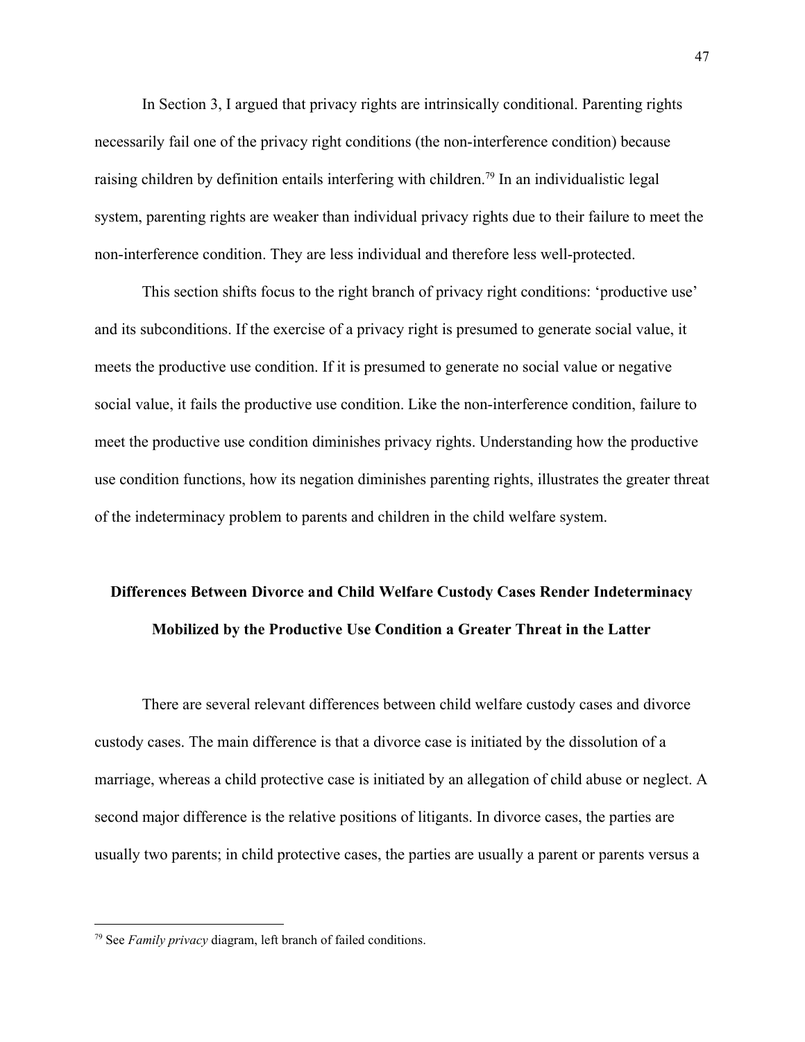In Section 3, I argued that privacy rights are intrinsically conditional. Parenting rights necessarily fail one of the privacy right conditions (the non-interference condition) because raising children by definition entails interfering with children.[79] In an individualistic legal system, parenting rights are weaker than individual privacy rights due to their failure to meet the non-interference condition. They are less individual and therefore less well-protected.

This section shifts focus to the right branch of privacy right conditions: 'productive use' and its subconditions. If the exercise of a privacy right is presumed to generate social value, it meets the productive use condition. If it is presumed to generate no social value or negative social value, it fails the productive use condition. Like the non-interference condition, failure to meet the productive use condition diminishes privacy rights. Understanding how the productive use condition functions, how its negation diminishes parenting rights, illustrates the greater threat of the indeterminacy problem to parents and children in the child welfare system.

## Differences Between Divorce and Child Welfare Custody Cases Render Indeterminacy Mobilized by the Productive Use Condition a Greater Threat in the Latter

There are several relevant differences between child welfare custody cases and divorce custody cases. The main difference is that a divorce case is initiated by the dissolution of a marriage, whereas a child protective case is initiated by an allegation of child abuse or neglect. A second major difference is the relative positions of litigants. In divorce cases, the parties are usually two parents; in child protective cases, the parties are usually a parent or parents versus a

---

[79] See *Family privacy* diagram, left branch of failed conditions.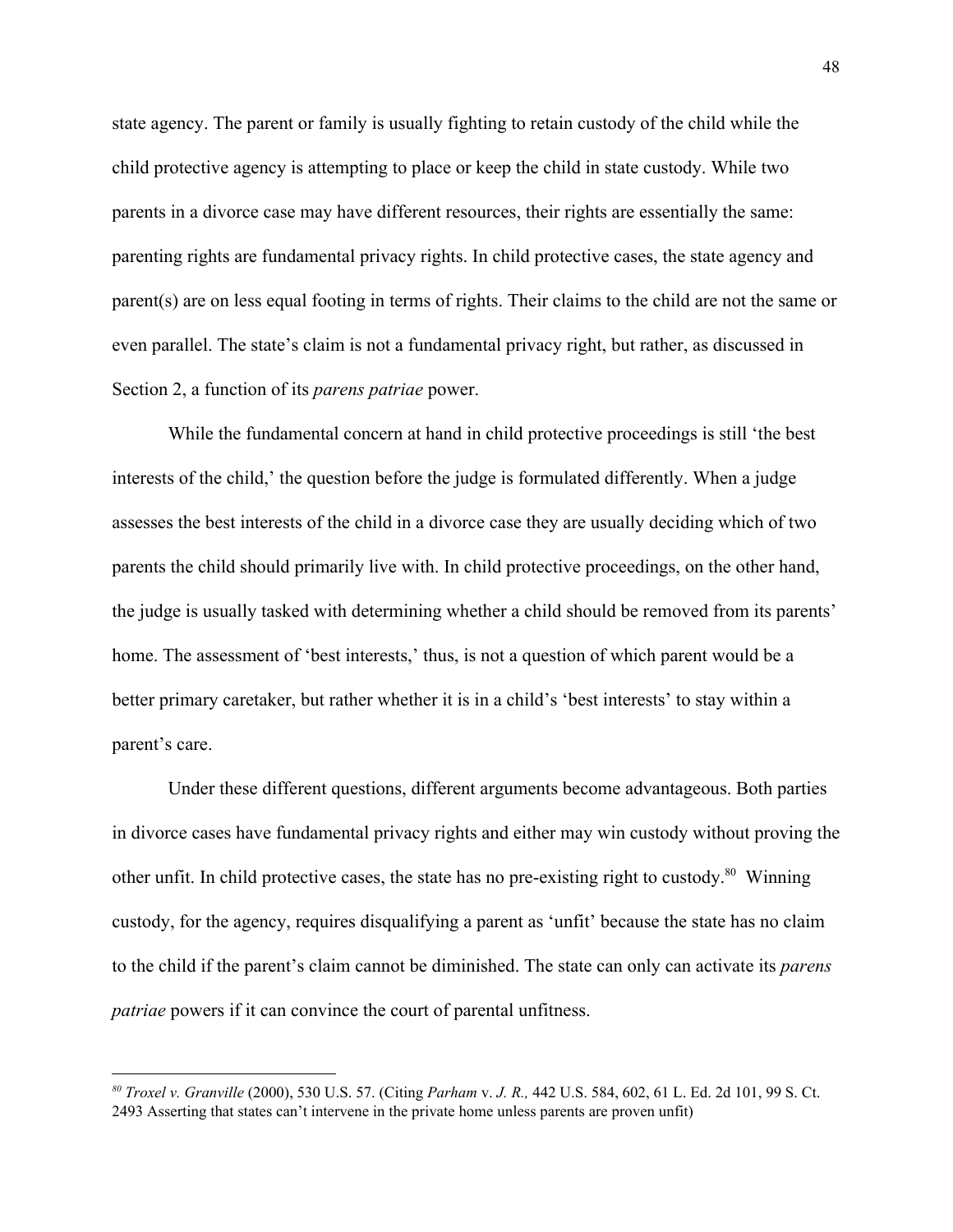state agency. The parent or family is usually fighting to retain custody of the child while the child protective agency is attempting to place or keep the child in state custody. While two parents in a divorce case may have different resources, their rights are essentially the same: parenting rights are fundamental privacy rights. In child protective cases, the state agency and parent(s) are on less equal footing in terms of rights. Their claims to the child are not the same or even parallel. The state's claim is not a fundamental privacy right, but rather, as discussed in Section 2, a function of its *parens patriae* power.

While the fundamental concern at hand in child protective proceedings is still 'the best interests of the child,' the question before the judge is formulated differently. When a judge assesses the best interests of the child in a divorce case they are usually deciding which of two parents the child should primarily live with. In child protective proceedings, on the other hand, the judge is usually tasked with determining whether a child should be removed from its parents' home. The assessment of 'best interests,' thus, is not a question of which parent would be a better primary caretaker, but rather whether it is in a child's 'best interests' to stay within a parent's care.

Under these different questions, different arguments become advantageous. Both parties in divorce cases have fundamental privacy rights and either may win custody without proving the other unfit. In child protective cases, the state has no pre-existing right to custody.[80] Winning custody, for the agency, requires disqualifying a parent as 'unfit' because the state has no claim to the child if the parent's claim cannot be diminished. The state can only can activate its *parens patriae* powers if it can convince the court of parental unfitness.

---

[80] *Troxel v. Granville* (2000), 530 U.S. 57. (Citing *Parham* v. *J. R.,* 442 U.S. 584, 602, 61 L. Ed. 2d 101, 99 S. Ct. 2493 Asserting that states can't intervene in the private home unless parents are proven unfit)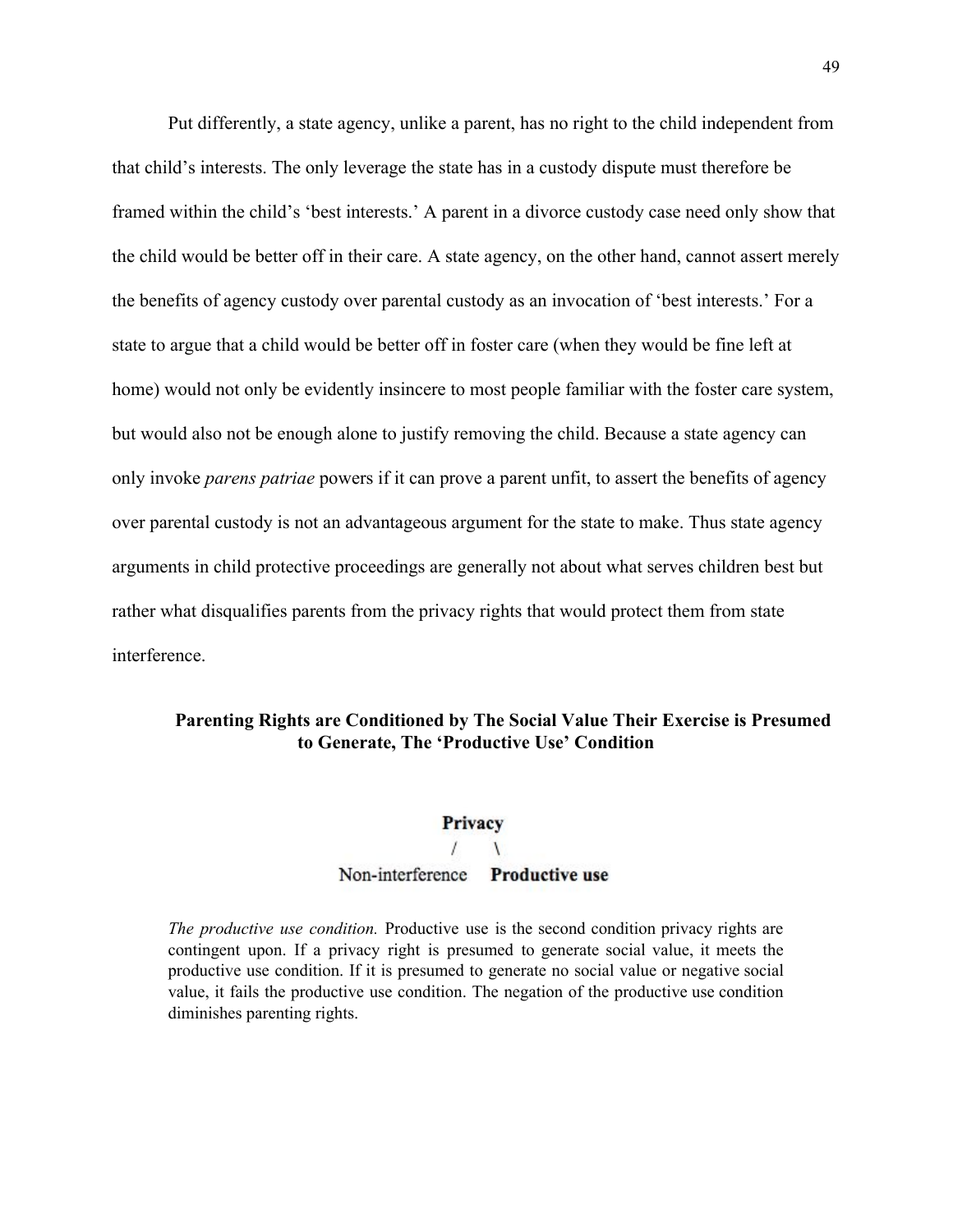Put differently, a state agency, unlike a parent, has no right to the child independent from that child's interests. The only leverage the state has in a custody dispute must therefore be framed within the child's 'best interests.' A parent in a divorce custody case need only show that the child would be better off in their care. A state agency, on the other hand, cannot assert merely the benefits of agency custody over parental custody as an invocation of 'best interests.' For a state to argue that a child would be better off in foster care (when they would be fine left at home) would not only be evidently insincere to most people familiar with the foster care system, but would also not be enough alone to justify removing the child. Because a state agency can only invoke *parens patriae* powers if it can prove a parent unfit, to assert the benefits of agency over parental custody is not an advantageous argument for the state to make. Thus state agency arguments in child protective proceedings are generally not about what serves children best but rather what disqualifies parents from the privacy rights that would protect them from state interference.

### Parenting Rights are Conditioned by The Social Value Their Exercise is Presumed to Generate, The 'Productive Use' Condition

```
            Privacy
            /     \
Non-interference   Productive use
```

> *The productive use condition.* Productive use is the second condition privacy rights are contingent upon. If a privacy right is presumed to generate social value, it meets the productive use condition. If it is presumed to generate no social value or negative social value, it fails the productive use condition. The negation of the productive use condition diminishes parenting rights.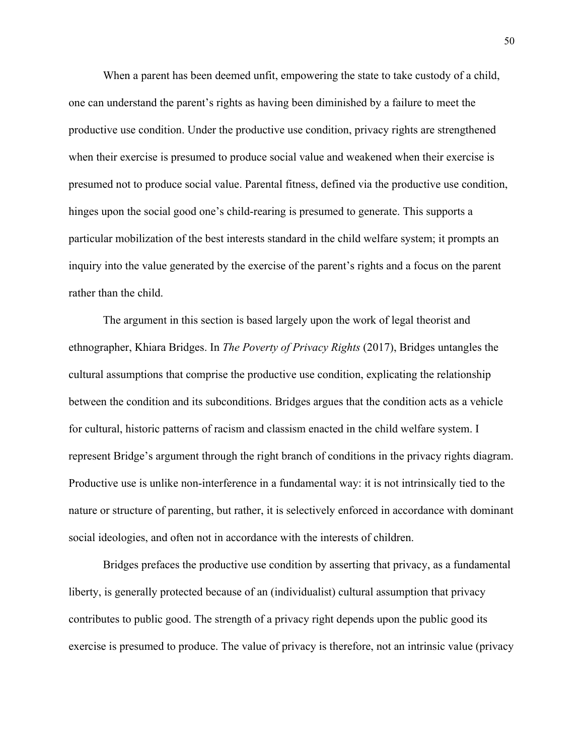When a parent has been deemed unfit, empowering the state to take custody of a child, one can understand the parent's rights as having been diminished by a failure to meet the productive use condition. Under the productive use condition, privacy rights are strengthened when their exercise is presumed to produce social value and weakened when their exercise is presumed not to produce social value. Parental fitness, defined via the productive use condition, hinges upon the social good one's child-rearing is presumed to generate. This supports a particular mobilization of the best interests standard in the child welfare system; it prompts an inquiry into the value generated by the exercise of the parent's rights and a focus on the parent rather than the child.

The argument in this section is based largely upon the work of legal theorist and ethnographer, Khiara Bridges. In *The Poverty of Privacy Rights* (2017), Bridges untangles the cultural assumptions that comprise the productive use condition, explicating the relationship between the condition and its subconditions. Bridges argues that the condition acts as a vehicle for cultural, historic patterns of racism and classism enacted in the child welfare system. I represent Bridge's argument through the right branch of conditions in the privacy rights diagram. Productive use is unlike non-interference in a fundamental way: it is not intrinsically tied to the nature or structure of parenting, but rather, it is selectively enforced in accordance with dominant social ideologies, and often not in accordance with the interests of children.

Bridges prefaces the productive use condition by asserting that privacy, as a fundamental liberty, is generally protected because of an (individualist) cultural assumption that privacy contributes to public good. The strength of a privacy right depends upon the public good its exercise is presumed to produce. The value of privacy is therefore, not an intrinsic value (privacy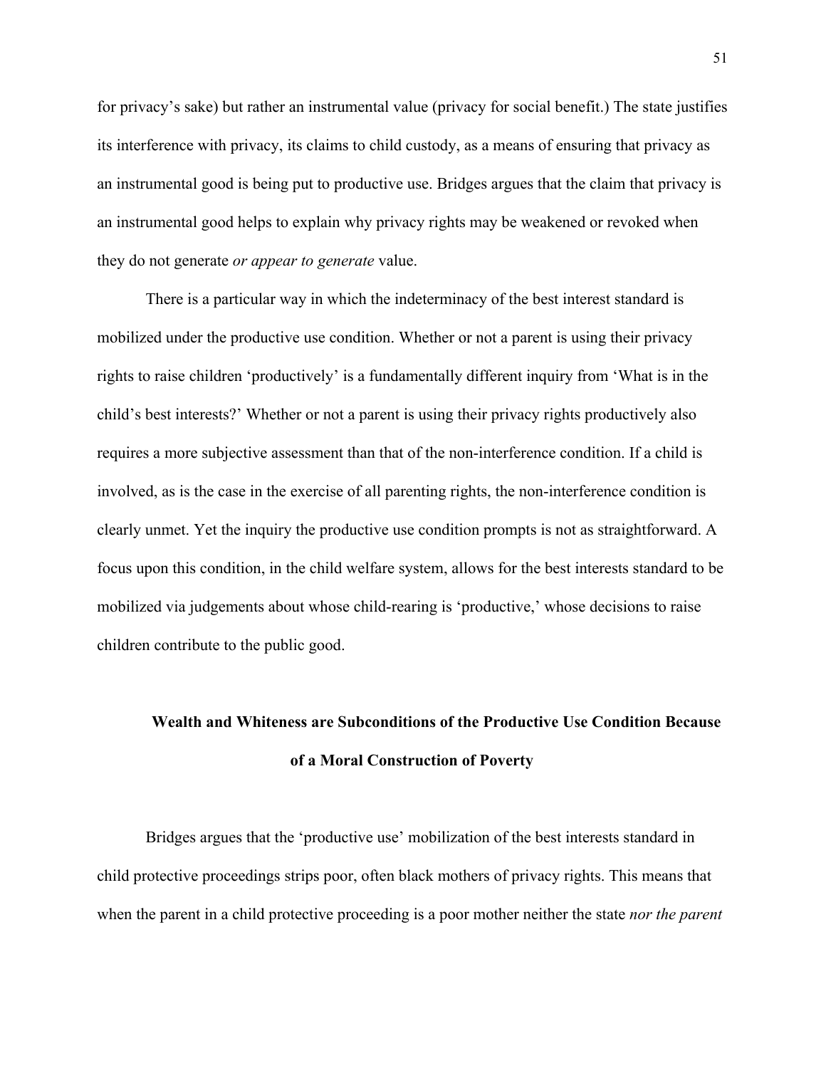for privacy's sake) but rather an instrumental value (privacy for social benefit.) The state justifies its interference with privacy, its claims to child custody, as a means of ensuring that privacy as an instrumental good is being put to productive use. Bridges argues that the claim that privacy is an instrumental good helps to explain why privacy rights may be weakened or revoked when they do not generate *or appear to generate* value.

There is a particular way in which the indeterminacy of the best interest standard is mobilized under the productive use condition. Whether or not a parent is using their privacy rights to raise children 'productively' is a fundamentally different inquiry from 'What is in the child's best interests?' Whether or not a parent is using their privacy rights productively also requires a more subjective assessment than that of the non-interference condition. If a child is involved, as is the case in the exercise of all parenting rights, the non-interference condition is clearly unmet. Yet the inquiry the productive use condition prompts is not as straightforward. A focus upon this condition, in the child welfare system, allows for the best interests standard to be mobilized via judgements about whose child-rearing is 'productive,' whose decisions to raise children contribute to the public good.

## Wealth and Whiteness are Subconditions of the Productive Use Condition Because of a Moral Construction of Poverty

Bridges argues that the 'productive use' mobilization of the best interests standard in child protective proceedings strips poor, often black mothers of privacy rights. This means that when the parent in a child protective proceeding is a poor mother neither the state *nor the parent*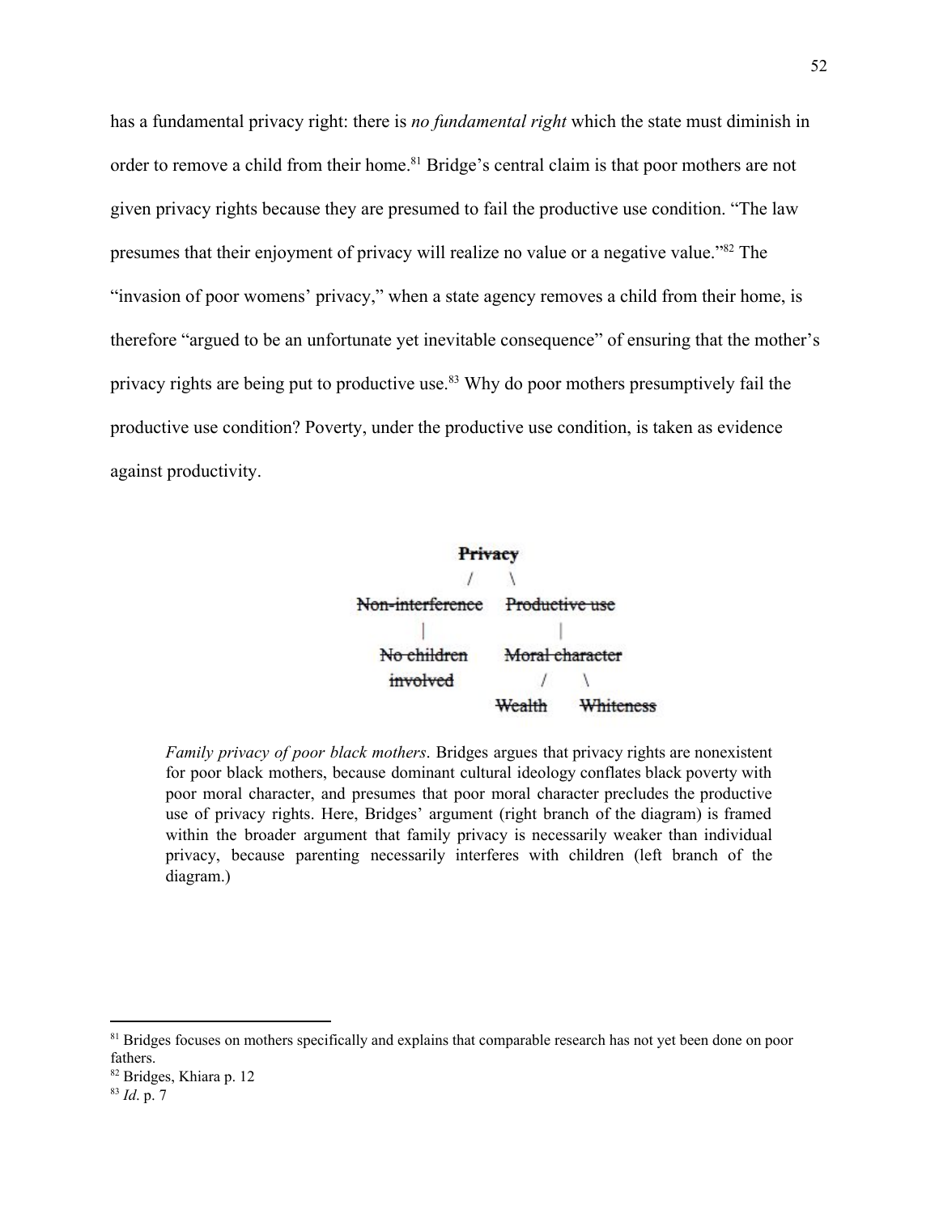has a fundamental privacy right: there is *no fundamental right* which the state must diminish in order to remove a child from their home.[81] Bridge's central claim is that poor mothers are not given privacy rights because they are presumed to fail the productive use condition. "The law presumes that their enjoyment of privacy will realize no value or a negative value."[82] The "invasion of poor womens' privacy," when a state agency removes a child from their home, is therefore "argued to be an unfortunate yet inevitable consequence" of ensuring that the mother's privacy rights are being put to productive use.[83] Why do poor mothers presumptively fail the productive use condition? Poverty, under the productive use condition, is taken as evidence against productivity.

```
                    Privacy
                    /     \
      Non-interference    Productive use
             |                  |
        No children       Moral character
         involved             /     \
                          Wealth   Whiteness
```

*Family privacy of poor black mothers*. Bridges argues that privacy rights are nonexistent for poor black mothers, because dominant cultural ideology conflates black poverty with poor moral character, and presumes that poor moral character precludes the productive use of privacy rights. Here, Bridges' argument (right branch of the diagram) is framed within the broader argument that family privacy is necessarily weaker than individual privacy, because parenting necessarily interferes with children (left branch of the diagram.)

---

[81] Bridges focuses on mothers specifically and explains that comparable research has not yet been done on poor fathers.

[82] Bridges, Khiara p. 12

[83] *Id*. p. 7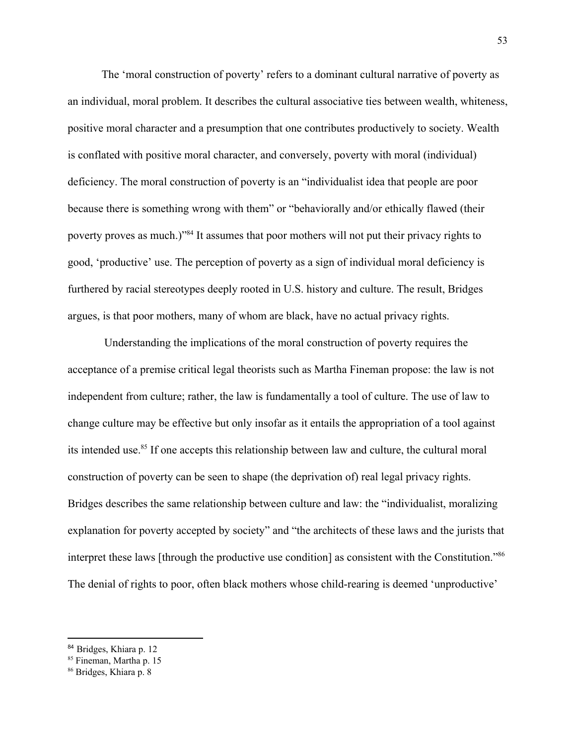The 'moral construction of poverty' refers to a dominant cultural narrative of poverty as an individual, moral problem. It describes the cultural associative ties between wealth, whiteness, positive moral character and a presumption that one contributes productively to society. Wealth is conflated with positive moral character, and conversely, poverty with moral (individual) deficiency. The moral construction of poverty is an "individualist idea that people are poor because there is something wrong with them" or "behaviorally and/or ethically flawed (their poverty proves as much.)"[84] It assumes that poor mothers will not put their privacy rights to good, 'productive' use. The perception of poverty as a sign of individual moral deficiency is furthered by racial stereotypes deeply rooted in U.S. history and culture. The result, Bridges argues, is that poor mothers, many of whom are black, have no actual privacy rights.

Understanding the implications of the moral construction of poverty requires the acceptance of a premise critical legal theorists such as Martha Fineman propose: the law is not independent from culture; rather, the law is fundamentally a tool of culture. The use of law to change culture may be effective but only insofar as it entails the appropriation of a tool against its intended use.[85] If one accepts this relationship between law and culture, the cultural moral construction of poverty can be seen to shape (the deprivation of) real legal privacy rights. Bridges describes the same relationship between culture and law: the "individualist, moralizing explanation for poverty accepted by society" and "the architects of these laws and the jurists that interpret these laws [through the productive use condition] as consistent with the Constitution."[86] The denial of rights to poor, often black mothers whose child-rearing is deemed 'unproductive'

---

[84] Bridges, Khiara p. 12

[85] Fineman, Martha p. 15

[86] Bridges, Khiara p. 8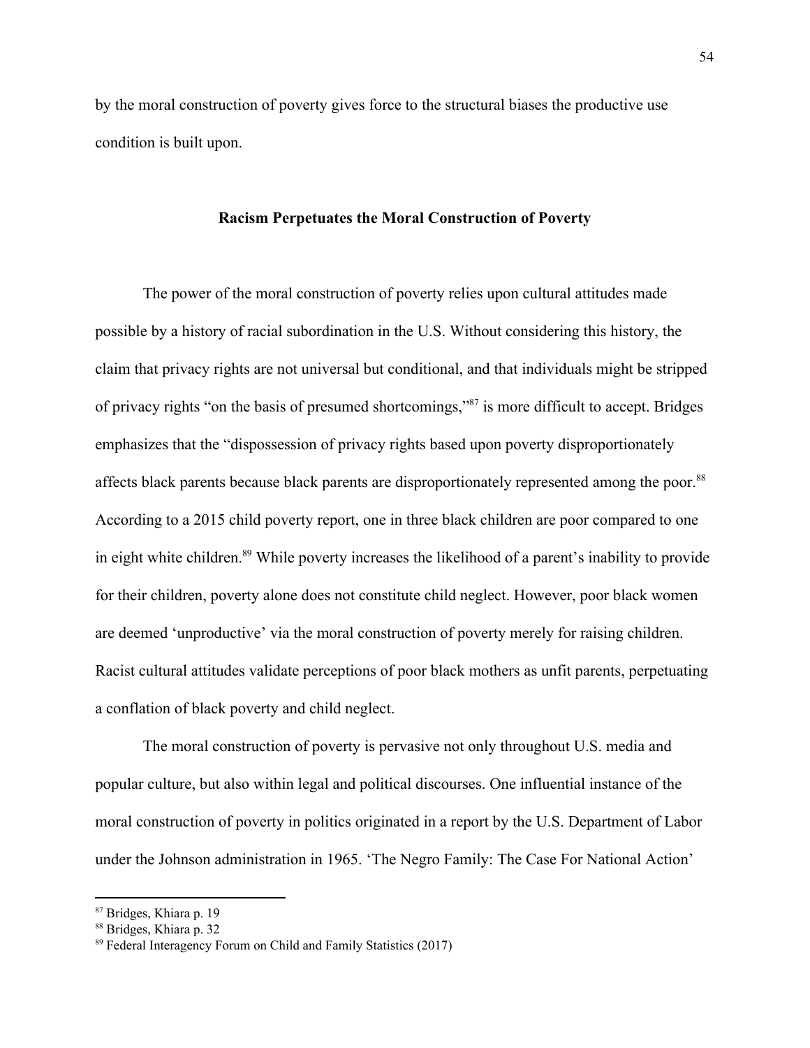by the moral construction of poverty gives force to the structural biases the productive use condition is built upon.

### Racism Perpetuates the Moral Construction of Poverty

The power of the moral construction of poverty relies upon cultural attitudes made possible by a history of racial subordination in the U.S. Without considering this history, the claim that privacy rights are not universal but conditional, and that individuals might be stripped of privacy rights "on the basis of presumed shortcomings,"[87] is more difficult to accept. Bridges emphasizes that the "dispossession of privacy rights based upon poverty disproportionately affects black parents because black parents are disproportionately represented among the poor.[88] According to a 2015 child poverty report, one in three black children are poor compared to one in eight white children.[89] While poverty increases the likelihood of a parent's inability to provide for their children, poverty alone does not constitute child neglect. However, poor black women are deemed 'unproductive' via the moral construction of poverty merely for raising children. Racist cultural attitudes validate perceptions of poor black mothers as unfit parents, perpetuating a conflation of black poverty and child neglect.

The moral construction of poverty is pervasive not only throughout U.S. media and popular culture, but also within legal and political discourses. One influential instance of the moral construction of poverty in politics originated in a report by the U.S. Department of Labor under the Johnson administration in 1965. 'The Negro Family: The Case For National Action'

---

[87] Bridges, Khiara p. 19

[88] Bridges, Khiara p. 32

[89] Federal Interagency Forum on Child and Family Statistics (2017)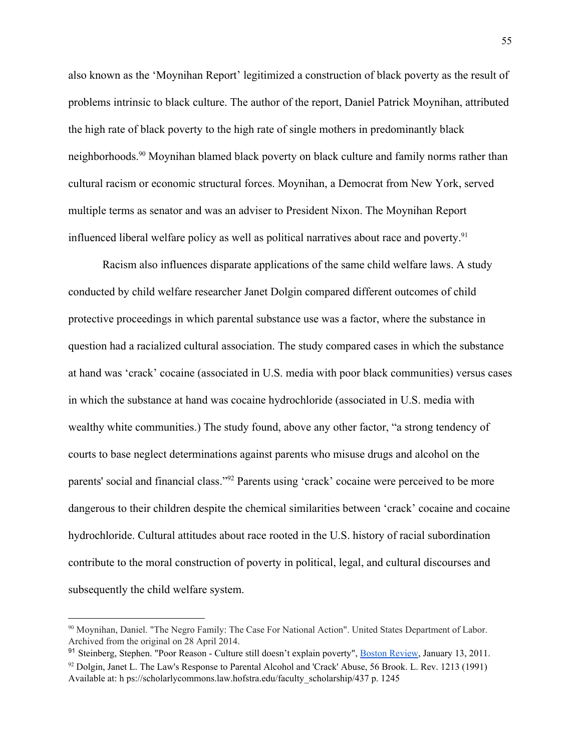also known as the 'Moynihan Report' legitimized a construction of black poverty as the result of problems intrinsic to black culture. The author of the report, Daniel Patrick Moynihan, attributed the high rate of black poverty to the high rate of single mothers in predominantly black neighborhoods.[90] Moynihan blamed black poverty on black culture and family norms rather than cultural racism or economic structural forces. Moynihan, a Democrat from New York, served multiple terms as senator and was an adviser to President Nixon. The Moynihan Report influenced liberal welfare policy as well as political narratives about race and poverty.[91]

Racism also influences disparate applications of the same child welfare laws. A study conducted by child welfare researcher Janet Dolgin compared different outcomes of child protective proceedings in which parental substance use was a factor, where the substance in question had a racialized cultural association. The study compared cases in which the substance at hand was 'crack' cocaine (associated in U.S. media with poor black communities) versus cases in which the substance at hand was cocaine hydrochloride (associated in U.S. media with wealthy white communities.) The study found, above any other factor, "a strong tendency of courts to base neglect determinations against parents who misuse drugs and alcohol on the parents' social and financial class."[92] Parents using 'crack' cocaine were perceived to be more dangerous to their children despite the chemical similarities between 'crack' cocaine and cocaine hydrochloride. Cultural attitudes about race rooted in the U.S. history of racial subordination contribute to the moral construction of poverty in political, legal, and cultural discourses and subsequently the child welfare system.

---

[90] Moynihan, Daniel. "The Negro Family: The Case For National Action". United States Department of Labor. Archived from the original on 28 April 2014.

[91] Steinberg, Stephen. "Poor Reason - Culture still doesn't explain poverty", Boston Review, January 13, 2011.

[92] Dolgin, Janet L. The Law's Response to Parental Alcohol and 'Crack' Abuse, 56 Brook. L. Rev. 1213 (1991) Available at: h ps://scholarlycommons.law.hofstra.edu/faculty_scholarship/437 p. 1245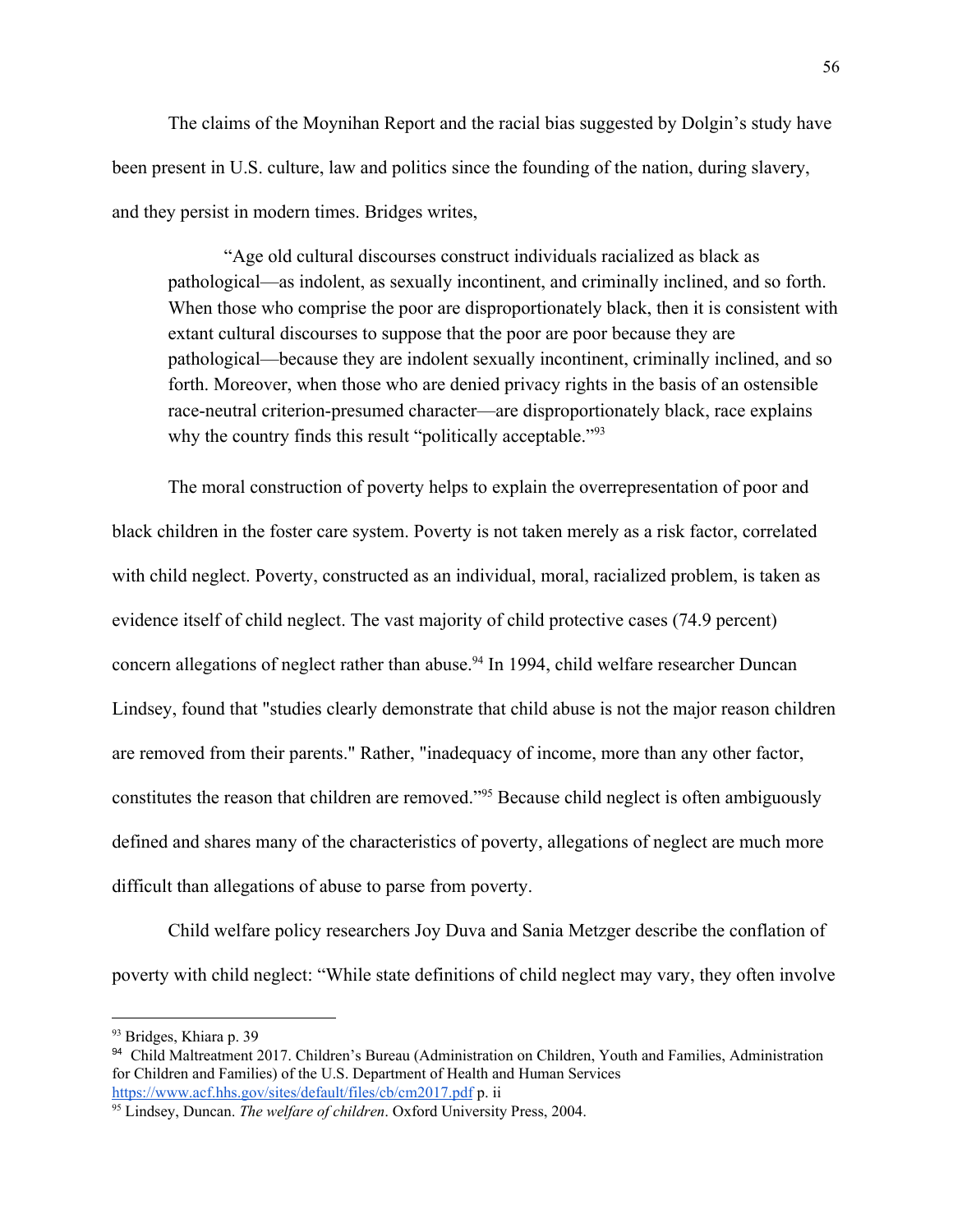The claims of the Moynihan Report and the racial bias suggested by Dolgin's study have been present in U.S. culture, law and politics since the founding of the nation, during slavery, and they persist in modern times. Bridges writes,

> "Age old cultural discourses construct individuals racialized as black as pathological—as indolent, as sexually incontinent, and criminally inclined, and so forth. When those who comprise the poor are disproportionately black, then it is consistent with extant cultural discourses to suppose that the poor are poor because they are pathological—because they are indolent sexually incontinent, criminally inclined, and so forth. Moreover, when those who are denied privacy rights in the basis of an ostensible race-neutral criterion-presumed character—are disproportionately black, race explains why the country finds this result "politically acceptable."[93]

The moral construction of poverty helps to explain the overrepresentation of poor and black children in the foster care system. Poverty is not taken merely as a risk factor, correlated with child neglect. Poverty, constructed as an individual, moral, racialized problem, is taken as evidence itself of child neglect. The vast majority of child protective cases (74.9 percent) concern allegations of neglect rather than abuse.[94] In 1994, child welfare researcher Duncan Lindsey, found that "studies clearly demonstrate that child abuse is not the major reason children are removed from their parents." Rather, "inadequacy of income, more than any other factor, constitutes the reason that children are removed."[95] Because child neglect is often ambiguously defined and shares many of the characteristics of poverty, allegations of neglect are much more difficult than allegations of abuse to parse from poverty.

Child welfare policy researchers Joy Duva and Sania Metzger describe the conflation of poverty with child neglect: "While state definitions of child neglect may vary, they often involve

---

[93] Bridges, Khiara p. 39

[94] Child Maltreatment 2017. Children's Bureau (Administration on Children, Youth and Families, Administration for Children and Families) of the U.S. Department of Health and Human Services https://www.acf.hhs.gov/sites/default/files/cb/cm2017.pdf p. ii

[95] Lindsey, Duncan. *The welfare of children*. Oxford University Press, 2004.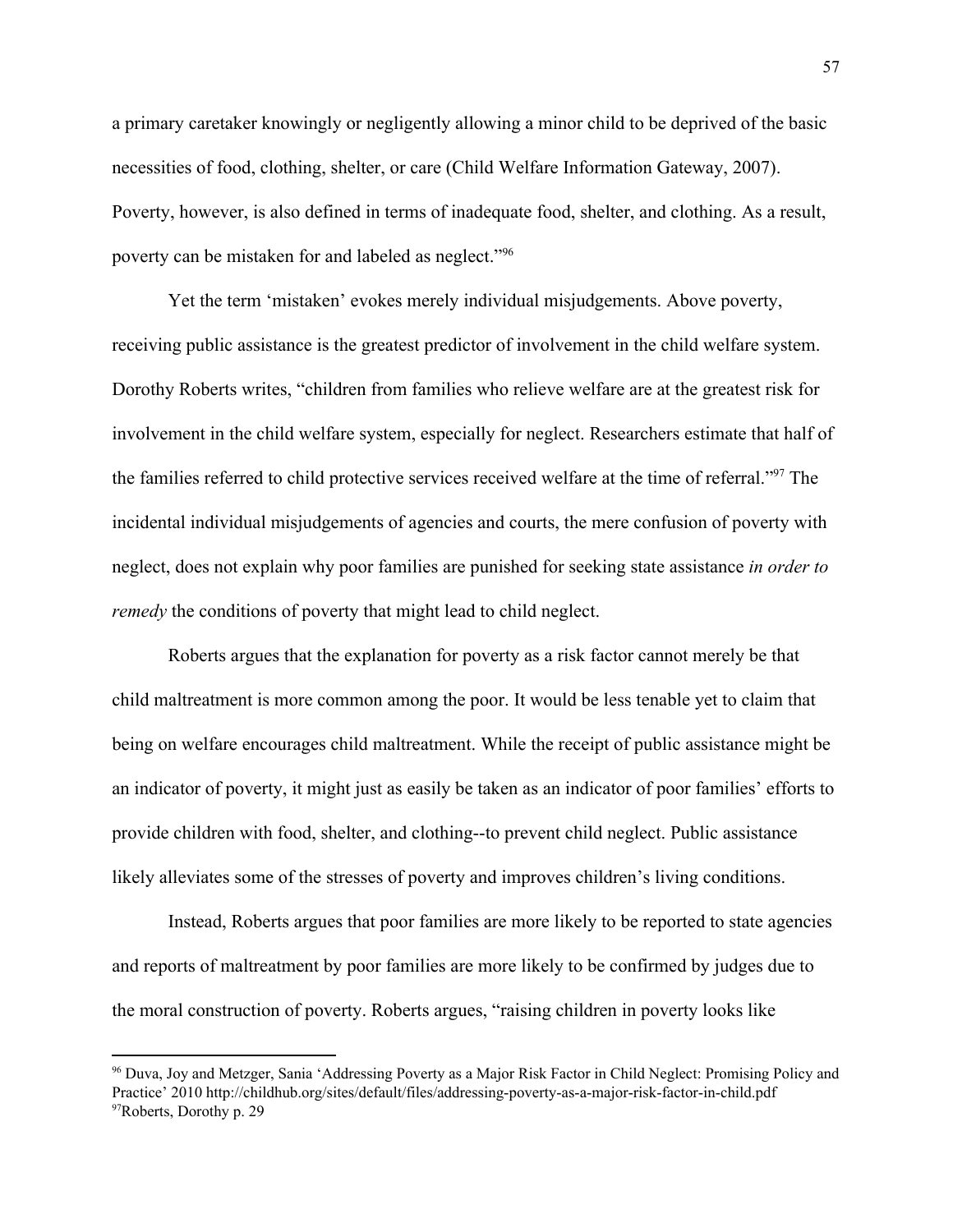a primary caretaker knowingly or negligently allowing a minor child to be deprived of the basic necessities of food, clothing, shelter, or care (Child Welfare Information Gateway, 2007). Poverty, however, is also defined in terms of inadequate food, shelter, and clothing. As a result, poverty can be mistaken for and labeled as neglect."[96]

Yet the term 'mistaken' evokes merely individual misjudgements. Above poverty, receiving public assistance is the greatest predictor of involvement in the child welfare system. Dorothy Roberts writes, "children from families who relieve welfare are at the greatest risk for involvement in the child welfare system, especially for neglect. Researchers estimate that half of the families referred to child protective services received welfare at the time of referral."[97] The incidental individual misjudgements of agencies and courts, the mere confusion of poverty with neglect, does not explain why poor families are punished for seeking state assistance *in order to remedy* the conditions of poverty that might lead to child neglect.

Roberts argues that the explanation for poverty as a risk factor cannot merely be that child maltreatment is more common among the poor. It would be less tenable yet to claim that being on welfare encourages child maltreatment. While the receipt of public assistance might be an indicator of poverty, it might just as easily be taken as an indicator of poor families' efforts to provide children with food, shelter, and clothing--to prevent child neglect. Public assistance likely alleviates some of the stresses of poverty and improves children's living conditions.

Instead, Roberts argues that poor families are more likely to be reported to state agencies and reports of maltreatment by poor families are more likely to be confirmed by judges due to the moral construction of poverty. Roberts argues, "raising children in poverty looks like

[96] Duva, Joy and Metzger, Sania 'Addressing Poverty as a Major Risk Factor in Child Neglect: Promising Policy and Practice' 2010 http://childhub.org/sites/default/files/addressing-poverty-as-a-major-risk-factor-in-child.pdf

[97] Roberts, Dorothy p. 29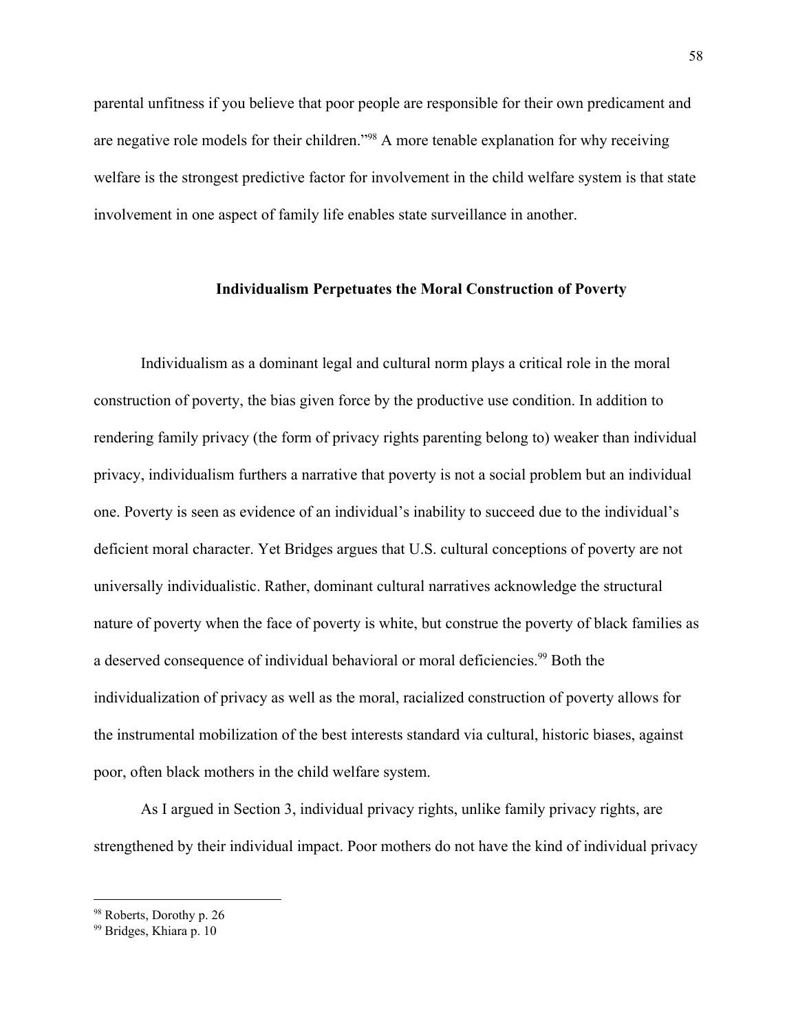parental unfitness if you believe that poor people are responsible for their own predicament and are negative role models for their children."[98] A more tenable explanation for why receiving welfare is the strongest predictive factor for involvement in the child welfare system is that state involvement in one aspect of family life enables state surveillance in another.

### Individualism Perpetuates the Moral Construction of Poverty

Individualism as a dominant legal and cultural norm plays a critical role in the moral construction of poverty, the bias given force by the productive use condition. In addition to rendering family privacy (the form of privacy rights parenting belong to) weaker than individual privacy, individualism furthers a narrative that poverty is not a social problem but an individual one. Poverty is seen as evidence of an individual's inability to succeed due to the individual's deficient moral character. Yet Bridges argues that U.S. cultural conceptions of poverty are not universally individualistic. Rather, dominant cultural narratives acknowledge the structural nature of poverty when the face of poverty is white, but construe the poverty of black families as a deserved consequence of individual behavioral or moral deficiencies.[99] Both the individualization of privacy as well as the moral, racialized construction of poverty allows for the instrumental mobilization of the best interests standard via cultural, historic biases, against poor, often black mothers in the child welfare system.

As I argued in Section 3, individual privacy rights, unlike family privacy rights, are strengthened by their individual impact. Poor mothers do not have the kind of individual privacy

---

[98] Roberts, Dorothy p. 26

[99] Bridges, Khiara p. 10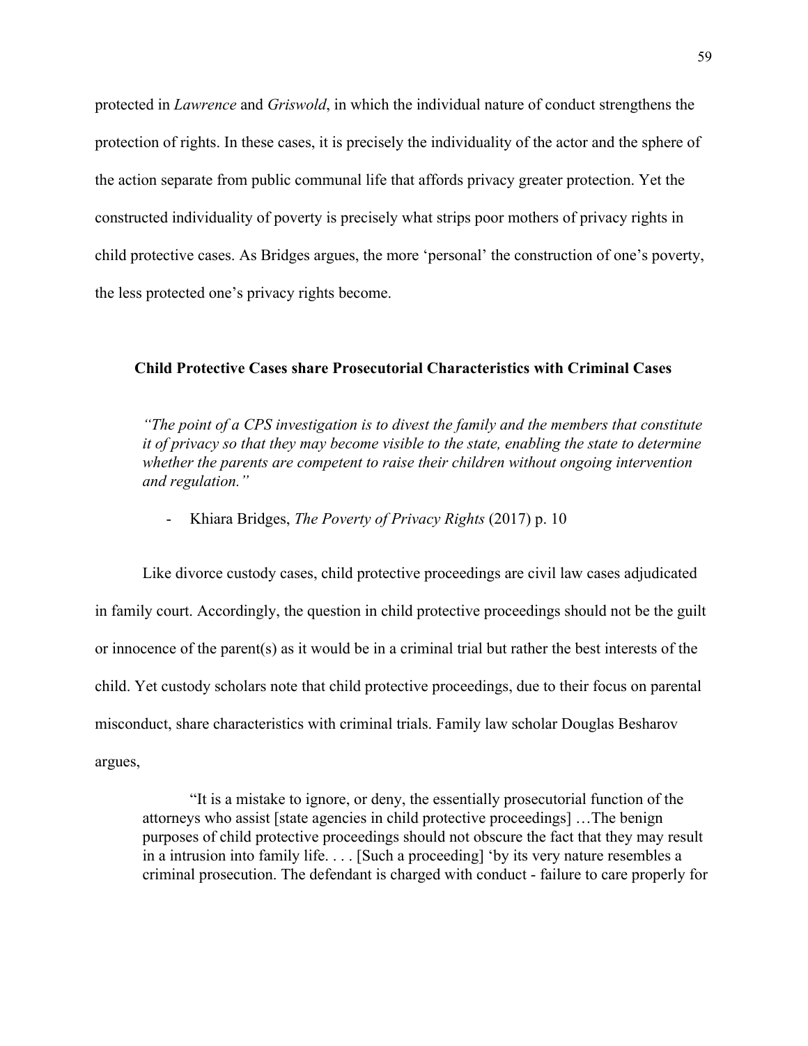protected in *Lawrence* and *Griswold*, in which the individual nature of conduct strengthens the protection of rights. In these cases, it is precisely the individuality of the actor and the sphere of the action separate from public communal life that affords privacy greater protection. Yet the constructed individuality of poverty is precisely what strips poor mothers of privacy rights in child protective cases. As Bridges argues, the more 'personal' the construction of one's poverty, the less protected one's privacy rights become.

### Child Protective Cases share Prosecutorial Characteristics with Criminal Cases

> *"The point of a CPS investigation is to divest the family and the members that constitute it of privacy so that they may become visible to the state, enabling the state to determine whether the parents are competent to raise their children without ongoing intervention and regulation."*
>
> - Khiara Bridges, *The Poverty of Privacy Rights* (2017) p. 10

Like divorce custody cases, child protective proceedings are civil law cases adjudicated in family court. Accordingly, the question in child protective proceedings should not be the guilt or innocence of the parent(s) as it would be in a criminal trial but rather the best interests of the child. Yet custody scholars note that child protective proceedings, due to their focus on parental misconduct, share characteristics with criminal trials. Family law scholar Douglas Besharov argues,

> "It is a mistake to ignore, or deny, the essentially prosecutorial function of the attorneys who assist [state agencies in child protective proceedings] …The benign purposes of child protective proceedings should not obscure the fact that they may result in a intrusion into family life. . . . [Such a proceeding] 'by its very nature resembles a criminal prosecution. The defendant is charged with conduct - failure to care properly for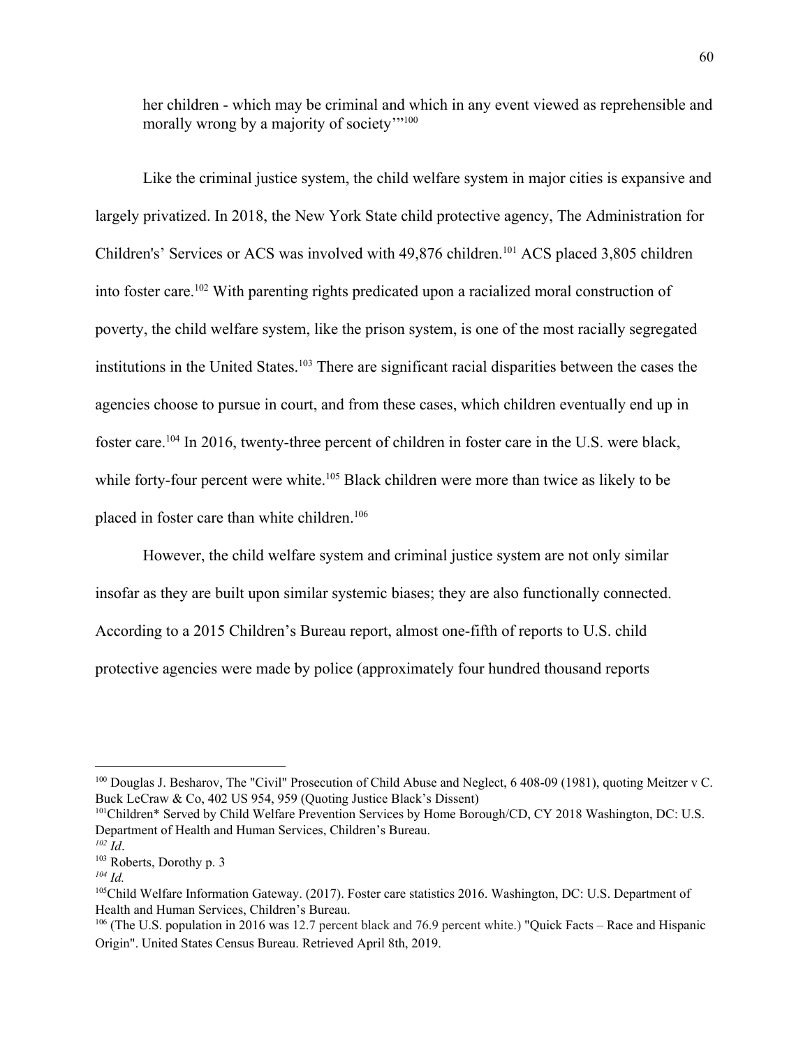her children - which may be criminal and which in any event viewed as reprehensible and morally wrong by a majority of society'"[100]

Like the criminal justice system, the child welfare system in major cities is expansive and largely privatized. In 2018, the New York State child protective agency, The Administration for Children's' Services or ACS was involved with 49,876 children.[101] ACS placed 3,805 children into foster care.[102] With parenting rights predicated upon a racialized moral construction of poverty, the child welfare system, like the prison system, is one of the most racially segregated institutions in the United States.[103] There are significant racial disparities between the cases the agencies choose to pursue in court, and from these cases, which children eventually end up in foster care.[104] In 2016, twenty-three percent of children in foster care in the U.S. were black, while forty-four percent were white.[105] Black children were more than twice as likely to be placed in foster care than white children.[106]

However, the child welfare system and criminal justice system are not only similar insofar as they are built upon similar systemic biases; they are also functionally connected. According to a 2015 Children's Bureau report, almost one-fifth of reports to U.S. child protective agencies were made by police (approximately four hundred thousand reports

---

[100] Douglas J. Besharov, The "Civil" Prosecution of Child Abuse and Neglect, 6 408-09 (1981), quoting Meitzer v C. Buck LeCraw & Co, 402 US 954, 959 (Quoting Justice Black's Dissent)

[101] Children* Served by Child Welfare Prevention Services by Home Borough/CD, CY 2018 Washington, DC: U.S. Department of Health and Human Services, Children's Bureau.

[102] *Id*.

[103] Roberts, Dorothy p. 3

[104] *Id.*

[105] Child Welfare Information Gateway. (2017). Foster care statistics 2016. Washington, DC: U.S. Department of Health and Human Services, Children's Bureau.

[106] (The U.S. population in 2016 was 12.7 percent black and 76.9 percent white.) "Quick Facts – Race and Hispanic Origin". United States Census Bureau. Retrieved April 8th, 2019.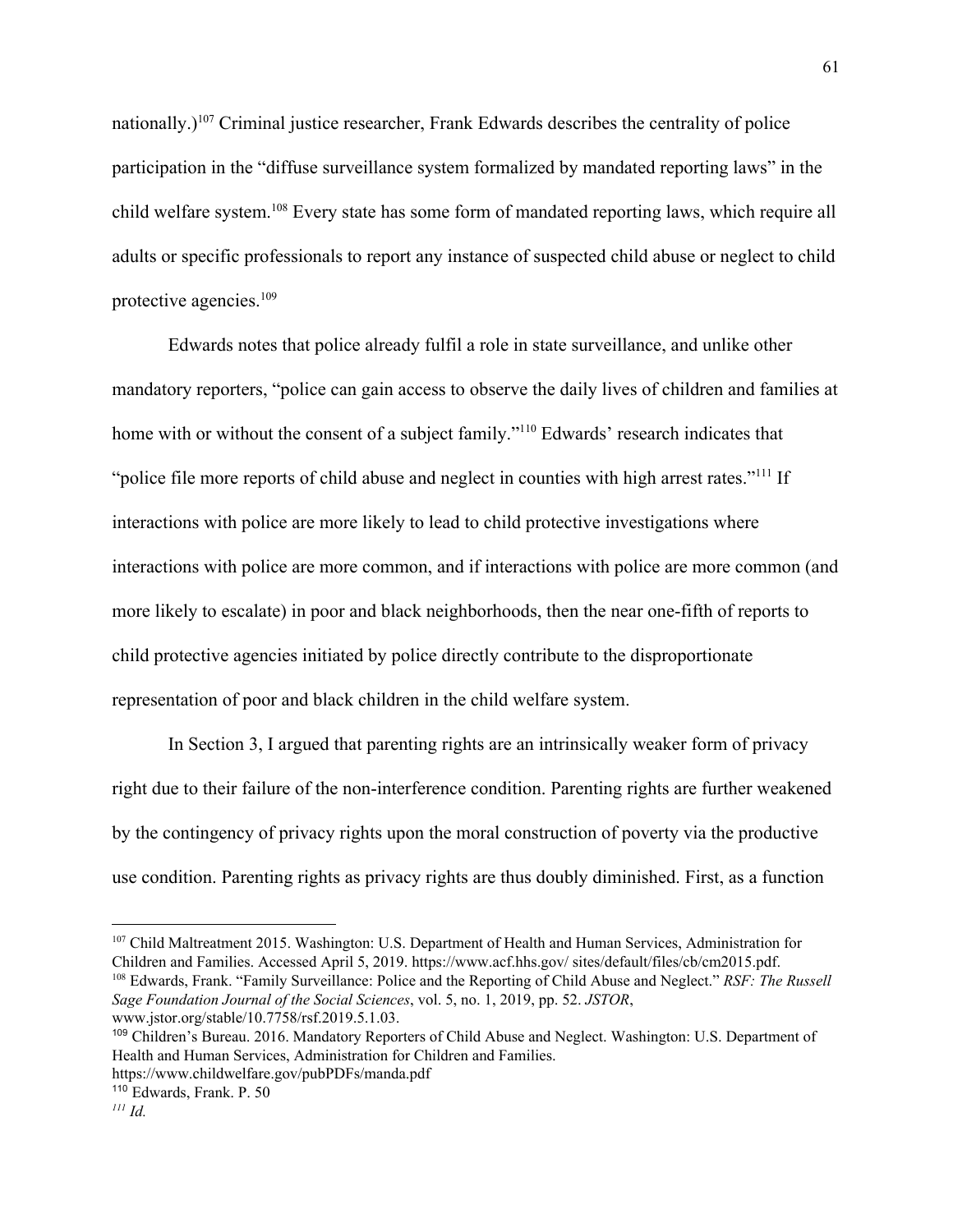nationally.)[107] Criminal justice researcher, Frank Edwards describes the centrality of police participation in the "diffuse surveillance system formalized by mandated reporting laws" in the child welfare system.[108] Every state has some form of mandated reporting laws, which require all adults or specific professionals to report any instance of suspected child abuse or neglect to child protective agencies.[109]

Edwards notes that police already fulfil a role in state surveillance, and unlike other mandatory reporters, "police can gain access to observe the daily lives of children and families at home with or without the consent of a subject family."[110] Edwards' research indicates that "police file more reports of child abuse and neglect in counties with high arrest rates."[111] If interactions with police are more likely to lead to child protective investigations where interactions with police are more common, and if interactions with police are more common (and more likely to escalate) in poor and black neighborhoods, then the near one-fifth of reports to child protective agencies initiated by police directly contribute to the disproportionate representation of poor and black children in the child welfare system.

In Section 3, I argued that parenting rights are an intrinsically weaker form of privacy right due to their failure of the non-interference condition. Parenting rights are further weakened by the contingency of privacy rights upon the moral construction of poverty via the productive use condition. Parenting rights as privacy rights are thus doubly diminished. First, as a function

---

[107] Child Maltreatment 2015. Washington: U.S. Department of Health and Human Services, Administration for Children and Families. Accessed April 5, 2019. https://www.acf.hhs.gov/ sites/default/files/cb/cm2015.pdf.

[108] Edwards, Frank. "Family Surveillance: Police and the Reporting of Child Abuse and Neglect." *RSF: The Russell Sage Foundation Journal of the Social Sciences*, vol. 5, no. 1, 2019, pp. 52. *JSTOR*, www.jstor.org/stable/10.7758/rsf.2019.5.1.03.

[109] Children's Bureau. 2016. Mandatory Reporters of Child Abuse and Neglect. Washington: U.S. Department of Health and Human Services, Administration for Children and Families. https://www.childwelfare.gov/pubPDFs/manda.pdf

[110] Edwards, Frank. P. 50

[111] *Id.*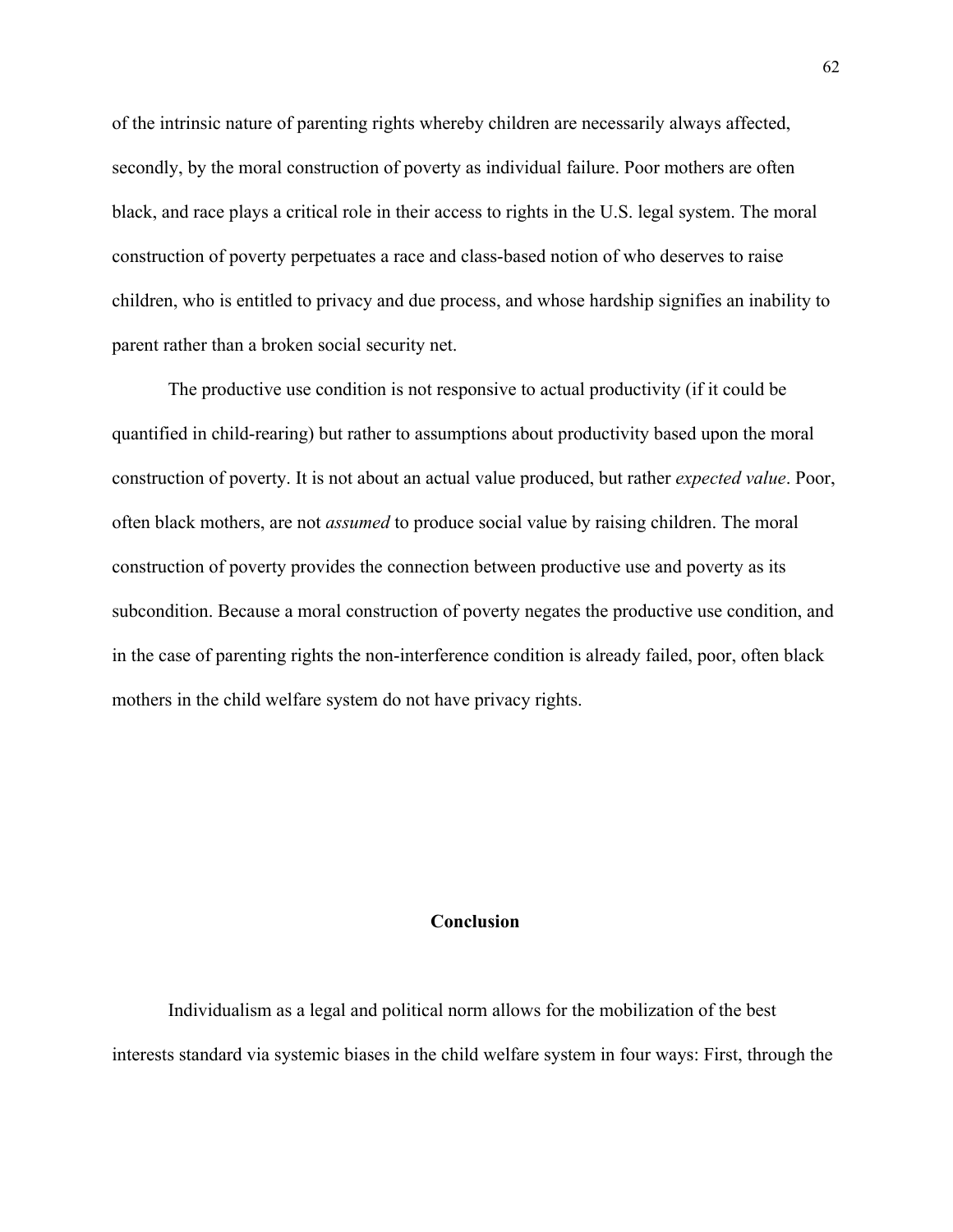of the intrinsic nature of parenting rights whereby children are necessarily always affected, secondly, by the moral construction of poverty as individual failure. Poor mothers are often black, and race plays a critical role in their access to rights in the U.S. legal system. The moral construction of poverty perpetuates a race and class-based notion of who deserves to raise children, who is entitled to privacy and due process, and whose hardship signifies an inability to parent rather than a broken social security net.

The productive use condition is not responsive to actual productivity (if it could be quantified in child-rearing) but rather to assumptions about productivity based upon the moral construction of poverty. It is not about an actual value produced, but rather *expected value*. Poor, often black mothers, are not *assumed* to produce social value by raising children. The moral construction of poverty provides the connection between productive use and poverty as its subcondition. Because a moral construction of poverty negates the productive use condition, and in the case of parenting rights the non-interference condition is already failed, poor, often black mothers in the child welfare system do not have privacy rights.

## Conclusion

Individualism as a legal and political norm allows for the mobilization of the best interests standard via systemic biases in the child welfare system in four ways: First, through the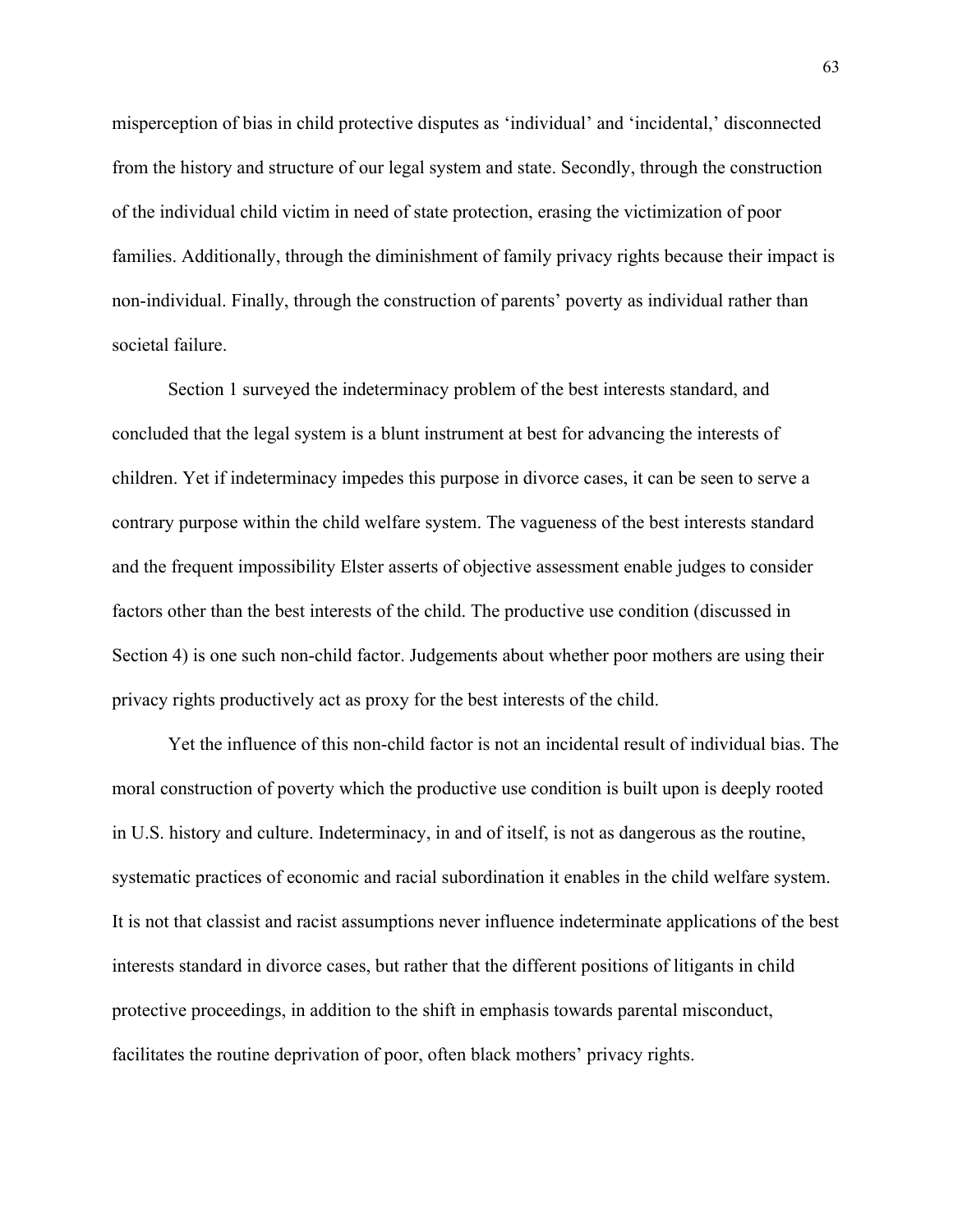misperception of bias in child protective disputes as 'individual' and 'incidental,' disconnected from the history and structure of our legal system and state. Secondly, through the construction of the individual child victim in need of state protection, erasing the victimization of poor families. Additionally, through the diminishment of family privacy rights because their impact is non-individual. Finally, through the construction of parents' poverty as individual rather than societal failure.

Section 1 surveyed the indeterminacy problem of the best interests standard, and concluded that the legal system is a blunt instrument at best for advancing the interests of children. Yet if indeterminacy impedes this purpose in divorce cases, it can be seen to serve a contrary purpose within the child welfare system. The vagueness of the best interests standard and the frequent impossibility Elster asserts of objective assessment enable judges to consider factors other than the best interests of the child. The productive use condition (discussed in Section 4) is one such non-child factor. Judgements about whether poor mothers are using their privacy rights productively act as proxy for the best interests of the child.

Yet the influence of this non-child factor is not an incidental result of individual bias. The moral construction of poverty which the productive use condition is built upon is deeply rooted in U.S. history and culture. Indeterminacy, in and of itself, is not as dangerous as the routine, systematic practices of economic and racial subordination it enables in the child welfare system. It is not that classist and racist assumptions never influence indeterminate applications of the best interests standard in divorce cases, but rather that the different positions of litigants in child protective proceedings, in addition to the shift in emphasis towards parental misconduct, facilitates the routine deprivation of poor, often black mothers' privacy rights.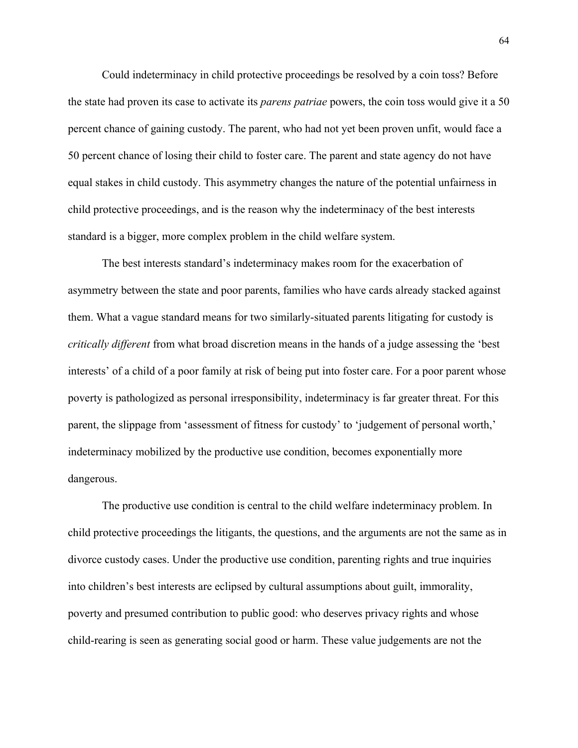Could indeterminacy in child protective proceedings be resolved by a coin toss? Before the state had proven its case to activate its *parens patriae* powers, the coin toss would give it a 50 percent chance of gaining custody. The parent, who had not yet been proven unfit, would face a 50 percent chance of losing their child to foster care. The parent and state agency do not have equal stakes in child custody. This asymmetry changes the nature of the potential unfairness in child protective proceedings, and is the reason why the indeterminacy of the best interests standard is a bigger, more complex problem in the child welfare system.

The best interests standard's indeterminacy makes room for the exacerbation of asymmetry between the state and poor parents, families who have cards already stacked against them. What a vague standard means for two similarly-situated parents litigating for custody is *critically different* from what broad discretion means in the hands of a judge assessing the 'best interests' of a child of a poor family at risk of being put into foster care. For a poor parent whose poverty is pathologized as personal irresponsibility, indeterminacy is far greater threat. For this parent, the slippage from 'assessment of fitness for custody' to 'judgement of personal worth,' indeterminacy mobilized by the productive use condition, becomes exponentially more dangerous.

The productive use condition is central to the child welfare indeterminacy problem. In child protective proceedings the litigants, the questions, and the arguments are not the same as in divorce custody cases. Under the productive use condition, parenting rights and true inquiries into children's best interests are eclipsed by cultural assumptions about guilt, immorality, poverty and presumed contribution to public good: who deserves privacy rights and whose child-rearing is seen as generating social good or harm. These value judgements are not the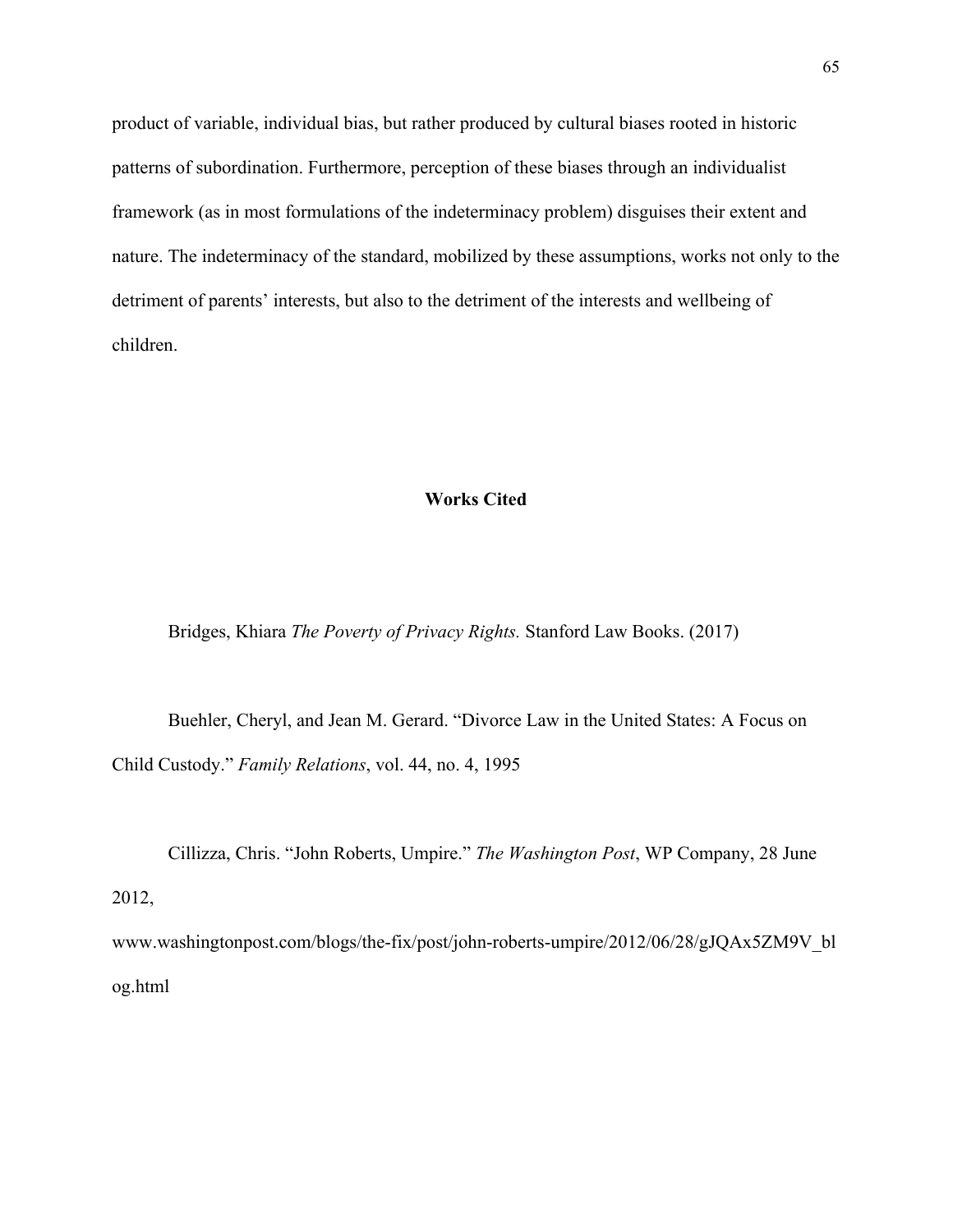product of variable, individual bias, but rather produced by cultural biases rooted in historic patterns of subordination. Furthermore, perception of these biases through an individualist framework (as in most formulations of the indeterminacy problem) disguises their extent and nature. The indeterminacy of the standard, mobilized by these assumptions, works not only to the detriment of parents' interests, but also to the detriment of the interests and wellbeing of children.

## Works Cited

Bridges, Khiara *The Poverty of Privacy Rights.* Stanford Law Books. (2017)

Buehler, Cheryl, and Jean M. Gerard. "Divorce Law in the United States: A Focus on Child Custody." *Family Relations*, vol. 44, no. 4, 1995

Cillizza, Chris. "John Roberts, Umpire." *The Washington Post*, WP Company, 28 June 2012, www.washingtonpost.com/blogs/the-fix/post/john-roberts-umpire/2012/06/28/gJQAx5ZM9V_blog.html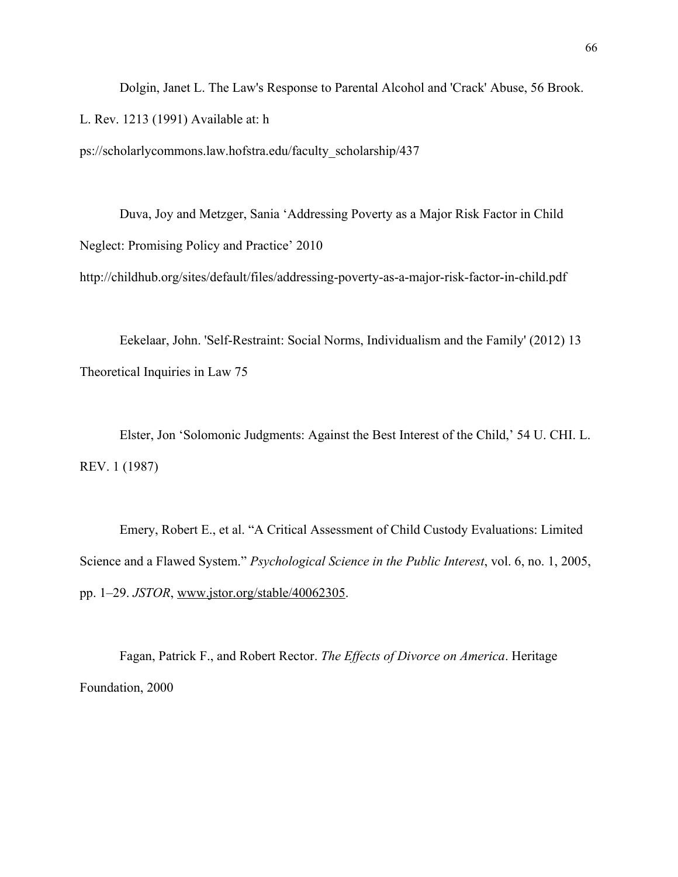Dolgin, Janet L. The Law's Response to Parental Alcohol and 'Crack' Abuse, 56 Brook. L. Rev. 1213 (1991) Available at: h ps://scholarlycommons.law.hofstra.edu/faculty_scholarship/437

Duva, Joy and Metzger, Sania 'Addressing Poverty as a Major Risk Factor in Child Neglect: Promising Policy and Practice' 2010 http://childhub.org/sites/default/files/addressing-poverty-as-a-major-risk-factor-in-child.pdf

Eekelaar, John. 'Self-Restraint: Social Norms, Individualism and the Family' (2012) 13 Theoretical Inquiries in Law 75

Elster, Jon 'Solomonic Judgments: Against the Best Interest of the Child,' 54 U. CHI. L. REV. 1 (1987)

Emery, Robert E., et al. "A Critical Assessment of Child Custody Evaluations: Limited Science and a Flawed System." *Psychological Science in the Public Interest*, vol. 6, no. 1, 2005, pp. 1–29. *JSTOR*, www.jstor.org/stable/40062305.

Fagan, Patrick F., and Robert Rector. *The Effects of Divorce on America*. Heritage Foundation, 2000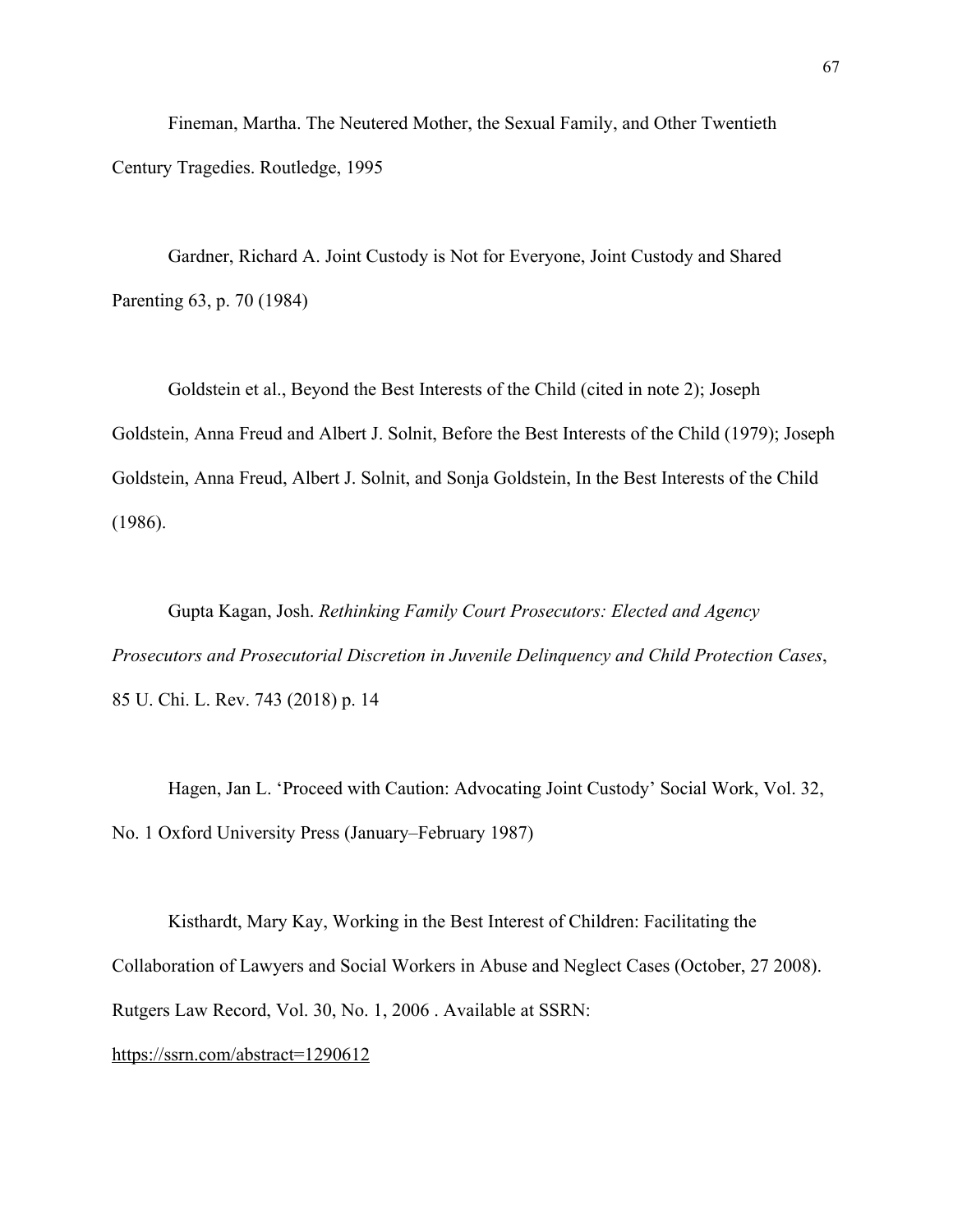Fineman, Martha. The Neutered Mother, the Sexual Family, and Other Twentieth Century Tragedies. Routledge, 1995

Gardner, Richard A. Joint Custody is Not for Everyone, Joint Custody and Shared Parenting 63, p. 70 (1984)

Goldstein et al., Beyond the Best Interests of the Child (cited in note 2); Joseph Goldstein, Anna Freud and Albert J. Solnit, Before the Best Interests of the Child (1979); Joseph Goldstein, Anna Freud, Albert J. Solnit, and Sonja Goldstein, In the Best Interests of the Child (1986).

Gupta Kagan, Josh. *Rethinking Family Court Prosecutors: Elected and Agency Prosecutors and Prosecutorial Discretion in Juvenile Delinquency and Child Protection Cases*, 85 U. Chi. L. Rev. 743 (2018) p. 14

Hagen, Jan L. 'Proceed with Caution: Advocating Joint Custody' Social Work, Vol. 32, No. 1 Oxford University Press (January–February 1987)

Kisthardt, Mary Kay, Working in the Best Interest of Children: Facilitating the Collaboration of Lawyers and Social Workers in Abuse and Neglect Cases (October, 27 2008). Rutgers Law Record, Vol. 30, No. 1, 2006 . Available at SSRN: https://ssrn.com/abstract=1290612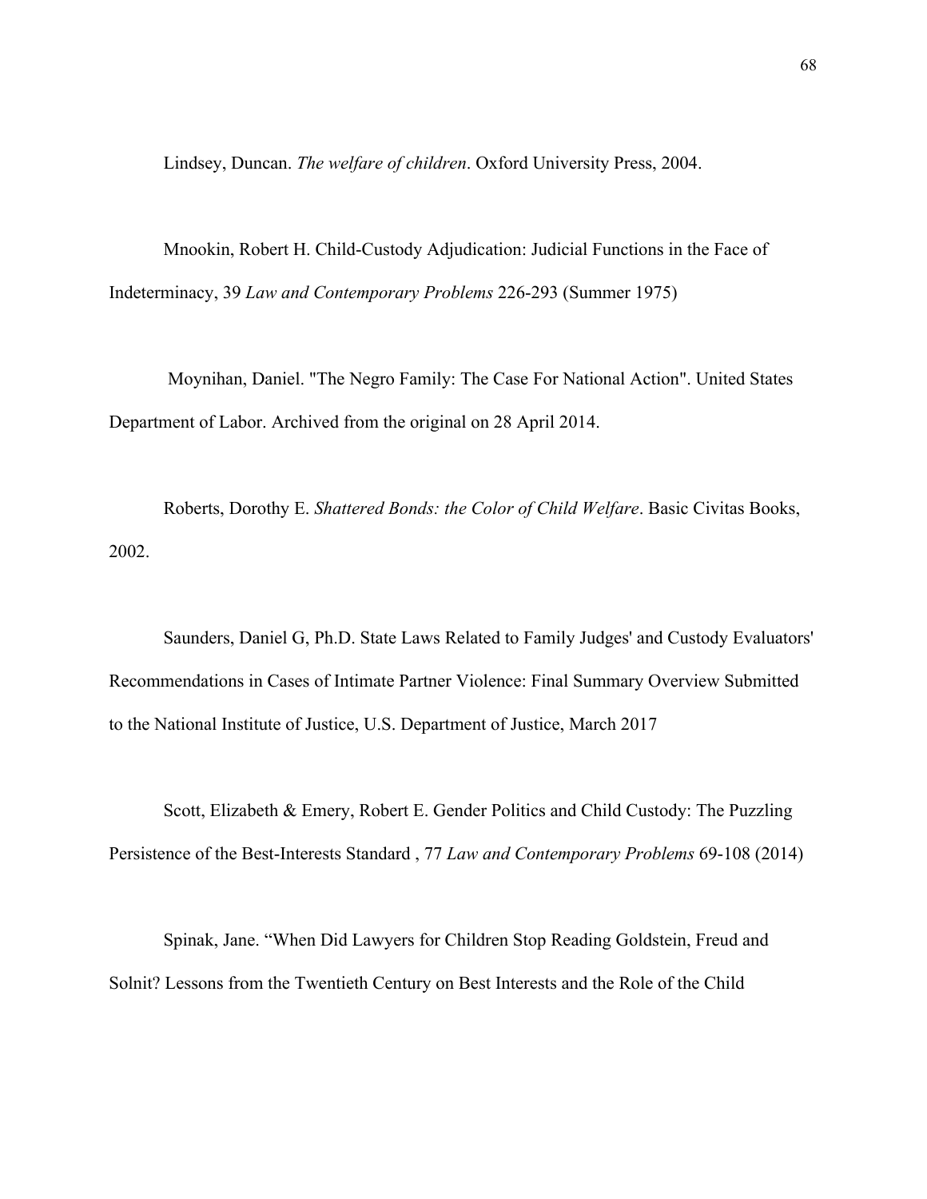Lindsey, Duncan. *The welfare of children*. Oxford University Press, 2004.

Mnookin, Robert H. Child-Custody Adjudication: Judicial Functions in the Face of Indeterminacy, 39 *Law and Contemporary Problems* 226-293 (Summer 1975)

Moynihan, Daniel. "The Negro Family: The Case For National Action". United States Department of Labor. Archived from the original on 28 April 2014.

Roberts, Dorothy E. *Shattered Bonds: the Color of Child Welfare*. Basic Civitas Books, 2002.

Saunders, Daniel G, Ph.D. State Laws Related to Family Judges' and Custody Evaluators' Recommendations in Cases of Intimate Partner Violence: Final Summary Overview Submitted to the National Institute of Justice, U.S. Department of Justice, March 2017

Scott, Elizabeth & Emery, Robert E. Gender Politics and Child Custody: The Puzzling Persistence of the Best-Interests Standard , 77 *Law and Contemporary Problems* 69-108 (2014)

Spinak, Jane. "When Did Lawyers for Children Stop Reading Goldstein, Freud and Solnit? Lessons from the Twentieth Century on Best Interests and the Role of the Child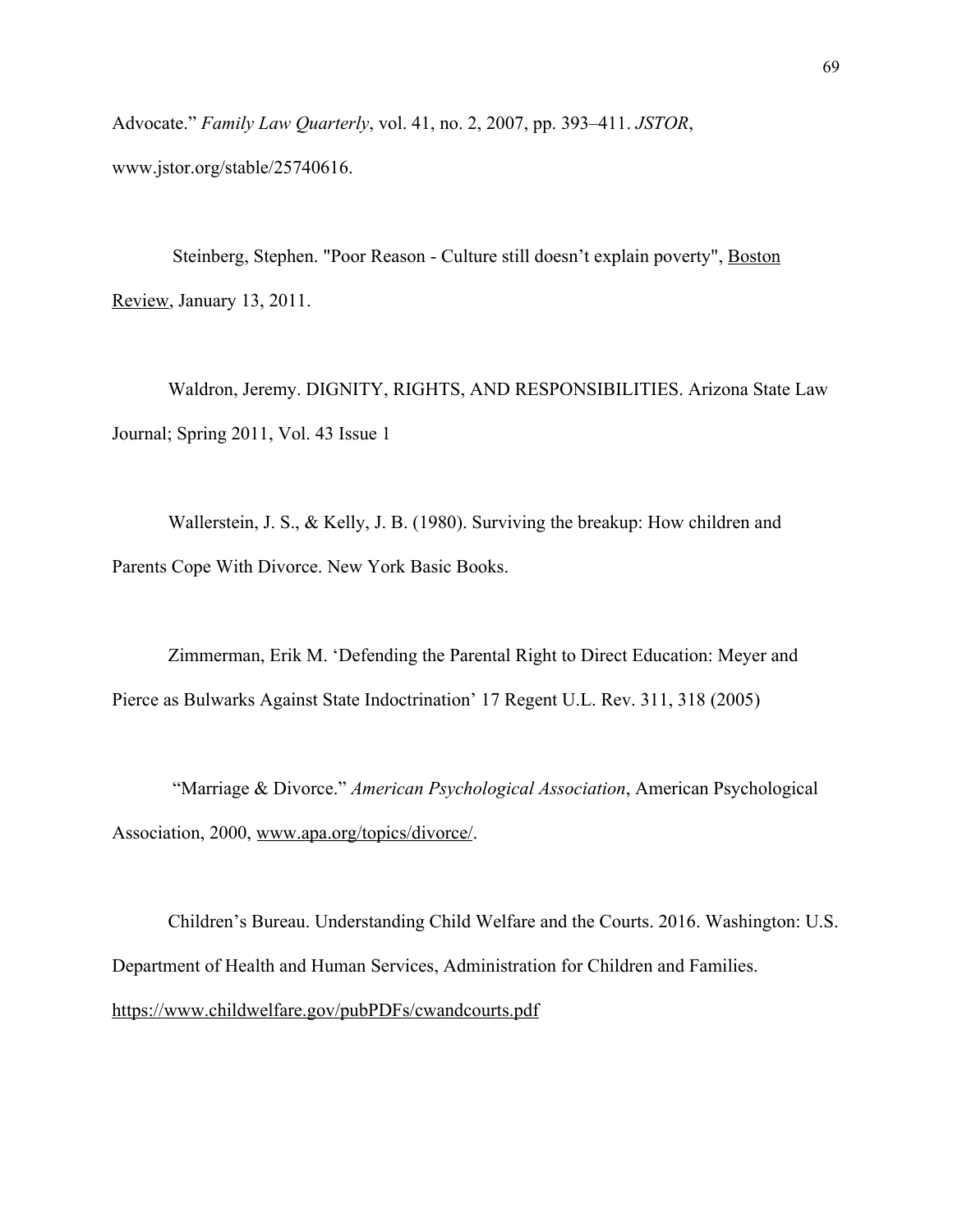Advocate." *Family Law Quarterly*, vol. 41, no. 2, 2007, pp. 393–411. *JSTOR*, www.jstor.org/stable/25740616.

Steinberg, Stephen. "Poor Reason - Culture still doesn't explain poverty", Boston Review, January 13, 2011.

Waldron, Jeremy. DIGNITY, RIGHTS, AND RESPONSIBILITIES. Arizona State Law Journal; Spring 2011, Vol. 43 Issue 1

Wallerstein, J. S., & Kelly, J. B. (1980). Surviving the breakup: How children and Parents Cope With Divorce. New York Basic Books.

Zimmerman, Erik M. 'Defending the Parental Right to Direct Education: Meyer and Pierce as Bulwarks Against State Indoctrination' 17 Regent U.L. Rev. 311, 318 (2005)

"Marriage & Divorce." *American Psychological Association*, American Psychological Association, 2000, www.apa.org/topics/divorce/.

Children's Bureau. Understanding Child Welfare and the Courts. 2016. Washington: U.S. Department of Health and Human Services, Administration for Children and Families. https://www.childwelfare.gov/pubPDFs/cwandcourts.pdf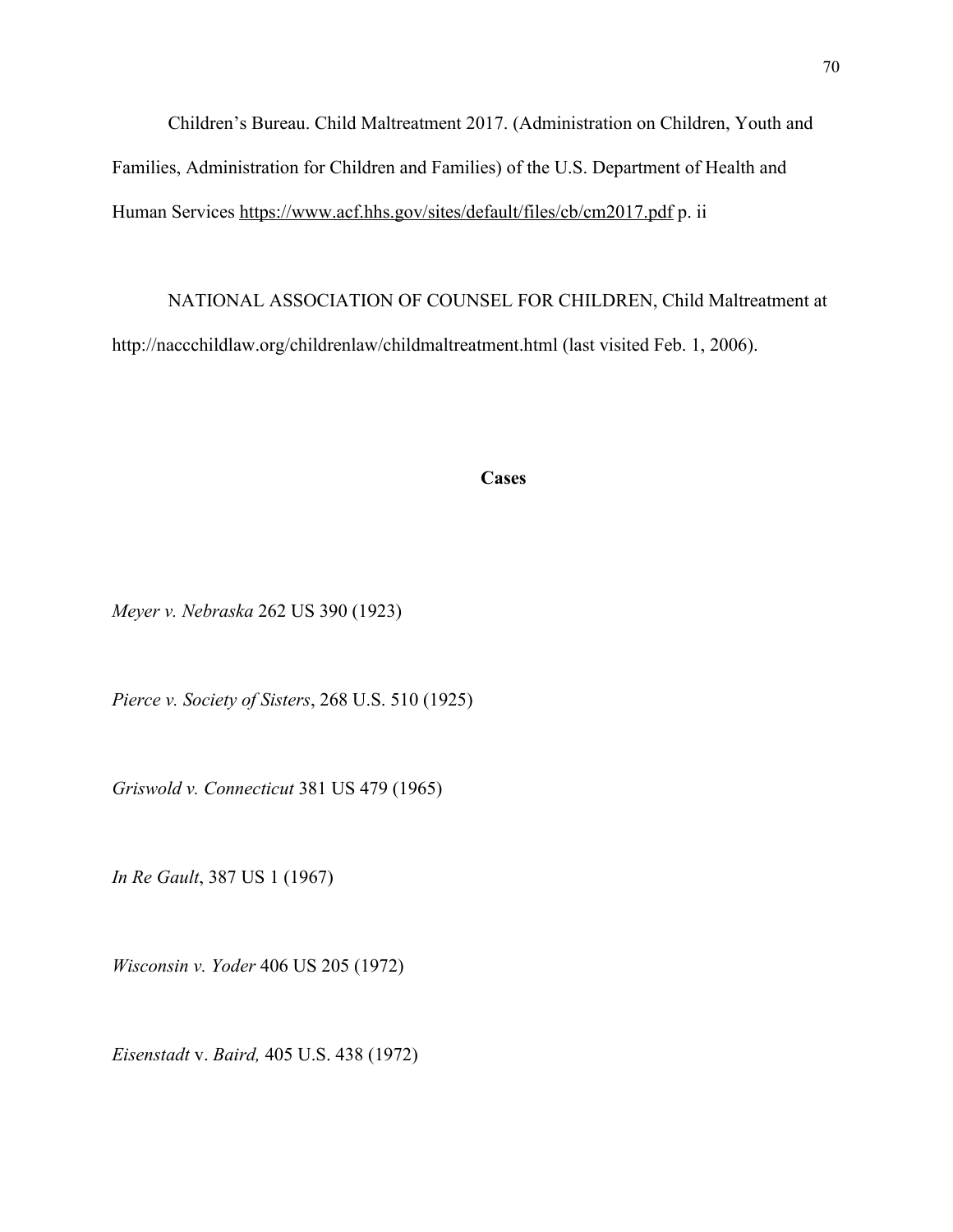Children's Bureau. Child Maltreatment 2017. (Administration on Children, Youth and Families, Administration for Children and Families) of the U.S. Department of Health and Human Services https://www.acf.hhs.gov/sites/default/files/cb/cm2017.pdf p. ii

NATIONAL ASSOCIATION OF COUNSEL FOR CHILDREN, Child Maltreatment at http://naccchildlaw.org/childrenlaw/childmaltreatment.html (last visited Feb. 1, 2006).

**Cases**

*Meyer v. Nebraska* 262 US 390 (1923)

*Pierce v. Society of Sisters*, 268 U.S. 510 (1925)

*Griswold v. Connecticut* 381 US 479 (1965)

*In Re Gault*, 387 US 1 (1967)

*Wisconsin v. Yoder* 406 US 205 (1972)

*Eisenstadt* v. *Baird,* 405 U.S. 438 (1972)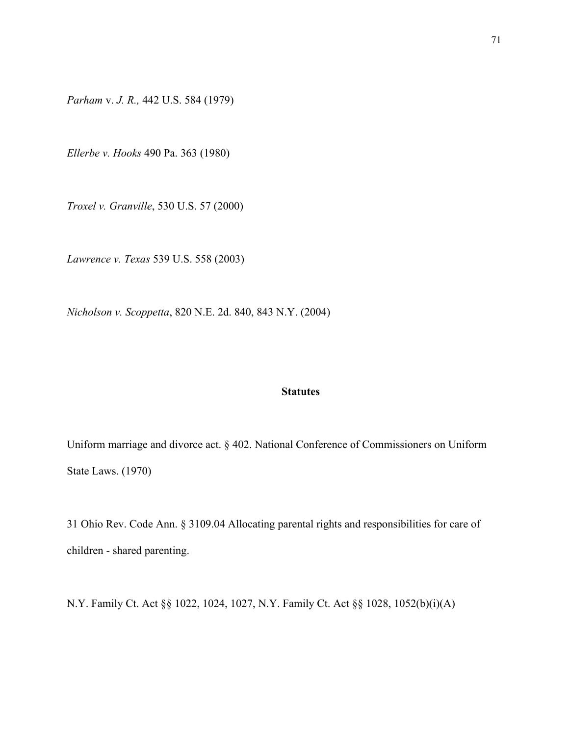*Parham* v. *J. R.,* 442 U.S. 584 (1979)

*Ellerbe v. Hooks* 490 Pa. 363 (1980)

*Troxel v. Granville*, 530 U.S. 57 (2000)

*Lawrence v. Texas* 539 U.S. 558 (2003)

*Nicholson v. Scoppetta*, 820 N.E. 2d. 840, 843 N.Y. (2004)

**Statutes**

Uniform marriage and divorce act. § 402. National Conference of Commissioners on Uniform State Laws. (1970)

31 Ohio Rev. Code Ann. § 3109.04 Allocating parental rights and responsibilities for care of children - shared parenting.

N.Y. Family Ct. Act §§ 1022, 1024, 1027, N.Y. Family Ct. Act §§ 1028, 1052(b)(i)(A)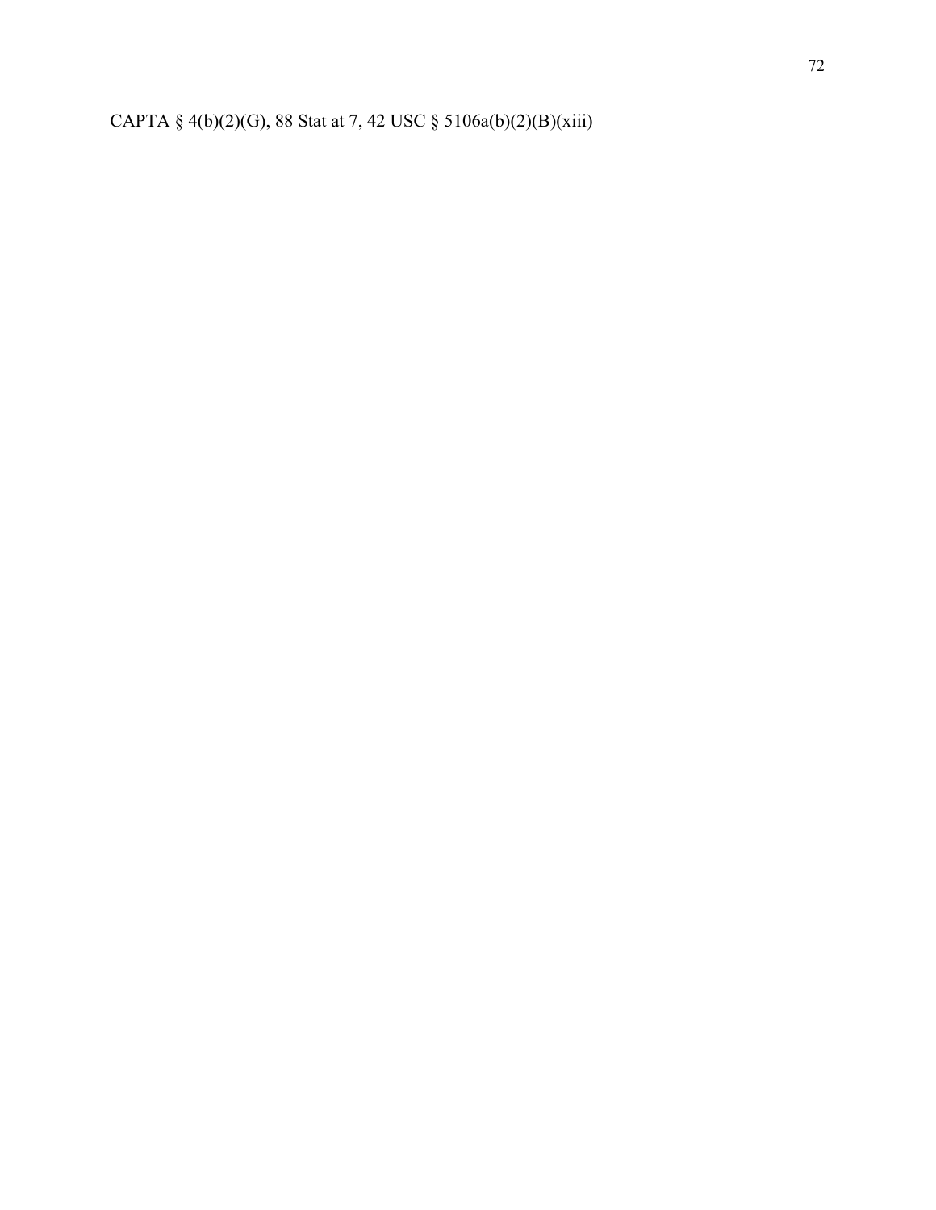CAPTA § 4(b)(2)(G), 88 Stat at 7, 42 USC § 5106a(b)(2)(B)(xiii)